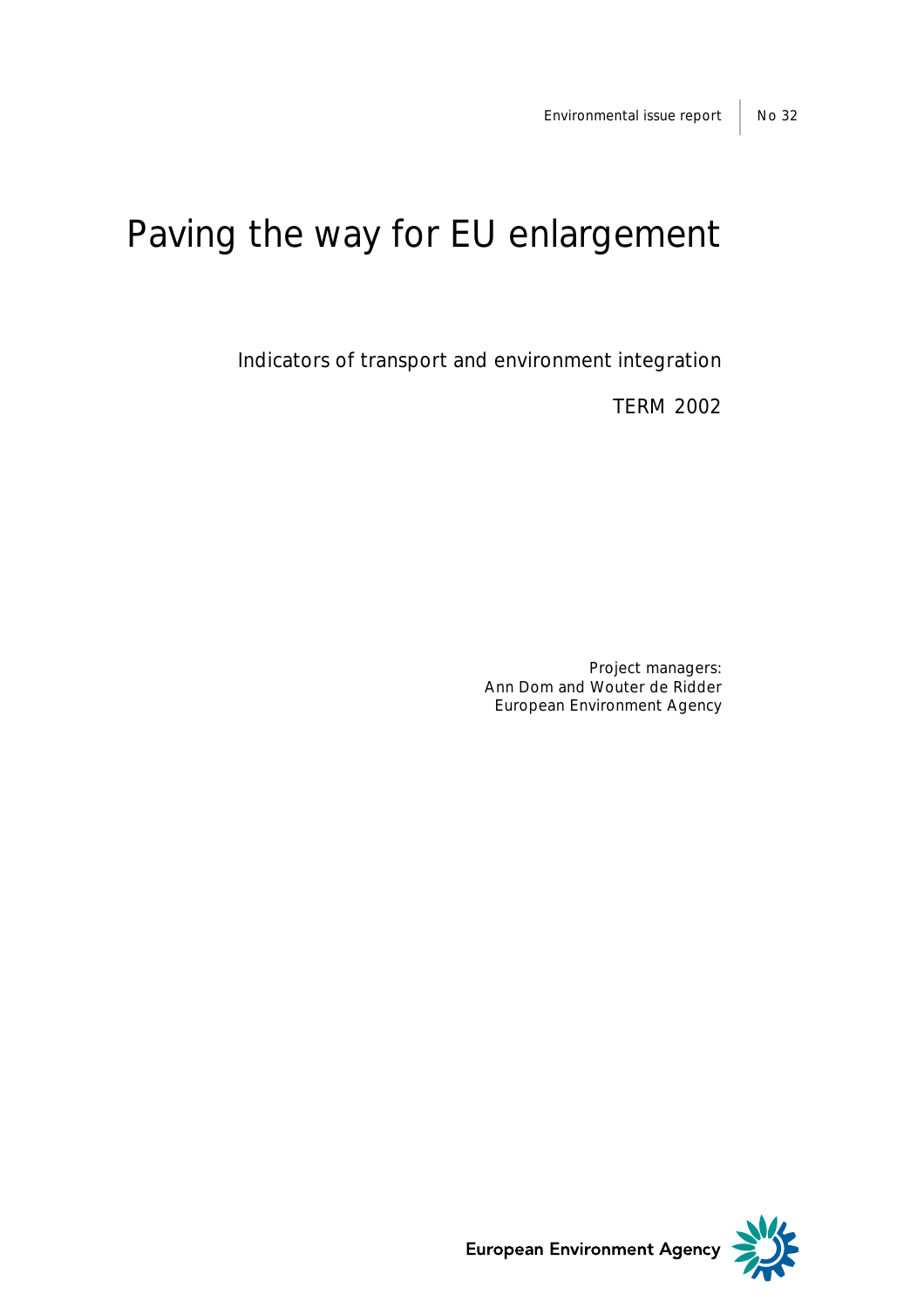Environmental issue report | No 32

# Paving the way for EU enlargement

## Indicators of transport and environment integration

TERM 2002

Project managers:
Ann Dom and Wouter de Ridder
European Environment Agency

European Environment Agency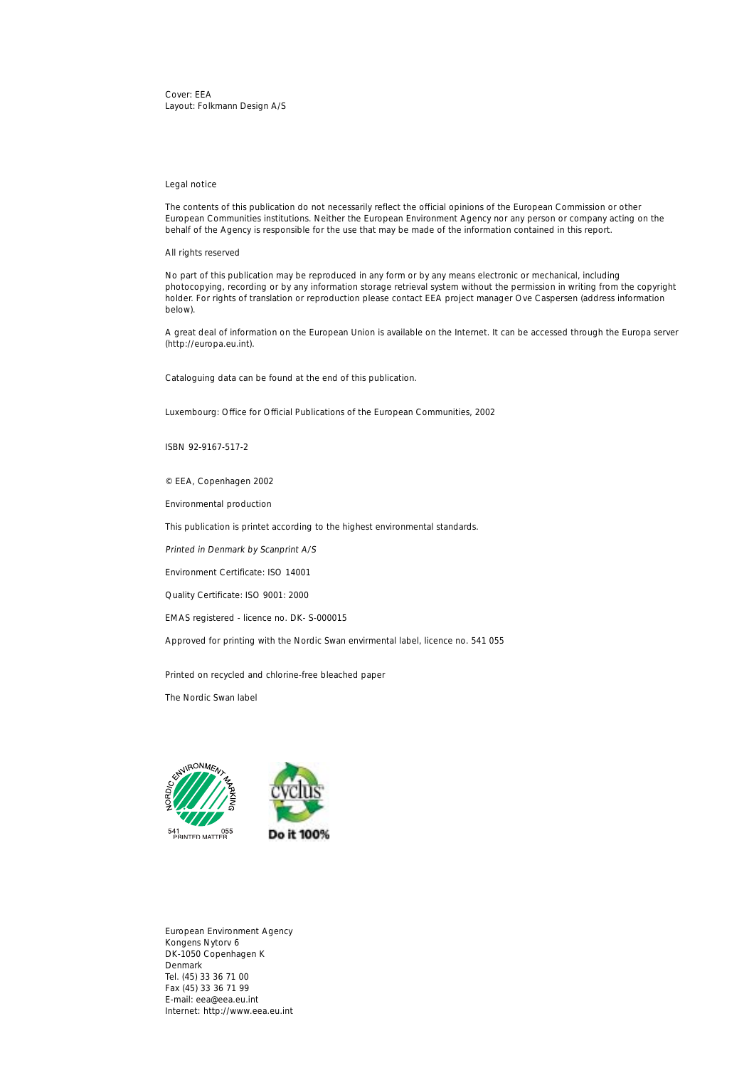Cover: EEA
Layout: Folkmann Design A/S

Legal notice

The contents of this publication do not necessarily reflect the official opinions of the European Commission or other European Communities institutions. Neither the European Environment Agency nor any person or company acting on the behalf of the Agency is responsible for the use that may be made of the information contained in this report.

All rights reserved

No part of this publication may be reproduced in any form or by any means electronic or mechanical, including photocopying, recording or by any information storage retrieval system without the permission in writing from the copyright holder. For rights of translation or reproduction please contact EEA project manager Ove Caspersen (address information below).

A great deal of information on the European Union is available on the Internet. It can be accessed through the Europa server (http://europa.eu.int).

Cataloguing data can be found at the end of this publication.

Luxembourg: Office for Official Publications of the European Communities, 2002

ISBN 92-9167-517-2

© EEA, Copenhagen 2002

Environmental production

This publication is printet according to the highest environmental standards.

*Printed in Denmark by Scanprint A/S*

Environment Certificate: ISO 14001

Quality Certificate: ISO 9001: 2000

EMAS registered - licence no. DK- S-000015

Approved for printing with the Nordic Swan envirmental label, licence no. 541 055

Printed on recycled and chlorine-free bleached paper

The Nordic Swan label

European Environment Agency
Kongens Nytorv 6
DK-1050 Copenhagen K
Denmark
Tel. (45) 33 36 71 00
Fax (45) 33 36 71 99
E-mail: eea@eea.eu.int
Internet: http://www.eea.eu.int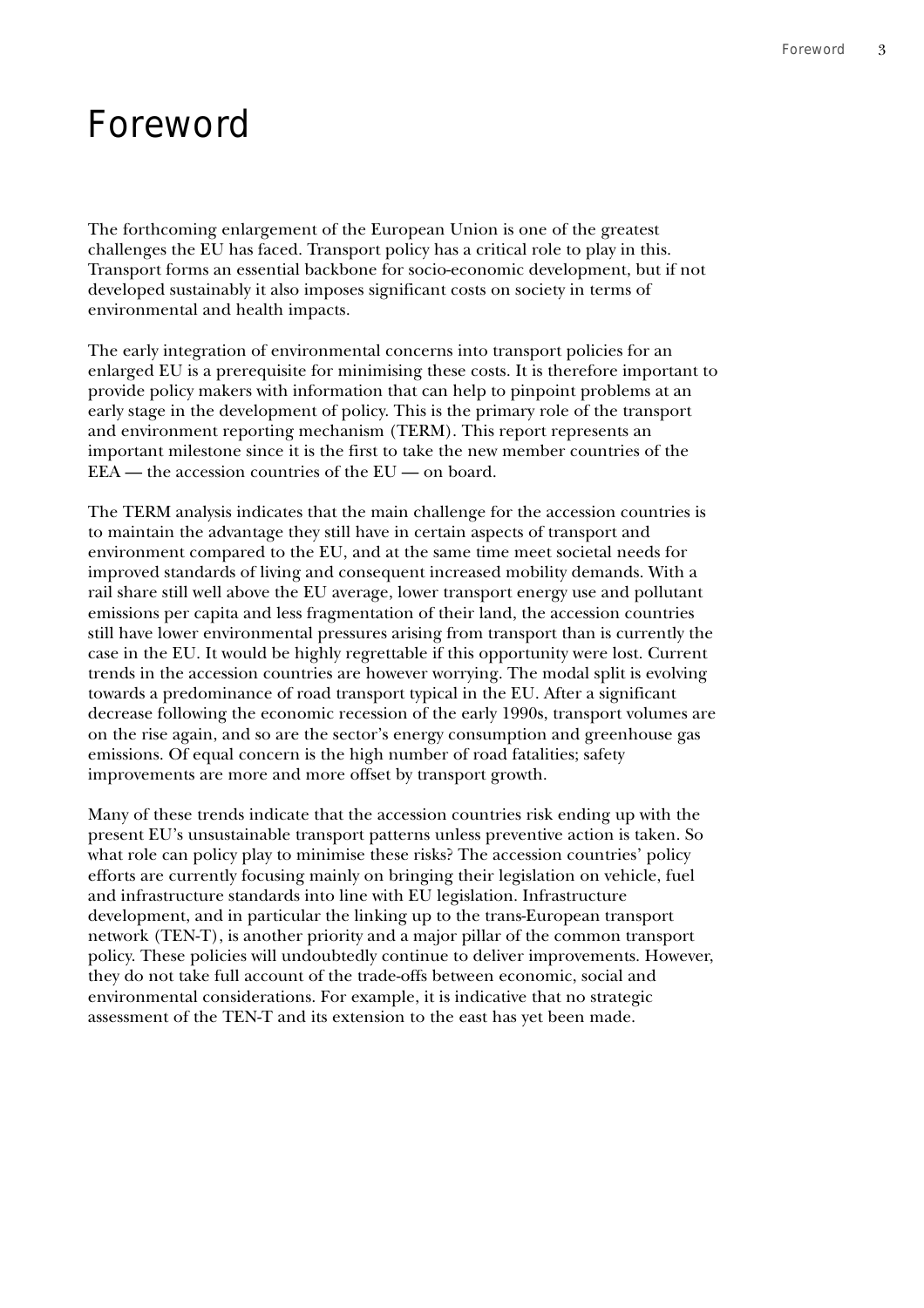# Foreword

The forthcoming enlargement of the European Union is one of the greatest challenges the EU has faced. Transport policy has a critical role to play in this. Transport forms an essential backbone for socio-economic development, but if not developed sustainably it also imposes significant costs on society in terms of environmental and health impacts.

The early integration of environmental concerns into transport policies for an enlarged EU is a prerequisite for minimising these costs. It is therefore important to provide policy makers with information that can help to pinpoint problems at an early stage in the development of policy. This is the primary role of the transport and environment reporting mechanism (TERM). This report represents an important milestone since it is the first to take the new member countries of the EEA — the accession countries of the EU — on board.

The TERM analysis indicates that the main challenge for the accession countries is to maintain the advantage they still have in certain aspects of transport and environment compared to the EU, and at the same time meet societal needs for improved standards of living and consequent increased mobility demands. With a rail share still well above the EU average, lower transport energy use and pollutant emissions per capita and less fragmentation of their land, the accession countries still have lower environmental pressures arising from transport than is currently the case in the EU. It would be highly regrettable if this opportunity were lost. Current trends in the accession countries are however worrying. The modal split is evolving towards a predominance of road transport typical in the EU. After a significant decrease following the economic recession of the early 1990s, transport volumes are on the rise again, and so are the sector's energy consumption and greenhouse gas emissions. Of equal concern is the high number of road fatalities; safety improvements are more and more offset by transport growth.

Many of these trends indicate that the accession countries risk ending up with the present EU's unsustainable transport patterns unless preventive action is taken. So what role can policy play to minimise these risks? The accession countries' policy efforts are currently focusing mainly on bringing their legislation on vehicle, fuel and infrastructure standards into line with EU legislation. Infrastructure development, and in particular the linking up to the trans-European transport network (TEN-T), is another priority and a major pillar of the common transport policy. These policies will undoubtedly continue to deliver improvements. However, they do not take full account of the trade-offs between economic, social and environmental considerations. For example, it is indicative that no strategic assessment of the TEN-T and its extension to the east has yet been made.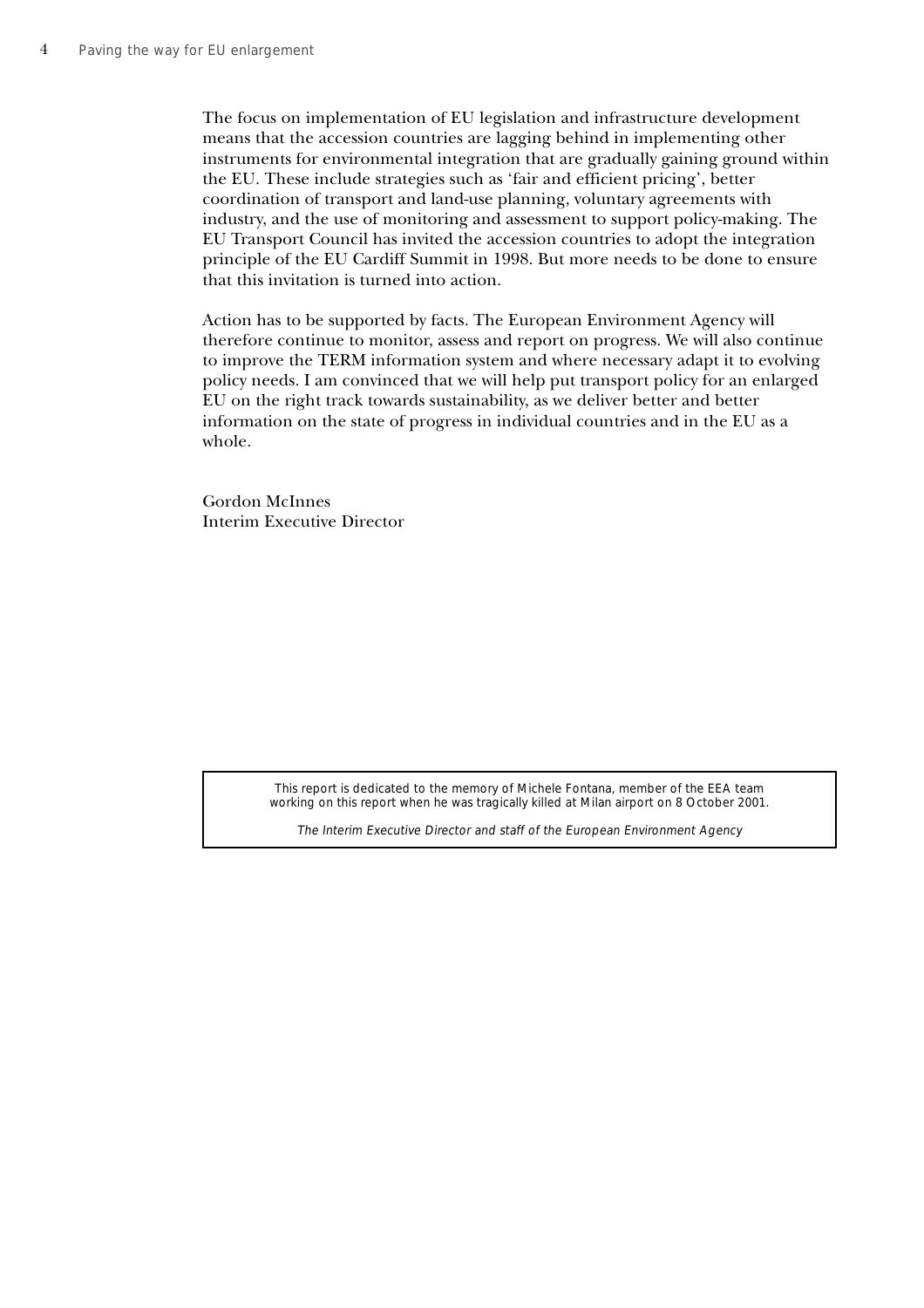The focus on implementation of EU legislation and infrastructure development means that the accession countries are lagging behind in implementing other instruments for environmental integration that are gradually gaining ground within the EU. These include strategies such as 'fair and efficient pricing', better coordination of transport and land-use planning, voluntary agreements with industry, and the use of monitoring and assessment to support policy-making. The EU Transport Council has invited the accession countries to adopt the integration principle of the EU Cardiff Summit in 1998. But more needs to be done to ensure that this invitation is turned into action.

Action has to be supported by facts. The European Environment Agency will therefore continue to monitor, assess and report on progress. We will also continue to improve the TERM information system and where necessary adapt it to evolving policy needs. I am convinced that we will help put transport policy for an enlarged EU on the right track towards sustainability, as we deliver better and better information on the state of progress in individual countries and in the EU as a whole.

Gordon McInnes
Interim Executive Director

> This report is dedicated to the memory of Michele Fontana, member of the EEA team working on this report when he was tragically killed at Milan airport on 8 October 2001.
>
> *The Interim Executive Director and staff of the European Environment Agency*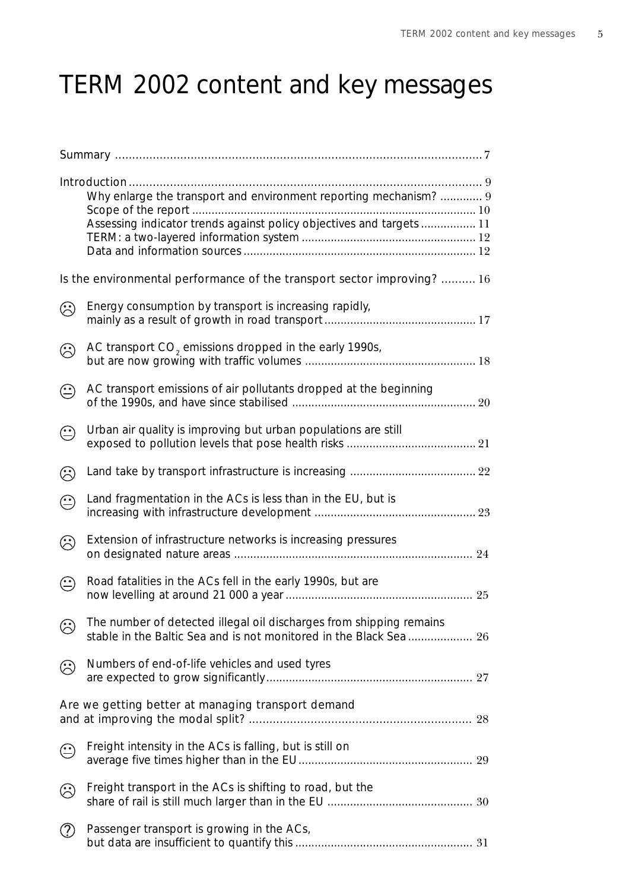# TERM 2002 content and key messages

Summary ..... 7

Introduction ..... 9
- Why enlarge the transport and environment reporting mechanism? ..... 9
- Scope of the report ..... 10
- Assessing indicator trends against policy objectives and targets ..... 11
- TERM: a two-layered information system ..... 12
- Data and information sources ..... 12

Is the environmental performance of the transport sector improving? ..... 16

- ☹ Energy consumption by transport is increasing rapidly, mainly as a result of growth in road transport ..... 17
- ☹ AC transport $CO_2$ emissions dropped in the early 1990s, but are now growing with traffic volumes ..... 18
- 😐 AC transport emissions of air pollutants dropped at the beginning of the 1990s, and have since stabilised ..... 20
- 😐 Urban air quality is improving but urban populations are still exposed to pollution levels that pose health risks ..... 21
- ☹ Land take by transport infrastructure is increasing ..... 22
- 😐 Land fragmentation in the ACs is less than in the EU, but is increasing with infrastructure development ..... 23
- ☹ Extension of infrastructure networks is increasing pressures on designated nature areas ..... 24
- 😐 Road fatalities in the ACs fell in the early 1990s, but are now levelling at around 21 000 a year ..... 25
- ☹ The number of detected illegal oil discharges from shipping remains stable in the Baltic Sea and is not monitored in the Black Sea ..... 26
- ☹ Numbers of end-of-life vehicles and used tyres are expected to grow significantly ..... 27

Are we getting better at managing transport demand and at improving the modal split? ..... 28

- 😐 Freight intensity in the ACs is falling, but is still on average five times higher than in the EU ..... 29
- ☹ Freight transport in the ACs is shifting to road, but the share of rail is still much larger than in the EU ..... 30
- ? Passenger transport is growing in the ACs, but data are insufficient to quantify this ..... 31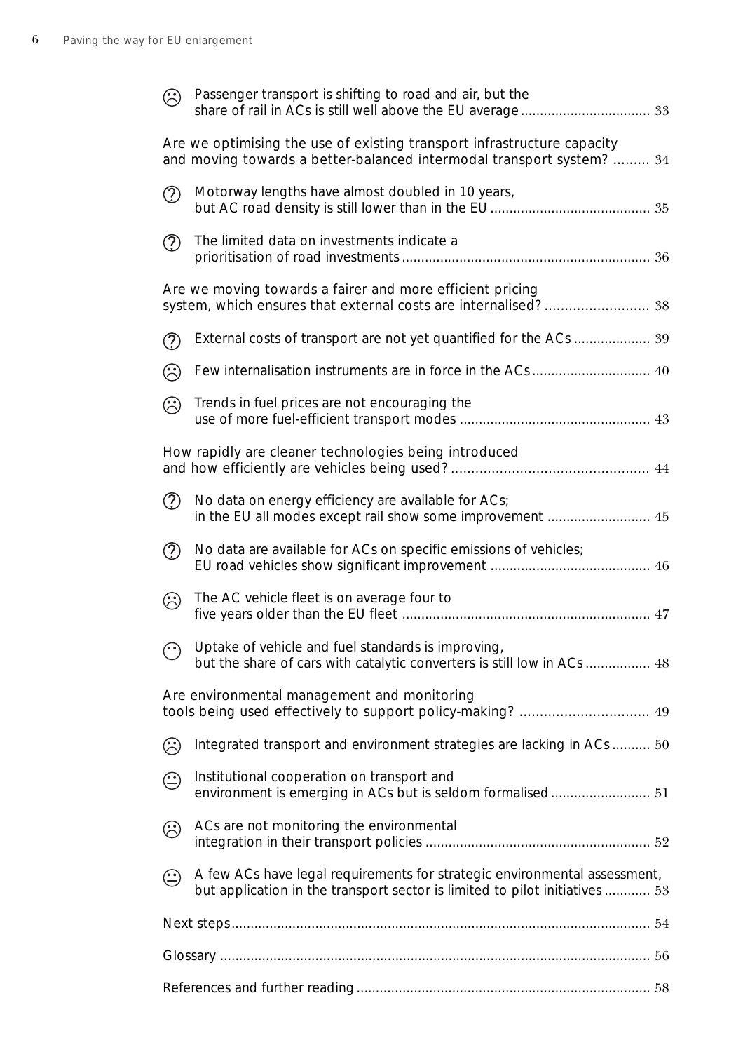☹ Passenger transport is shifting to road and air, but the share of rail in ACs is still well above the EU average ................................. 33

Are we optimising the use of existing transport infrastructure capacity and moving towards a better-balanced intermodal transport system? ......... 34

? Motorway lengths have almost doubled in 10 years, but AC road density is still lower than in the EU ......................................... 35

? The limited data on investments indicate a prioritisation of road investments ................................................................ 36

Are we moving towards a fairer and more efficient pricing system, which ensures that external costs are internalised? .......................... 38

? External costs of transport are not yet quantified for the ACs .................... 39

☹ Few internalisation instruments are in force in the ACs .............................. 40

☹ Trends in fuel prices are not encouraging the use of more fuel-efficient transport modes ................................................. 43

How rapidly are cleaner technologies being introduced and how efficiently are vehicles being used? ................................................. 44

? No data on energy efficiency are available for ACs; in the EU all modes except rail show some improvement ........................... 45

? No data are available for ACs on specific emissions of vehicles; EU road vehicles show significant improvement ......................................... 46

☹ The AC vehicle fleet is on average four to five years older than the EU fleet ................................................................ 47

😐 Uptake of vehicle and fuel standards is improving, but the share of cars with catalytic converters is still low in ACs ................. 48

Are environmental management and monitoring tools being used effectively to support policy-making? ................................ 49

☹ Integrated transport and environment strategies are lacking in ACs .......... 50

😐 Institutional cooperation on transport and environment is emerging in ACs but is seldom formalised .......................... 51

☹ ACs are not monitoring the environmental integration in their transport policies .......................................................... 52

😐 A few ACs have legal requirements for strategic environmental assessment, but application in the transport sector is limited to pilot initiatives ............ 53

Next steps ............................................................................................................ 54

Glossary ............................................................................................................... 56

References and further reading ............................................................................ 58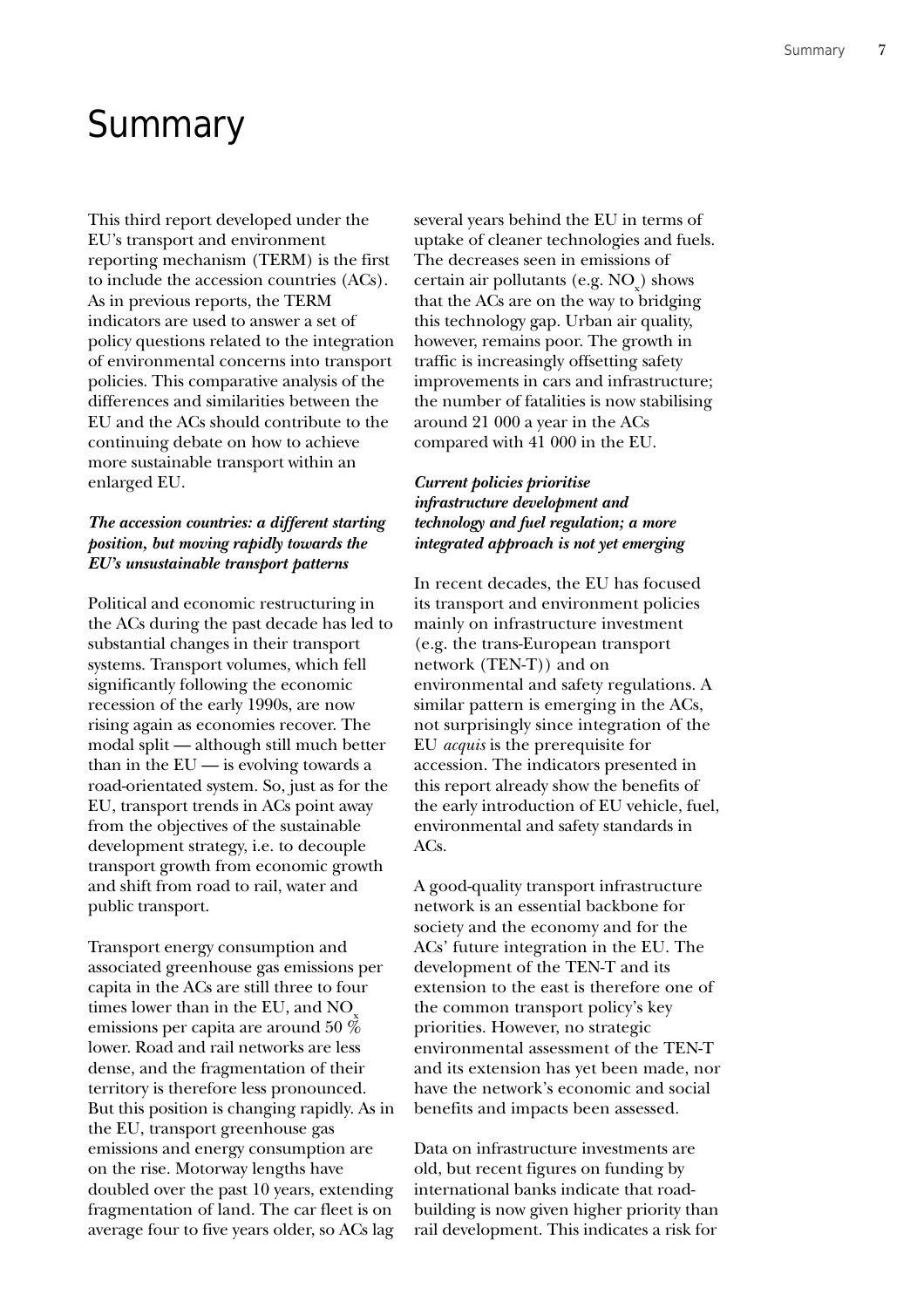# Summary

This third report developed under the EU's transport and environment reporting mechanism (TERM) is the first to include the accession countries (ACs). As in previous reports, the TERM indicators are used to answer a set of policy questions related to the integration of environmental concerns into transport policies. This comparative analysis of the differences and similarities between the EU and the ACs should contribute to the continuing debate on how to achieve more sustainable transport within an enlarged EU.

***The accession countries: a different starting position, but moving rapidly towards the EU's unsustainable transport patterns***

Political and economic restructuring in the ACs during the past decade has led to substantial changes in their transport systems. Transport volumes, which fell significantly following the economic recession of the early 1990s, are now rising again as economies recover. The modal split — although still much better than in the EU — is evolving towards a road-orientated system. So, just as for the EU, transport trends in ACs point away from the objectives of the sustainable development strategy, i.e. to decouple transport growth from economic growth and shift from road to rail, water and public transport.

Transport energy consumption and associated greenhouse gas emissions per capita in the ACs are still three to four times lower than in the EU, and $NO_x$ emissions per capita are around 50 % lower. Road and rail networks are less dense, and the fragmentation of their territory is therefore less pronounced. But this position is changing rapidly. As in the EU, transport greenhouse gas emissions and energy consumption are on the rise. Motorway lengths have doubled over the past 10 years, extending fragmentation of land. The car fleet is on average four to five years older, so ACs lag several years behind the EU in terms of uptake of cleaner technologies and fuels. The decreases seen in emissions of certain air pollutants (e.g. $NO_x$) shows that the ACs are on the way to bridging this technology gap. Urban air quality, however, remains poor. The growth in traffic is increasingly offsetting safety improvements in cars and infrastructure; the number of fatalities is now stabilising around 21 000 a year in the ACs compared with 41 000 in the EU.

***Current policies prioritise infrastructure development and technology and fuel regulation; a more integrated approach is not yet emerging***

In recent decades, the EU has focused its transport and environment policies mainly on infrastructure investment (e.g. the trans-European transport network (TEN-T)) and on environmental and safety regulations. A similar pattern is emerging in the ACs, not surprisingly since integration of the EU *acquis* is the prerequisite for accession. The indicators presented in this report already show the benefits of the early introduction of EU vehicle, fuel, environmental and safety standards in ACs.

A good-quality transport infrastructure network is an essential backbone for society and the economy and for the ACs' future integration in the EU. The development of the TEN-T and its extension to the east is therefore one of the common transport policy's key priorities. However, no strategic environmental assessment of the TEN-T and its extension has yet been made, nor have the network's economic and social benefits and impacts been assessed.

Data on infrastructure investments are old, but recent figures on funding by international banks indicate that road-building is now given higher priority than rail development. This indicates a risk for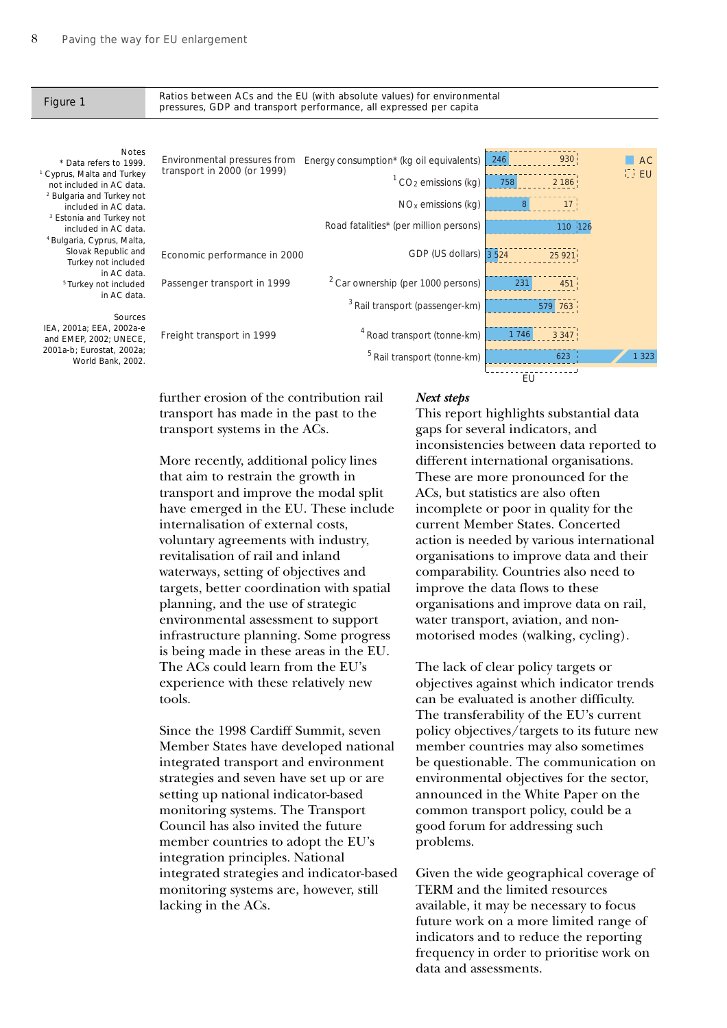**Figure 1** Ratios between ACs and the EU (with absolute values) for environmental pressures, GDP and transport performance, all expressed per capita

| Category | Indicator | AC | EU |
|---|---|---|---|
| Environmental pressures from transport in 2000 (or 1999) | Energy consumption* (kg oil equivalents) | 246 | 930 |
| | [1] $CO_2$ emissions (kg) | 758 | 2 186 |
| | $NO_x$ emissions (kg) | 8 | 17 |
| | Road fatalities* (per million persons) | 126 | 110 |
| Economic performance in 2000 | GDP (US dollars) | 3 524 | 25 921 |
| Passenger transport in 1999 | [2] Car ownership (per 1000 persons) | 231 | 451 |
| | [3] Rail transport (passenger-km) | 579 | 763 |
| Freight transport in 1999 | [4] Road transport (tonne-km) | 1 746 | 3 347 |
| | [5] Rail transport (tonne-km) | 1 323 | 623 |

Notes
* Data refers to 1999.
[1] Cyprus, Malta and Turkey not included in AC data.
[2] Bulgaria and Turkey not included in AC data.
[3] Estonia and Turkey not included in AC data.
[4] Bulgaria, Cyprus, Malta, Slovak Republic and Turkey not included in AC data.
[5] Turkey not included in AC data.

Sources
IEA, 2001a; EEA, 2002a-e and EMEP, 2002; UNECE, 2001a-b; Eurostat, 2002a; World Bank, 2002.

further erosion of the contribution rail transport has made in the past to the transport systems in the ACs.

More recently, additional policy lines that aim to restrain the growth in transport and improve the modal split have emerged in the EU. These include internalisation of external costs, voluntary agreements with industry, revitalisation of rail and inland waterways, setting of objectives and targets, better coordination with spatial planning, and the use of strategic environmental assessment to support infrastructure planning. Some progress is being made in these areas in the EU. The ACs could learn from the EU's experience with these relatively new tools.

Since the 1998 Cardiff Summit, seven Member States have developed national integrated transport and environment strategies and seven have set up or are setting up national indicator-based monitoring systems. The Transport Council has also invited the future member countries to adopt the EU's integration principles. National integrated strategies and indicator-based monitoring systems are, however, still lacking in the ACs.

***Next steps***

This report highlights substantial data gaps for several indicators, and inconsistencies between data reported to different international organisations. These are more pronounced for the ACs, but statistics are also often incomplete or poor in quality for the current Member States. Concerted action is needed by various international organisations to improve data and their comparability. Countries also need to improve the data flows to these organisations and improve data on rail, water transport, aviation, and non-motorised modes (walking, cycling).

The lack of clear policy targets or objectives against which indicator trends can be evaluated is another difficulty. The transferability of the EU's current policy objectives/targets to its future new member countries may also sometimes be questionable. The communication on environmental objectives for the sector, announced in the White Paper on the common transport policy, could be a good forum for addressing such problems.

Given the wide geographical coverage of TERM and the limited resources available, it may be necessary to focus future work on a more limited range of indicators and to reduce the reporting frequency in order to prioritise work on data and assessments.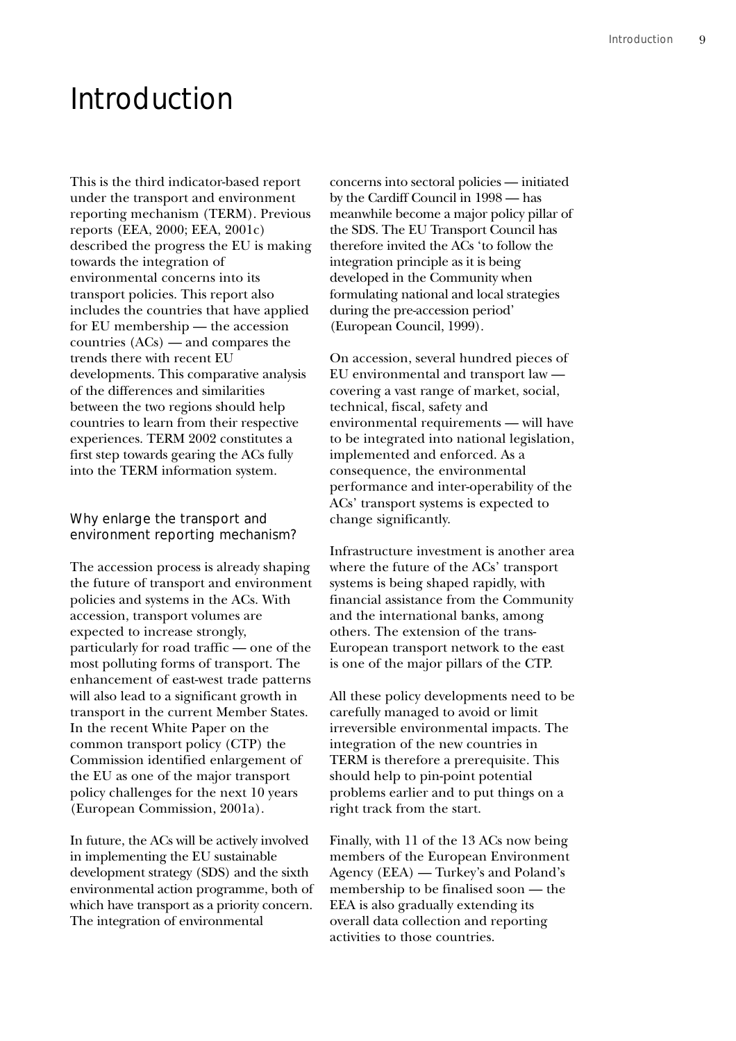# Introduction

This is the third indicator-based report under the transport and environment reporting mechanism (TERM). Previous reports (EEA, 2000; EEA, 2001c) described the progress the EU is making towards the integration of environmental concerns into its transport policies. This report also includes the countries that have applied for EU membership — the accession countries (ACs) — and compares the trends there with recent EU developments. This comparative analysis of the differences and similarities between the two regions should help countries to learn from their respective experiences. TERM 2002 constitutes a first step towards gearing the ACs fully into the TERM information system.

## Why enlarge the transport and environment reporting mechanism?

The accession process is already shaping the future of transport and environment policies and systems in the ACs. With accession, transport volumes are expected to increase strongly, particularly for road traffic — one of the most polluting forms of transport. The enhancement of east-west trade patterns will also lead to a significant growth in transport in the current Member States. In the recent White Paper on the common transport policy (CTP) the Commission identified enlargement of the EU as one of the major transport policy challenges for the next 10 years (European Commission, 2001a).

In future, the ACs will be actively involved in implementing the EU sustainable development strategy (SDS) and the sixth environmental action programme, both of which have transport as a priority concern. The integration of environmental concerns into sectoral policies — initiated by the Cardiff Council in 1998 — has meanwhile become a major policy pillar of the SDS. The EU Transport Council has therefore invited the ACs 'to follow the integration principle as it is being developed in the Community when formulating national and local strategies during the pre-accession period' (European Council, 1999).

On accession, several hundred pieces of EU environmental and transport law — covering a vast range of market, social, technical, fiscal, safety and environmental requirements — will have to be integrated into national legislation, implemented and enforced. As a consequence, the environmental performance and inter-operability of the ACs' transport systems is expected to change significantly.

Infrastructure investment is another area where the future of the ACs' transport systems is being shaped rapidly, with financial assistance from the Community and the international banks, among others. The extension of the trans-European transport network to the east is one of the major pillars of the CTP.

All these policy developments need to be carefully managed to avoid or limit irreversible environmental impacts. The integration of the new countries in TERM is therefore a prerequisite. This should help to pin-point potential problems earlier and to put things on a right track from the start.

Finally, with 11 of the 13 ACs now being members of the European Environment Agency (EEA) — Turkey's and Poland's membership to be finalised soon — the EEA is also gradually extending its overall data collection and reporting activities to those countries.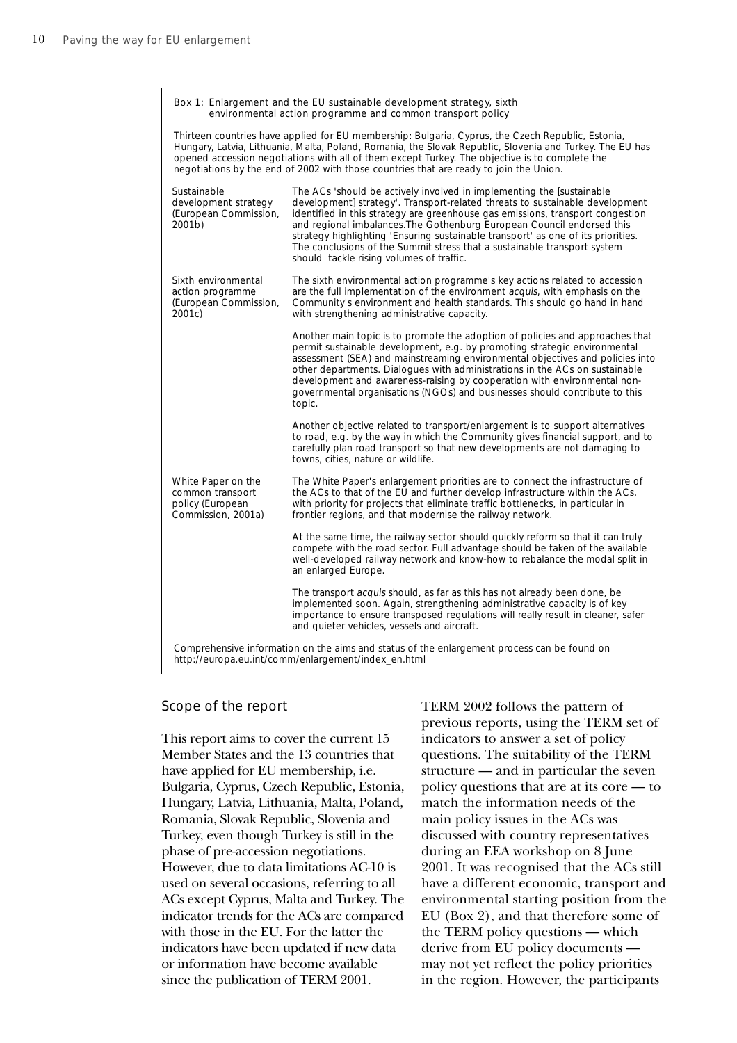**Box 1: Enlargement and the EU sustainable development strategy, sixth environmental action programme and common transport policy**

Thirteen countries have applied for EU membership: Bulgaria, Cyprus, the Czech Republic, Estonia, Hungary, Latvia, Lithuania, Malta, Poland, Romania, the Slovak Republic, Slovenia and Turkey. The EU has opened accession negotiations with all of them except Turkey. The objective is to complete the negotiations by the end of 2002 with those countries that are ready to join the Union.

| | |
|---|---|
| Sustainable development strategy (European Commission, 2001b) | The ACs 'should be actively involved in implementing the [sustainable development] strategy'. Transport-related threats to sustainable development identified in this strategy are greenhouse gas emissions, transport congestion and regional imbalances.The Gothenburg European Council endorsed this strategy highlighting 'Ensuring sustainable transport' as one of its priorities. The conclusions of the Summit stress that a sustainable transport system should tackle rising volumes of traffic. |
| Sixth environmental action programme (European Commission, 2001c) | The sixth environmental action programme's key actions related to accession are the full implementation of the environment *acquis*, with emphasis on the Community's environment and health standards. This should go hand in hand with strengthening administrative capacity. |
| | Another main topic is to promote the adoption of policies and approaches that permit sustainable development, e.g. by promoting strategic environmental assessment (SEA) and mainstreaming environmental objectives and policies into other departments. Dialogues with administrations in the ACs on sustainable development and awareness-raising by cooperation with environmental non-governmental organisations (NGOs) and businesses should contribute to this topic. |
| | Another objective related to transport/enlargement is to support alternatives to road, e.g. by the way in which the Community gives financial support, and to carefully plan road transport so that new developments are not damaging to towns, cities, nature or wildlife. |
| White Paper on the common transport policy (European Commission, 2001a) | The White Paper's enlargement priorities are to connect the infrastructure of the ACs to that of the EU and further develop infrastructure within the ACs, with priority for projects that eliminate traffic bottlenecks, in particular in frontier regions, and that modernise the railway network. |
| | At the same time, the railway sector should quickly reform so that it can truly compete with the road sector. Full advantage should be taken of the available well-developed railway network and know-how to rebalance the modal split in an enlarged Europe. |
| | The transport *acquis* should, as far as this has not already been done, be implemented soon. Again, strengthening administrative capacity is of key importance to ensure transposed regulations will really result in cleaner, safer and quieter vehicles, vessels and aircraft. |

Comprehensive information on the aims and status of the enlargement process can be found on http://europa.eu.int/comm/enlargement/index_en.html

## Scope of the report

This report aims to cover the current 15 Member States and the 13 countries that have applied for EU membership, i.e. Bulgaria, Cyprus, Czech Republic, Estonia, Hungary, Latvia, Lithuania, Malta, Poland, Romania, Slovak Republic, Slovenia and Turkey, even though Turkey is still in the phase of pre-accession negotiations. However, due to data limitations AC-10 is used on several occasions, referring to all ACs except Cyprus, Malta and Turkey. The indicator trends for the ACs are compared with those in the EU. For the latter the indicators have been updated if new data or information have become available since the publication of TERM 2001.

TERM 2002 follows the pattern of previous reports, using the TERM set of indicators to answer a set of policy questions. The suitability of the TERM structure — and in particular the seven policy questions that are at its core — to match the information needs of the main policy issues in the ACs was discussed with country representatives during an EEA workshop on 8 June 2001. It was recognised that the ACs still have a different economic, transport and environmental starting position from the EU (Box 2), and that therefore some of the TERM policy questions — which derive from EU policy documents — may not yet reflect the policy priorities in the region. However, the participants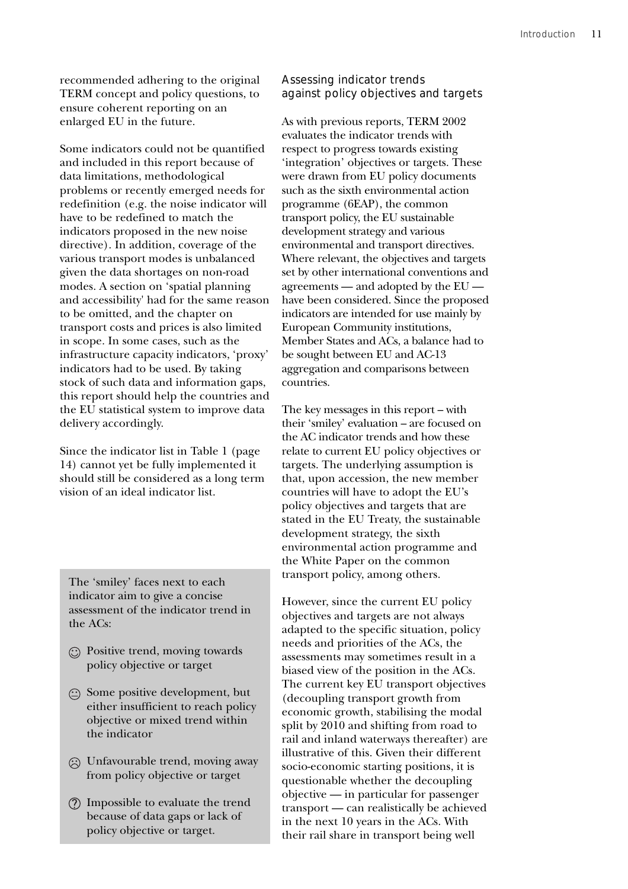recommended adhering to the original TERM concept and policy questions, to ensure coherent reporting on an enlarged EU in the future.

Some indicators could not be quantified and included in this report because of data limitations, methodological problems or recently emerged needs for redefinition (e.g. the noise indicator will have to be redefined to match the indicators proposed in the new noise directive). In addition, coverage of the various transport modes is unbalanced given the data shortages on non-road modes. A section on 'spatial planning and accessibility' had for the same reason to be omitted, and the chapter on transport costs and prices is also limited in scope. In some cases, such as the infrastructure capacity indicators, 'proxy' indicators had to be used. By taking stock of such data and information gaps, this report should help the countries and the EU statistical system to improve data delivery accordingly.

Since the indicator list in Table 1 (page 14) cannot yet be fully implemented it should still be considered as a long term vision of an ideal indicator list.

> The 'smiley' faces next to each indicator aim to give a concise assessment of the indicator trend in the ACs:
>
> ☺ Positive trend, moving towards policy objective or target
>
> 😐 Some positive development, but either insufficient to reach policy objective or mixed trend within the indicator
>
> ☹ Unfavourable trend, moving away from policy objective or target
>
> ? Impossible to evaluate the trend because of data gaps or lack of policy objective or target.

### Assessing indicator trends against policy objectives and targets

As with previous reports, TERM 2002 evaluates the indicator trends with respect to progress towards existing 'integration' objectives or targets. These were drawn from EU policy documents such as the sixth environmental action programme (6EAP), the common transport policy, the EU sustainable development strategy and various environmental and transport directives. Where relevant, the objectives and targets set by other international conventions and agreements — and adopted by the EU — have been considered. Since the proposed indicators are intended for use mainly by European Community institutions, Member States and ACs, a balance had to be sought between EU and AC-13 aggregation and comparisons between countries.

The key messages in this report – with their 'smiley' evaluation – are focused on the AC indicator trends and how these relate to current EU policy objectives or targets. The underlying assumption is that, upon accession, the new member countries will have to adopt the EU's policy objectives and targets that are stated in the EU Treaty, the sustainable development strategy, the sixth environmental action programme and the White Paper on the common transport policy, among others.

However, since the current EU policy objectives and targets are not always adapted to the specific situation, policy needs and priorities of the ACs, the assessments may sometimes result in a biased view of the position in the ACs. The current key EU transport objectives (decoupling transport growth from economic growth, stabilising the modal split by 2010 and shifting from road to rail and inland waterways thereafter) are illustrative of this. Given their different socio-economic starting positions, it is questionable whether the decoupling objective — in particular for passenger transport — can realistically be achieved in the next 10 years in the ACs. With their rail share in transport being well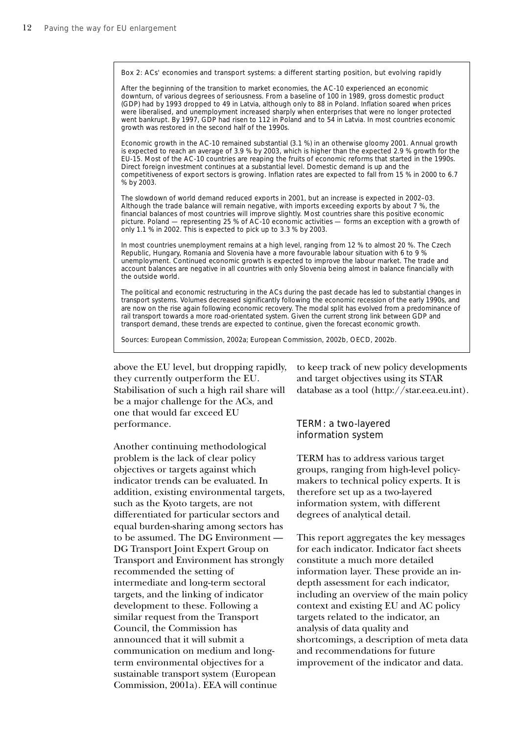Box 2: ACs' economies and transport systems: a different starting position, but evolving rapidly

After the beginning of the transition to market economies, the AC-10 experienced an economic downturn, of various degrees of seriousness. From a baseline of 100 in 1989, gross domestic product (GDP) had by 1993 dropped to 49 in Latvia, although only to 88 in Poland. Inflation soared when prices were liberalised, and unemployment increased sharply when enterprises that were no longer protected went bankrupt. By 1997, GDP had risen to 112 in Poland and to 54 in Latvia. In most countries economic growth was restored in the second half of the 1990s.

Economic growth in the AC-10 remained substantial (3.1 %) in an otherwise gloomy 2001. Annual growth is expected to reach an average of 3.9 % by 2003, which is higher than the expected 2.9 % growth for the EU-15. Most of the AC-10 countries are reaping the fruits of economic reforms that started in the 1990s. Direct foreign investment continues at a substantial level. Domestic demand is up and the competitiveness of export sectors is growing. Inflation rates are expected to fall from 15 % in 2000 to 6.7 % by 2003.

The slowdown of world demand reduced exports in 2001, but an increase is expected in 2002–03. Although the trade balance will remain negative, with imports exceeding exports by about 7 %, the financial balances of most countries will improve slightly. Most countries share this positive economic picture. Poland — representing 25 % of AC-10 economic activities — forms an exception with a growth of only 1.1 % in 2002. This is expected to pick up to 3.3 % by 2003.

In most countries unemployment remains at a high level, ranging from 12 % to almost 20 %. The Czech Republic, Hungary, Romania and Slovenia have a more favourable labour situation with 6 to 9 % unemployment. Continued economic growth is expected to improve the labour market. The trade and account balances are negative in all countries with only Slovenia being almost in balance financially with the outside world.

The political and economic restructuring in the ACs during the past decade has led to substantial changes in transport systems. Volumes decreased significantly following the economic recession of the early 1990s, and are now on the rise again following economic recovery. The modal split has evolved from a predominance of rail transport towards a more road-orientated system. Given the current strong link between GDP and transport demand, these trends are expected to continue, given the forecast economic growth.

Sources: European Commission, 2002a; European Commission, 2002b, OECD, 2002b.

above the EU level, but dropping rapidly, they currently outperform the EU. Stabilisation of such a high rail share will be a major challenge for the ACs, and one that would far exceed EU performance.

Another continuing methodological problem is the lack of clear policy objectives or targets against which indicator trends can be evaluated. In addition, existing environmental targets, such as the Kyoto targets, are not differentiated for particular sectors and equal burden-sharing among sectors has to be assumed. The DG Environment — DG Transport Joint Expert Group on Transport and Environment has strongly recommended the setting of intermediate and long-term sectoral targets, and the linking of indicator development to these. Following a similar request from the Transport Council, the Commission has announced that it will submit a communication on medium and long-term environmental objectives for a sustainable transport system (European Commission, 2001a). EEA will continue to keep track of new policy developments and target objectives using its STAR database as a tool (http://star.eea.eu.int).

## TERM: a two-layered information system

TERM has to address various target groups, ranging from high-level policy-makers to technical policy experts. It is therefore set up as a two-layered information system, with different degrees of analytical detail.

This report aggregates the key messages for each indicator. Indicator fact sheets constitute a much more detailed information layer. These provide an in-depth assessment for each indicator, including an overview of the main policy context and existing EU and AC policy targets related to the indicator, an analysis of data quality and shortcomings, a description of meta data and recommendations for future improvement of the indicator and data.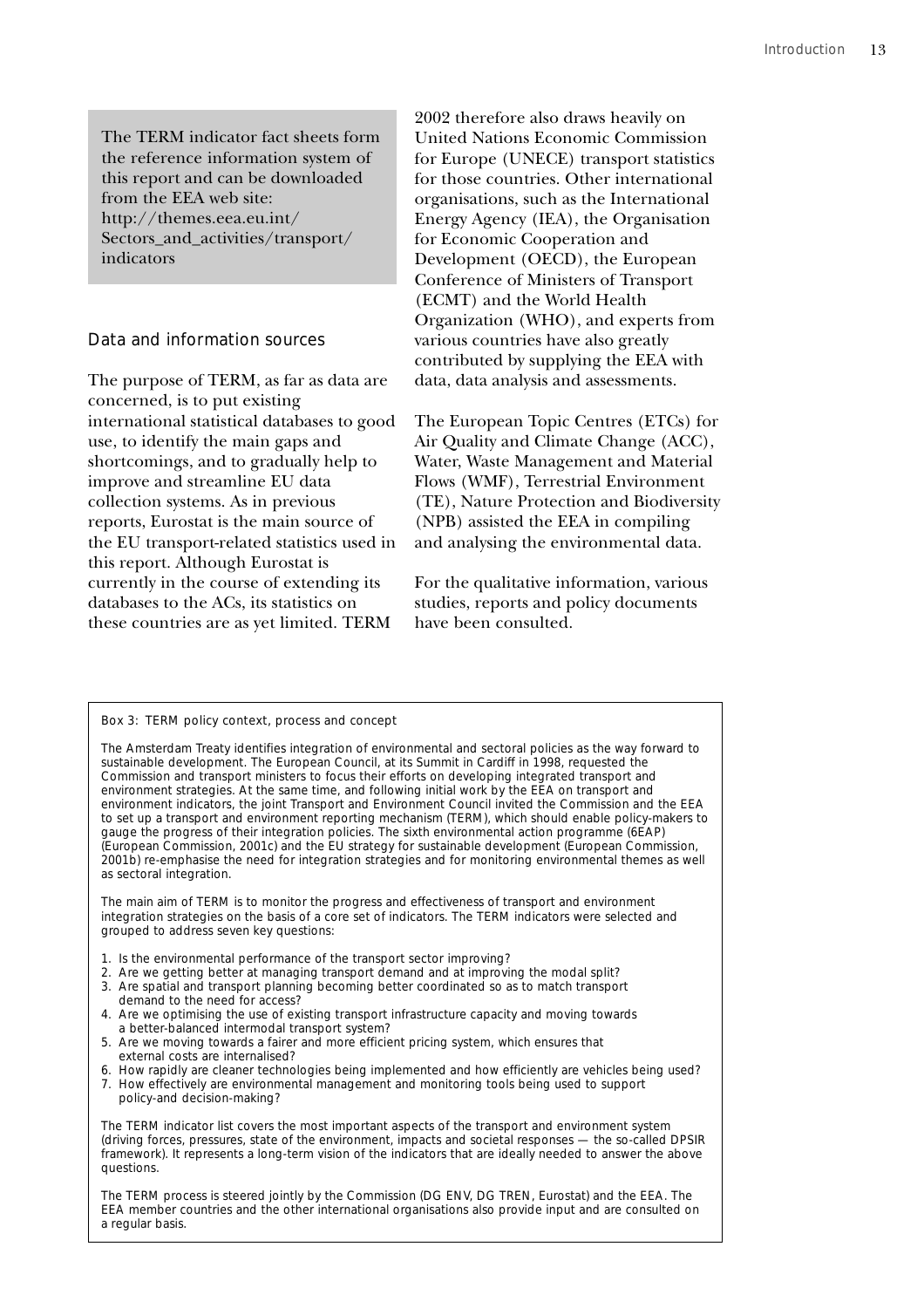The TERM indicator fact sheets form the reference information system of this report and can be downloaded from the EEA web site: http://themes.eea.eu.int/Sectors_and_activities/transport/indicators

## Data and information sources

The purpose of TERM, as far as data are concerned, is to put existing international statistical databases to good use, to identify the main gaps and shortcomings, and to gradually help to improve and streamline EU data collection systems. As in previous reports, Eurostat is the main source of the EU transport-related statistics used in this report. Although Eurostat is currently in the course of extending its databases to the ACs, its statistics on these countries are as yet limited. TERM 2002 therefore also draws heavily on United Nations Economic Commission for Europe (UNECE) transport statistics for those countries. Other international organisations, such as the International Energy Agency (IEA), the Organisation for Economic Cooperation and Development (OECD), the European Conference of Ministers of Transport (ECMT) and the World Health Organization (WHO), and experts from various countries have also greatly contributed by supplying the EEA with data, data analysis and assessments.

The European Topic Centres (ETCs) for Air Quality and Climate Change (ACC), Water, Waste Management and Material Flows (WMF), Terrestrial Environment (TE), Nature Protection and Biodiversity (NPB) assisted the EEA in compiling and analysing the environmental data.

For the qualitative information, various studies, reports and policy documents have been consulted.

### Box 3: TERM policy context, process and concept

The Amsterdam Treaty identifies integration of environmental and sectoral policies as the way forward to sustainable development. The European Council, at its Summit in Cardiff in 1998, requested the Commission and transport ministers to focus their efforts on developing integrated transport and environment strategies. At the same time, and following initial work by the EEA on transport and environment indicators, the joint Transport and Environment Council invited the Commission and the EEA to set up a transport and environment reporting mechanism (TERM), which should enable policy-makers to gauge the progress of their integration policies. The sixth environmental action programme (6EAP) (European Commission, 2001c) and the EU strategy for sustainable development (European Commission, 2001b) re-emphasise the need for integration strategies and for monitoring environmental themes as well as sectoral integration.

The main aim of TERM is to monitor the progress and effectiveness of transport and environment integration strategies on the basis of a core set of indicators. The TERM indicators were selected and grouped to address seven key questions:

1. Is the environmental performance of the transport sector improving?
2. Are we getting better at managing transport demand and at improving the modal split?
3. Are spatial and transport planning becoming better coordinated so as to match transport demand to the need for access?
4. Are we optimising the use of existing transport infrastructure capacity and moving towards a better-balanced intermodal transport system?
5. Are we moving towards a fairer and more efficient pricing system, which ensures that external costs are internalised?
6. How rapidly are cleaner technologies being implemented and how efficiently are vehicles being used?
7. How effectively are environmental management and monitoring tools being used to support policy-and decision-making?

The TERM indicator list covers the most important aspects of the transport and environment system (driving forces, pressures, state of the environment, impacts and societal responses — the so-called DPSIR framework). It represents a long-term vision of the indicators that are ideally needed to answer the above questions.

The TERM process is steered jointly by the Commission (DG ENV, DG TREN, Eurostat) and the EEA. The EEA member countries and the other international organisations also provide input and are consulted on a regular basis.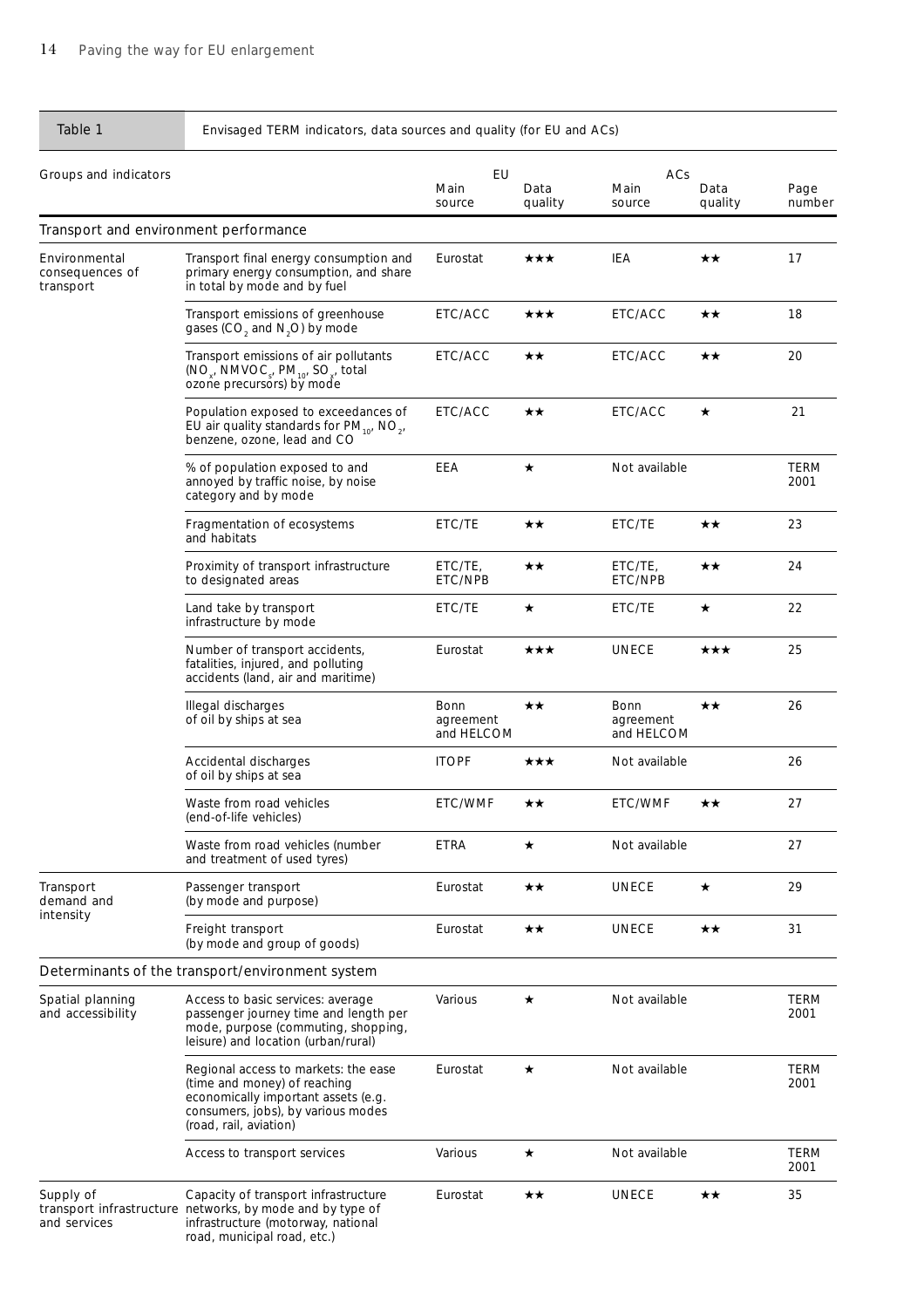Table 1 Envisaged TERM indicators, data sources and quality (for EU and ACs)

| Groups and indicators | | EU | | ACs | | |
|---|---|---|---|---|---|---|
| | | Main source | Data quality | Main source | Data quality | Page number |
| **Transport and environment performance** | | | | | | |
| Environmental consequences of transport | Transport final energy consumption and primary energy consumption, and share in total by mode and by fuel | Eurostat | ★★★ | IEA | ★★ | 17 |
| | Transport emissions of greenhouse gases ($CO_2$ and $N_2O$) by mode | ETC/ACC | ★★★ | ETC/ACC | ★★ | 18 |
| | Transport emissions of air pollutants ($NO_x$, $NMVOC_s$, $PM_{10}$, $SO_x$, total ozone precursors) by mode | ETC/ACC | ★★ | ETC/ACC | ★★ | 20 |
| | Population exposed to exceedances of EU air quality standards for $PM_{10}$, $NO_2$, benzene, ozone, lead and CO | ETC/ACC | ★★ | ETC/ACC | ★ | 21 |
| | % of population exposed to and annoyed by traffic noise, by noise category and by mode | EEA | ★ | Not available | | TERM 2001 |
| | Fragmentation of ecosystems and habitats | ETC/TE | ★★ | ETC/TE | ★★ | 23 |
| | Proximity of transport infrastructure to designated areas | ETC/TE, ETC/NPB | ★★ | ETC/TE, ETC/NPB | ★★ | 24 |
| | Land take by transport infrastructure by mode | ETC/TE | ★ | ETC/TE | ★ | 22 |
| | Number of transport accidents, fatalities, injured, and polluting accidents (land, air and maritime) | Eurostat | ★★★ | UNECE | ★★★ | 25 |
| | Illegal discharges of oil by ships at sea | Bonn agreement and HELCOM | ★★ | Bonn agreement and HELCOM | ★★ | 26 |
| | Accidental discharges of oil by ships at sea | ITOPF | ★★★ | Not available | | 26 |
| | Waste from road vehicles (end-of-life vehicles) | ETC/WMF | ★★ | ETC/WMF | ★★ | 27 |
| | Waste from road vehicles (number and treatment of used tyres) | ETRA | ★ | Not available | | 27 |
| Transport demand and intensity | Passenger transport (by mode and purpose) | Eurostat | ★★ | UNECE | ★ | 29 |
| | Freight transport (by mode and group of goods) | Eurostat | ★★ | UNECE | ★★ | 31 |
| **Determinants of the transport/environment system** | | | | | | |
| Spatial planning and accessibility | Access to basic services: average passenger journey time and length per mode, purpose (commuting, shopping, leisure) and location (urban/rural) | Various | ★ | Not available | | TERM 2001 |
| | Regional access to markets: the ease (time and money) of reaching economically important assets (e.g. consumers, jobs), by various modes (road, rail, aviation) | Eurostat | ★ | Not available | | TERM 2001 |
| | Access to transport services | Various | ★ | Not available | | TERM 2001 |
| Supply of transport infrastructure and services | Capacity of transport infrastructure networks, by mode and by type of infrastructure (motorway, national road, municipal road, etc.) | Eurostat | ★★ | UNECE | ★★ | 35 |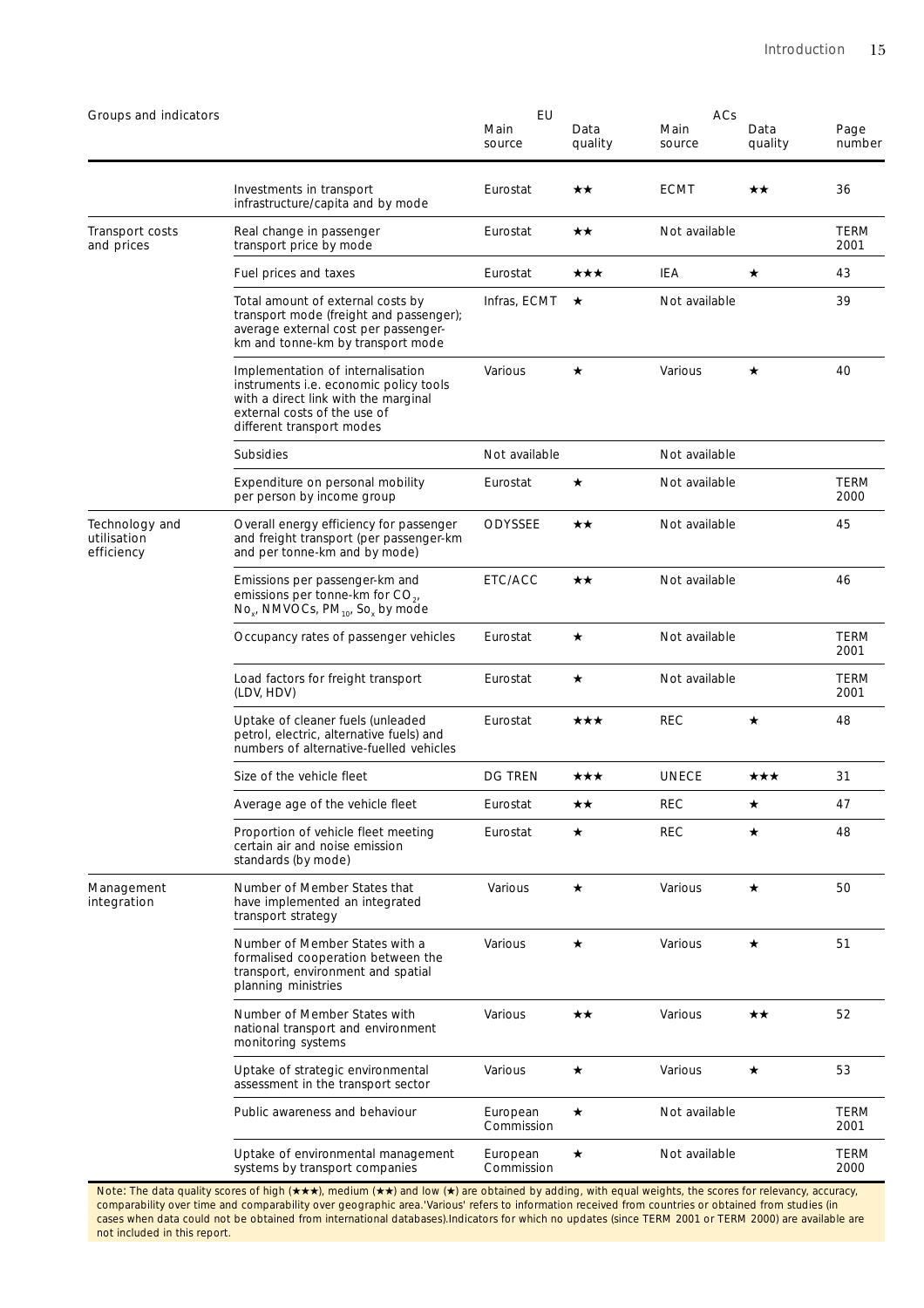| Groups and indicators | | EU | | ACs | | Page number |
|---|---|---|---|---|---|---|
| | | Main source | Data quality | Main source | Data quality | |
| | Investments in transport infrastructure/capita and by mode | Eurostat | ★★ | ECMT | ★★ | 36 |
| Transport costs and prices | Real change in passenger transport price by mode | Eurostat | ★★ | Not available | | TERM 2001 |
| | Fuel prices and taxes | Eurostat | ★★★ | IEA | ★ | 43 |
| | Total amount of external costs by transport mode (freight and passenger); average external cost per passenger-km and tonne-km by transport mode | Infras, ECMT | ★ | Not available | | 39 |
| | Implementation of internalisation instruments i.e. economic policy tools with a direct link with the marginal external costs of the use of different transport modes | Various | ★ | Various | ★ | 40 |
| | Subsidies | Not available | | Not available | | |
| | Expenditure on personal mobility per person by income group | Eurostat | ★ | Not available | | TERM 2000 |
| Technology and utilisation efficiency | Overall energy efficiency for passenger and freight transport (per passenger-km and per tonne-km and by mode) | ODYSSEE | ★★ | Not available | | 45 |
| | Emissions per passenger-km and emissions per tonne-km for $CO_2$, $No_x$, NMVOCs, $PM_{10}$, $So_x$ by mode | ETC/ACC | ★★ | Not available | | 46 |
| | Occupancy rates of passenger vehicles | Eurostat | ★ | Not available | | TERM 2001 |
| | Load factors for freight transport (LDV, HDV) | Eurostat | ★ | Not available | | TERM 2001 |
| | Uptake of cleaner fuels (unleaded petrol, electric, alternative fuels) and numbers of alternative-fuelled vehicles | Eurostat | ★★★ | REC | ★ | 48 |
| | Size of the vehicle fleet | DG TREN | ★★★ | UNECE | ★★★ | 31 |
| | Average age of the vehicle fleet | Eurostat | ★★ | REC | ★ | 47 |
| | Proportion of vehicle fleet meeting certain air and noise emission standards (by mode) | Eurostat | ★ | REC | ★ | 48 |
| Management integration | Number of Member States that have implemented an integrated transport strategy | Various | ★ | Various | ★ | 50 |
| | Number of Member States with a formalised cooperation between the transport, environment and spatial planning ministries | Various | ★ | Various | ★ | 51 |
| | Number of Member States with national transport and environment monitoring systems | Various | ★★ | Various | ★★ | 52 |
| | Uptake of strategic environmental assessment in the transport sector | Various | ★ | Various | ★ | 53 |
| | Public awareness and behaviour | European Commission | ★ | Not available | | TERM 2001 |
| | Uptake of environmental management systems by transport companies | European Commission | ★ | Not available | | TERM 2000 |

Note: The data quality scores of high (★★★), medium (★★) and low (★) are obtained by adding, with equal weights, the scores for relevancy, accuracy, comparability over time and comparability over geographic area.'Various' refers to information received from countries or obtained from studies (in cases when data could not be obtained from international databases).Indicators for which no updates (since TERM 2001 or TERM 2000) are available are not included in this report.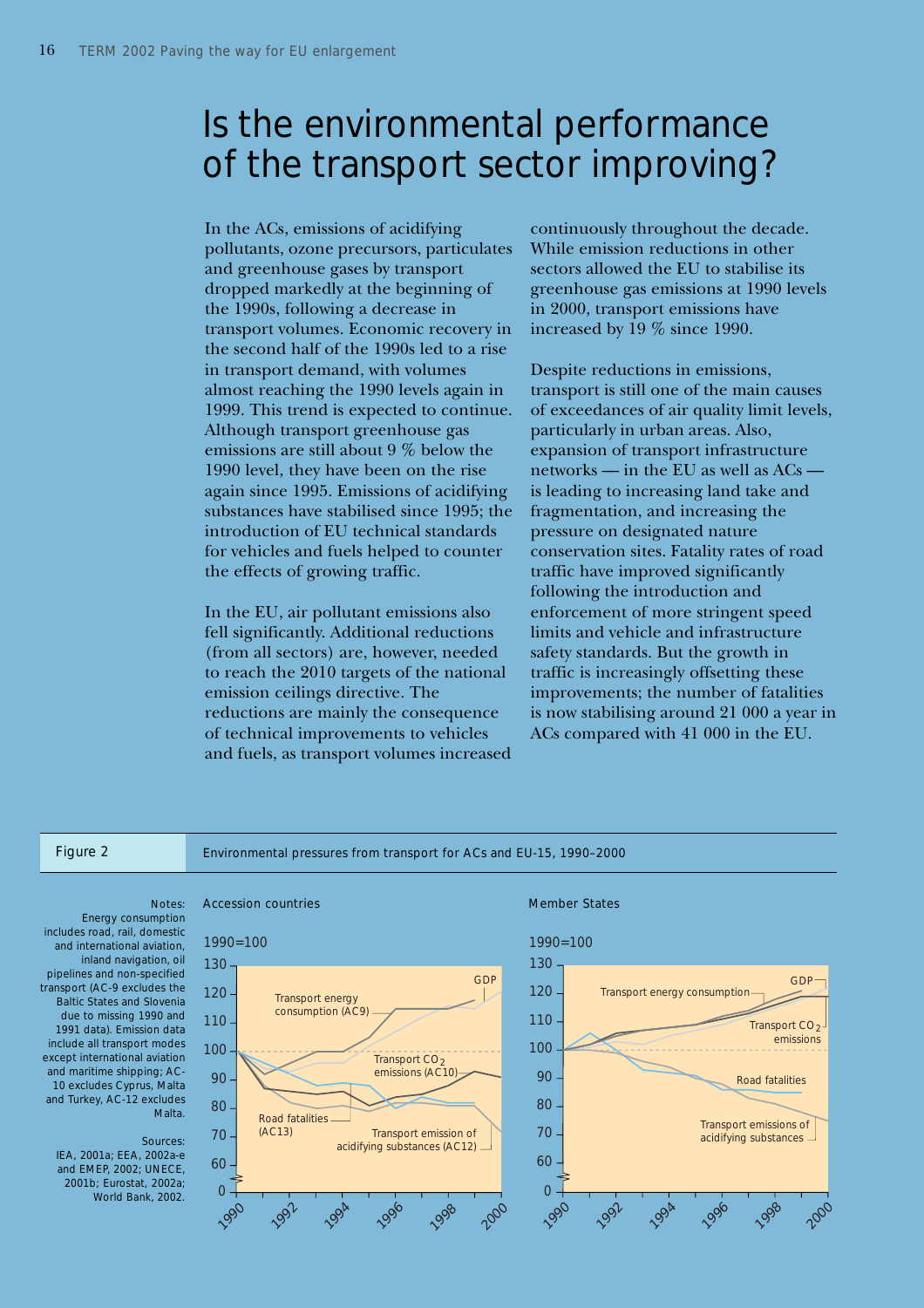# Is the environmental performance of the transport sector improving?

In the ACs, emissions of acidifying pollutants, ozone precursors, particulates and greenhouse gases by transport dropped markedly at the beginning of the 1990s, following a decrease in transport volumes. Economic recovery in the second half of the 1990s led to a rise in transport demand, with volumes almost reaching the 1990 levels again in 1999. This trend is expected to continue. Although transport greenhouse gas emissions are still about 9 % below the 1990 level, they have been on the rise again since 1995. Emissions of acidifying substances have stabilised since 1995; the introduction of EU technical standards for vehicles and fuels helped to counter the effects of growing traffic.

In the EU, air pollutant emissions also fell significantly. Additional reductions (from all sectors) are, however, needed to reach the 2010 targets of the national emission ceilings directive. The reductions are mainly the consequence of technical improvements to vehicles and fuels, as transport volumes increased continuously throughout the decade. While emission reductions in other sectors allowed the EU to stabilise its greenhouse gas emissions at 1990 levels in 2000, transport emissions have increased by 19 % since 1990.

Despite reductions in emissions, transport is still one of the main causes of exceedances of air quality limit levels, particularly in urban areas. Also, expansion of transport infrastructure networks — in the EU as well as ACs — is leading to increasing land take and fragmentation, and increasing the pressure on designated nature conservation sites. Fatality rates of road traffic have improved significantly following the introduction and enforcement of more stringent speed limits and vehicle and infrastructure safety standards. But the growth in traffic is increasingly offsetting these improvements; the number of fatalities is now stabilising around 21 000 a year in ACs compared with 41 000 in the EU.

**Figure 2** Environmental pressures from transport for ACs and EU-15, 1990–2000

Accession countries — 1990=100 (series: GDP; Transport energy consumption (AC9); Transport $CO_2$ emissions (AC10); Road fatalities (AC13); Transport emission of acidifying substances (AC12))

Member States — 1990=100 (series: GDP; Transport energy consumption; Transport $CO_2$ emissions; Road fatalities; Transport emissions of acidifying substances)

Notes: Energy consumption includes road, rail, domestic and international aviation, inland navigation, oil pipelines and non-specified transport (AC-9 excludes the Baltic States and Slovenia due to missing 1990 and 1991 data). Emission data include all transport modes except international aviation and maritime shipping; AC-10 excludes Cyprus, Malta and Turkey, AC-12 excludes Malta.

Sources: IEA, 2001a; EEA, 2002a-e and EMEP, 2002; UNECE, 2001b; Eurostat, 2002a; World Bank, 2002.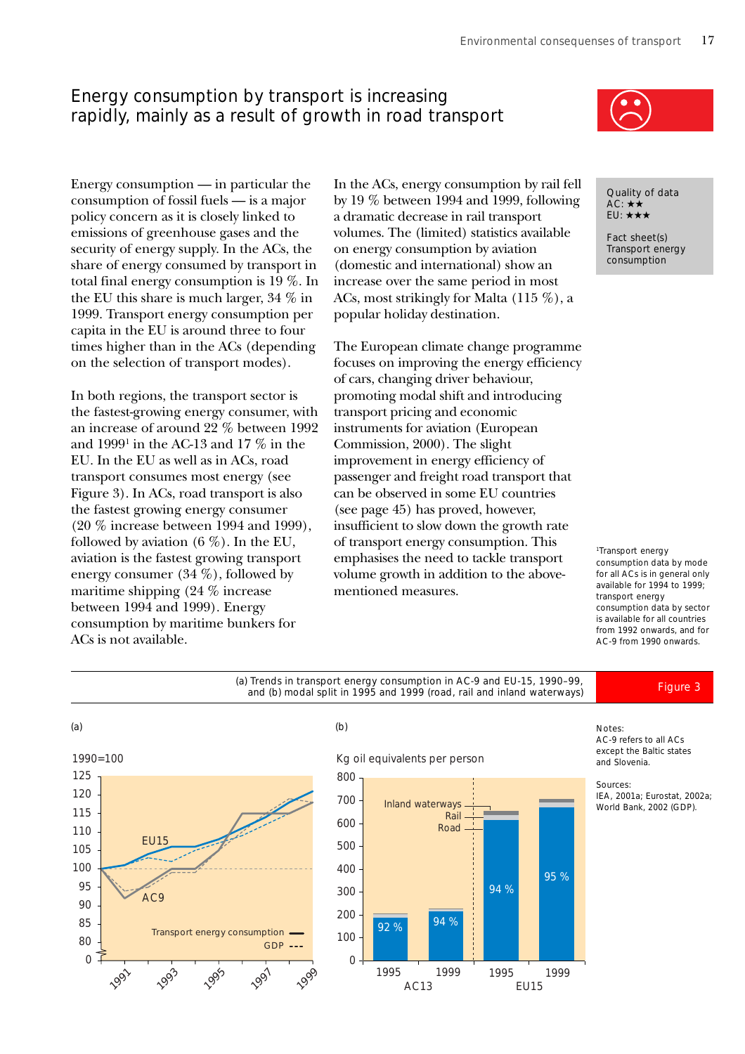# Energy consumption by transport is increasing rapidly, mainly as a result of growth in road transport

Quality of data
AC: ★★
EU: ★★★

Fact sheet(s)
Transport energy consumption

Energy consumption — in particular the consumption of fossil fuels — is a major policy concern as it is closely linked to emissions of greenhouse gases and the security of energy supply. In the ACs, the share of energy consumed by transport in total final energy consumption is 19 %. In the EU this share is much larger, 34 % in 1999. Transport energy consumption per capita in the EU is around three to four times higher than in the ACs (depending on the selection of transport modes).

In both regions, the transport sector is the fastest-growing energy consumer, with an increase of around 22 % between 1992 and 1999[1] in the AC-13 and 17 % in the EU. In the EU as well as in ACs, road transport consumes most energy (see Figure 3). In ACs, road transport is also the fastest growing energy consumer (20 % increase between 1994 and 1999), followed by aviation (6 %). In the EU, aviation is the fastest growing transport energy consumer (34 %), followed by maritime shipping (24 % increase between 1994 and 1999). Energy consumption by maritime bunkers for ACs is not available.

In the ACs, energy consumption by rail fell by 19 % between 1994 and 1999, following a dramatic decrease in rail transport volumes. The (limited) statistics available on energy consumption by aviation (domestic and international) show an increase over the same period in most ACs, most strikingly for Malta (115 %), a popular holiday destination.

The European climate change programme focuses on improving the energy efficiency of cars, changing driver behaviour, promoting modal shift and introducing transport pricing and economic instruments for aviation (European Commission, 2000). The slight improvement in energy efficiency of passenger and freight road transport that can be observed in some EU countries (see page 45) has proved, however, insufficient to slow down the growth rate of transport energy consumption. This emphasises the need to tackle transport volume growth in addition to the above-mentioned measures.

[1]Transport energy consumption data by mode for all ACs is in general only available for 1994 to 1999; transport energy consumption data by sector is available for all countries from 1992 onwards, and for AC-9 from 1990 onwards.

**Figure 3** (a) Trends in transport energy consumption in AC-9 and EU-15, 1990–99, and (b) modal split in 1995 and 1999 (road, rail and inland waterways)

Notes:
AC-9 refers to all ACs except the Baltic states and Slovenia.

Sources:
IEA, 2001a; Eurostat, 2002a; World Bank, 2002 (GDP).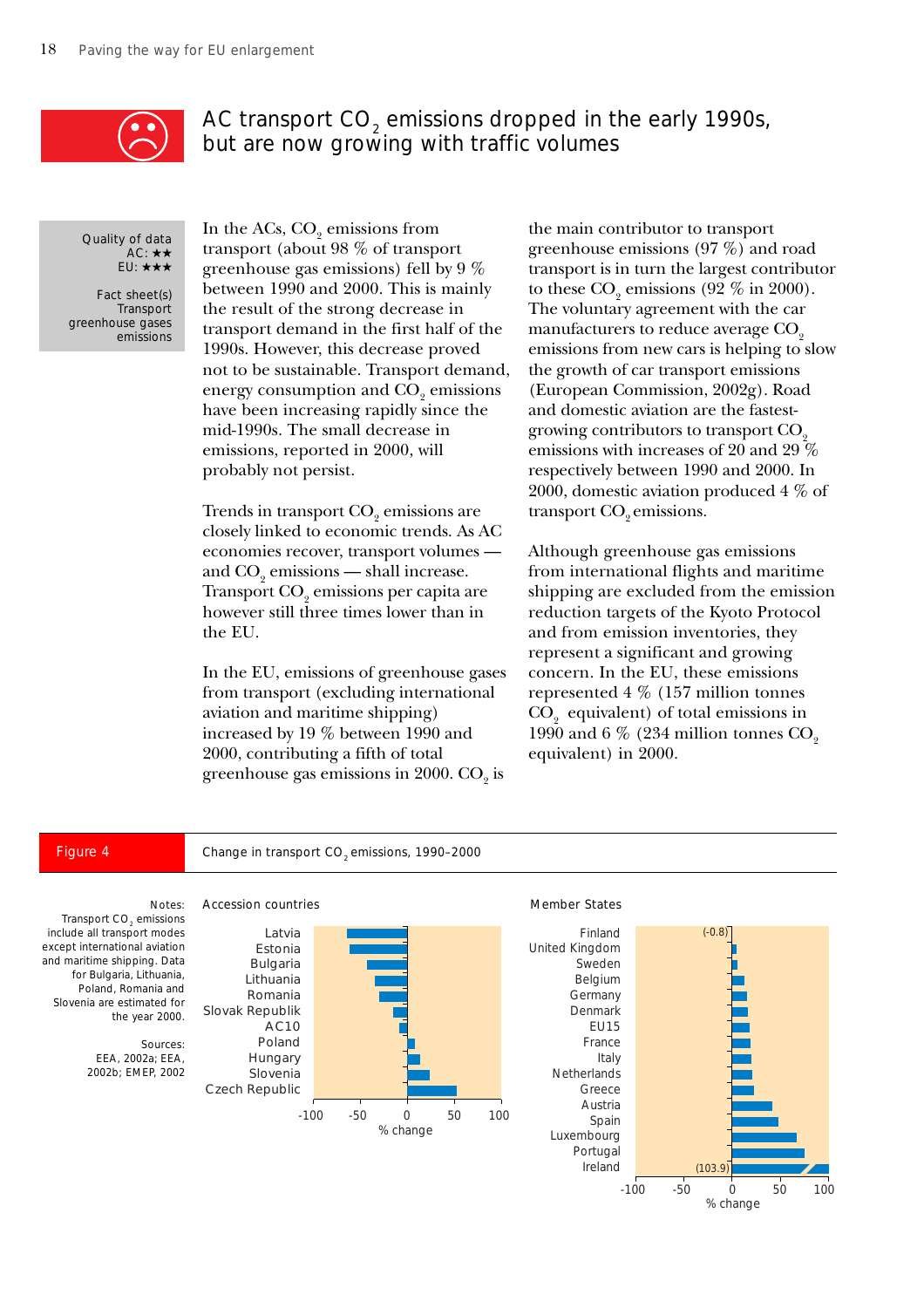# AC transport $CO_2$ emissions dropped in the early 1990s, but are now growing with traffic volumes

Quality of data
AC: ★★
EU: ★★★

Fact sheet(s)
Transport greenhouse gases emissions

In the ACs, $CO_2$ emissions from transport (about 98 % of transport greenhouse gas emissions) fell by 9 % between 1990 and 2000. This is mainly the result of the strong decrease in transport demand in the first half of the 1990s. However, this decrease proved not to be sustainable. Transport demand, energy consumption and $CO_2$ emissions have been increasing rapidly since the mid-1990s. The small decrease in emissions, reported in 2000, will probably not persist.

Trends in transport $CO_2$ emissions are closely linked to economic trends. As AC economies recover, transport volumes — and $CO_2$ emissions — shall increase. Transport $CO_2$ emissions per capita are however still three times lower than in the EU.

In the EU, emissions of greenhouse gases from transport (excluding international aviation and maritime shipping) increased by 19 % between 1990 and 2000, contributing a fifth of total greenhouse gas emissions in 2000. $CO_2$ is the main contributor to transport greenhouse emissions (97 %) and road transport is in turn the largest contributor to these $CO_2$ emissions (92 % in 2000). The voluntary agreement with the car manufacturers to reduce average $CO_2$ emissions from new cars is helping to slow the growth of car transport emissions (European Commission, 2002g). Road and domestic aviation are the fastest-growing contributors to transport $CO_2$ emissions with increases of 20 and 29 % respectively between 1990 and 2000. In 2000, domestic aviation produced 4 % of transport $CO_2$ emissions.

Although greenhouse gas emissions from international flights and maritime shipping are excluded from the emission reduction targets of the Kyoto Protocol and from emission inventories, they represent a significant and growing concern. In the EU, these emissions represented 4 % (157 million tonnes $CO_2$ equivalent) of total emissions in 1990 and 6 % (234 million tonnes $CO_2$ equivalent) in 2000.

**Figure 4** Change in transport $CO_2$ emissions, 1990–2000

Notes: Transport $CO_2$ emissions include all transport modes except international aviation and maritime shipping. Data for Bulgaria, Lithuania, Poland, Romania and Slovenia are estimated for the year 2000.

Sources: EEA, 2002a; EEA, 2002b; EMEP, 2002

Accession countries: Latvia, Estonia, Bulgaria, Lithuania, Romania, Slovak Republik, AC10, Poland, Hungary, Slovenia, Czech Republic (% change, axis -100 to 100)

Member States: Finland (-0.8), United Kingdom, Sweden, Belgium, Germany, Denmark, EU15, France, Italy, Netherlands, Greece, Austria, Spain, Luxembourg, Portugal, Ireland (103.9) (% change, axis -100 to 100)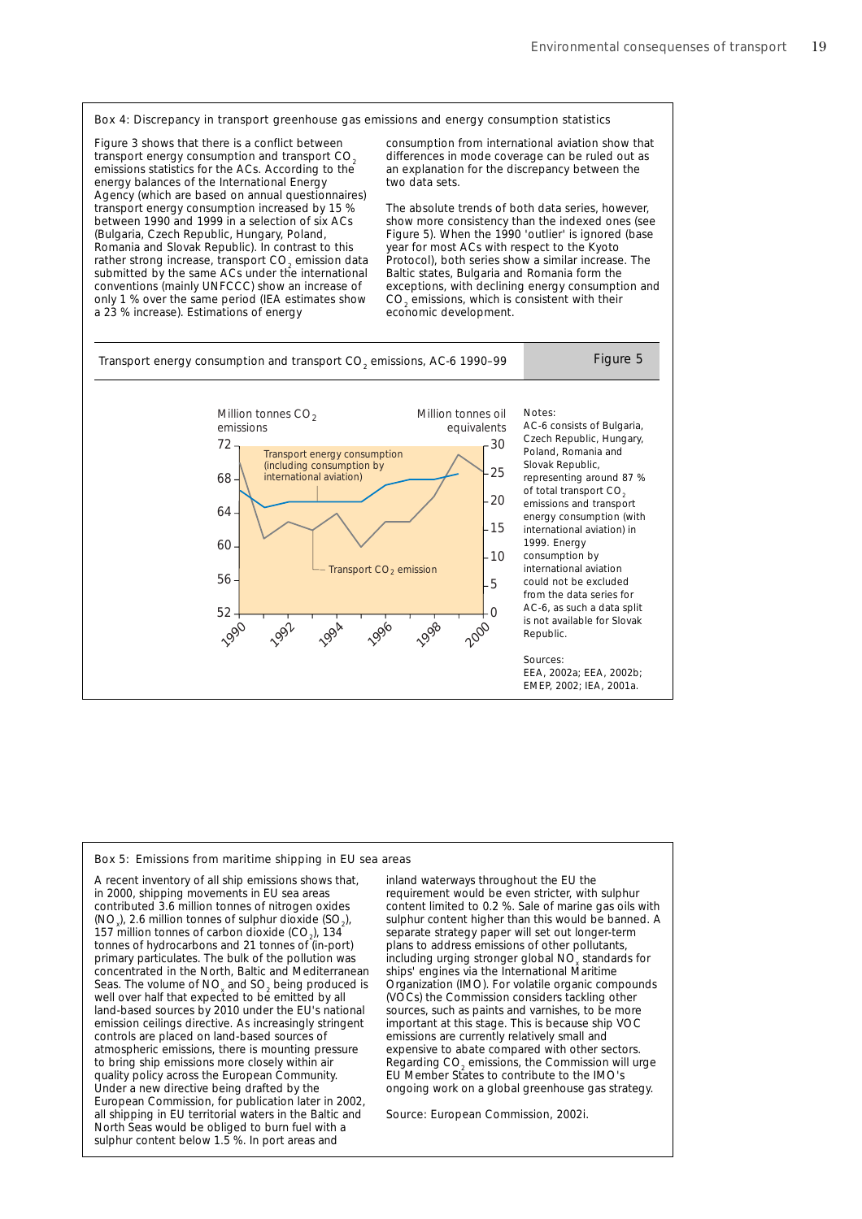### Box 4: Discrepancy in transport greenhouse gas emissions and energy consumption statistics

Figure 3 shows that there is a conflict between transport energy consumption and transport $CO_2$ emissions statistics for the ACs. According to the energy balances of the International Energy Agency (which are based on annual questionnaires) transport energy consumption increased by 15 % between 1990 and 1999 in a selection of six ACs (Bulgaria, Czech Republic, Hungary, Poland, Romania and Slovak Republic). In contrast to this rather strong increase, transport $CO_2$ emission data submitted by the same ACs under the international conventions (mainly UNFCCC) show an increase of only 1 % over the same period (IEA estimates show a 23 % increase). Estimations of energy consumption from international aviation show that differences in mode coverage can be ruled out as an explanation for the discrepancy between the two data sets.

The absolute trends of both data series, however, show more consistency than the indexed ones (see Figure 5). When the 1990 'outlier' is ignored (base year for most ACs with respect to the Kyoto Protocol), both series show a similar increase. The Baltic states, Bulgaria and Romania form the exceptions, with declining energy consumption and $CO_2$ emissions, which is consistent with their economic development.

**Transport energy consumption and transport $CO_2$ emissions, AC-6 1990–99** — Figure 5

Million tonnes $CO_2$ emissions | Million tonnes oil equivalents

Transport energy consumption (including consumption by international aviation)

Transport $CO_2$ emission

Notes:
AC-6 consists of Bulgaria, Czech Republic, Hungary, Poland, Romania and Slovak Republic, representing around 87 % of total transport $CO_2$ emissions and transport energy consumption (with international aviation) in 1999. Energy consumption by international aviation could not be excluded from the data series for AC-6, as such a data split is not available for Slovak Republic.

Sources:
EEA, 2002a; EEA, 2002b; EMEP, 2002; IEA, 2001a.

### Box 5: Emissions from maritime shipping in EU sea areas

A recent inventory of all ship emissions shows that, in 2000, shipping movements in EU sea areas contributed 3.6 million tonnes of nitrogen oxides ($NO_x$), 2.6 million tonnes of sulphur dioxide ($SO_2$), 157 million tonnes of carbon dioxide ($CO_2$), 134 tonnes of hydrocarbons and 21 tonnes of (in-port) primary particulates. The bulk of the pollution was concentrated in the North, Baltic and Mediterranean Seas. The volume of $NO_x$ and $SO_2$ being produced is well over half that expected to be emitted by all land-based sources by 2010 under the EU's national emission ceilings directive. As increasingly stringent controls are placed on land-based sources of atmospheric emissions, there is mounting pressure to bring ship emissions more closely within air quality policy across the European Community. Under a new directive being drafted by the European Commission, for publication later in 2002, all shipping in EU territorial waters in the Baltic and North Seas would be obliged to burn fuel with a sulphur content below 1.5 %. In port areas and inland waterways throughout the EU the requirement would be even stricter, with sulphur content limited to 0.2 %. Sale of marine gas oils with sulphur content higher than this would be banned. A separate strategy paper will set out longer-term plans to address emissions of other pollutants, including urging stronger global $NO_x$ standards for ships' engines via the International Maritime Organization (IMO). For volatile organic compounds (VOCs) the Commission considers tackling other sources, such as paints and varnishes, to be more important at this stage. This is because ship VOC emissions are currently relatively small and expensive to abate compared with other sectors. Regarding $CO_2$ emissions, the Commission will urge EU Member States to contribute to the IMO's ongoing work on a global greenhouse gas strategy.

Source: European Commission, 2002i.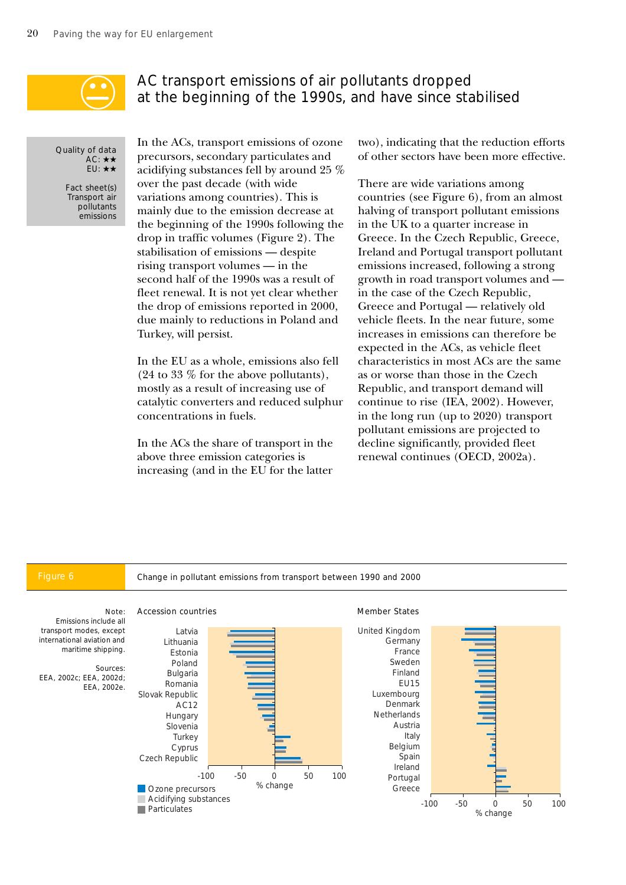# AC transport emissions of air pollutants dropped at the beginning of the 1990s, and have since stabilised

Quality of data
AC: ★★
EU: ★★

Fact sheet(s)
Transport air pollutants emissions

In the ACs, transport emissions of ozone precursors, secondary particulates and acidifying substances fell by around 25 % over the past decade (with wide variations among countries). This is mainly due to the emission decrease at the beginning of the 1990s following the drop in traffic volumes (Figure 2). The stabilisation of emissions — despite rising transport volumes — in the second half of the 1990s was a result of fleet renewal. It is not yet clear whether the drop of emissions reported in 2000, due mainly to reductions in Poland and Turkey, will persist.

In the EU as a whole, emissions also fell (24 to 33 % for the above pollutants), mostly as a result of increasing use of catalytic converters and reduced sulphur concentrations in fuels.

In the ACs the share of transport in the above three emission categories is increasing (and in the EU for the latter two), indicating that the reduction efforts of other sectors have been more effective.

There are wide variations among countries (see Figure 6), from an almost halving of transport pollutant emissions in the UK to a quarter increase in Greece. In the Czech Republic, Greece, Ireland and Portugal transport pollutant emissions increased, following a strong growth in road transport volumes and — in the case of the Czech Republic, Greece and Portugal — relatively old vehicle fleets. In the near future, some increases in emissions can therefore be expected in the ACs, as vehicle fleet characteristics in most ACs are the same as or worse than those in the Czech Republic, and transport demand will continue to rise (IEA, 2002). However, in the long run (up to 2020) transport pollutant emissions are projected to decline significantly, provided fleet renewal continues (OECD, 2002a).

**Figure 6** Change in pollutant emissions from transport between 1990 and 2000

Note: Emissions include all transport modes, except international aviation and maritime shipping.

Sources: EEA, 2002c; EEA, 2002d; EEA, 2002e.

Accession countries: Latvia, Lithuania, Estonia, Poland, Bulgaria, Romania, Slovak Republic, AC12, Hungary, Slovenia, Turkey, Cyprus, Czech Republic

Member States: United Kingdom, Germany, France, Sweden, Finland, EU15, Luxembourg, Denmark, Netherlands, Austria, Italy, Belgium, Spain, Ireland, Portugal, Greece

% change (-100 to 100)

Ozone precursors; Acidifying substances; Particulates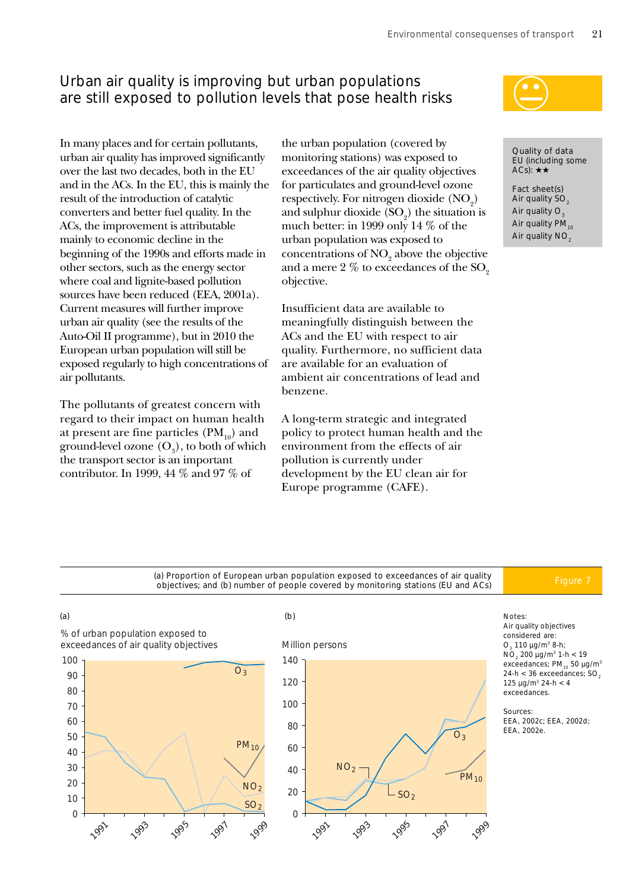# Urban air quality is improving but urban populations are still exposed to pollution levels that pose health risks

Quality of data EU (including some ACs): ★★

Fact sheet(s)
Air quality $SO_2$
Air quality $O_3$
Air quality $PM_{10}$
Air quality $NO_2$

In many places and for certain pollutants, urban air quality has improved significantly over the last two decades, both in the EU and in the ACs. In the EU, this is mainly the result of the introduction of catalytic converters and better fuel quality. In the ACs, the improvement is attributable mainly to economic decline in the beginning of the 1990s and efforts made in other sectors, such as the energy sector where coal and lignite-based pollution sources have been reduced (EEA, 2001a). Current measures will further improve urban air quality (see the results of the Auto-Oil II programme), but in 2010 the European urban population will still be exposed regularly to high concentrations of air pollutants.

The pollutants of greatest concern with regard to their impact on human health at present are fine particles ($PM_{10}$) and ground-level ozone ($O_3$), to both of which the transport sector is an important contributor. In 1999, 44 % and 97 % of the urban population (covered by monitoring stations) was exposed to exceedances of the air quality objectives for particulates and ground-level ozone respectively. For nitrogen dioxide ($NO_2$) and sulphur dioxide ($SO_2$) the situation is much better: in 1999 only 14 % of the urban population was exposed to concentrations of $NO_2$ above the objective and a mere 2 % to exceedances of the $SO_2$ objective.

Insufficient data are available to meaningfully distinguish between the ACs and the EU with respect to air quality. Furthermore, no sufficient data are available for an evaluation of ambient air concentrations of lead and benzene.

A long-term strategic and integrated policy to protect human health and the environment from the effects of air pollution is currently under development by the EU clean air for Europe programme (CAFE).

**Figure 7** (a) Proportion of European urban population exposed to exceedances of air quality objectives; and (b) number of people covered by monitoring stations (EU and ACs)

(a) % of urban population exposed to exceedances of air quality objectives

(b) Million persons

Notes:
Air quality objectives considered are:
$O_3$ 110 µg/m³ 8-h;
$NO_2$ 200 µg/m³ 1-h < 19 exceedances; $PM_{10}$ 50 µg/m³ 24-h < 36 exceedances; $SO_2$ 125 µg/m³ 24-h < 4 exceedances.

Sources:
EEA, 2002c; EEA, 2002d; EEA, 2002e.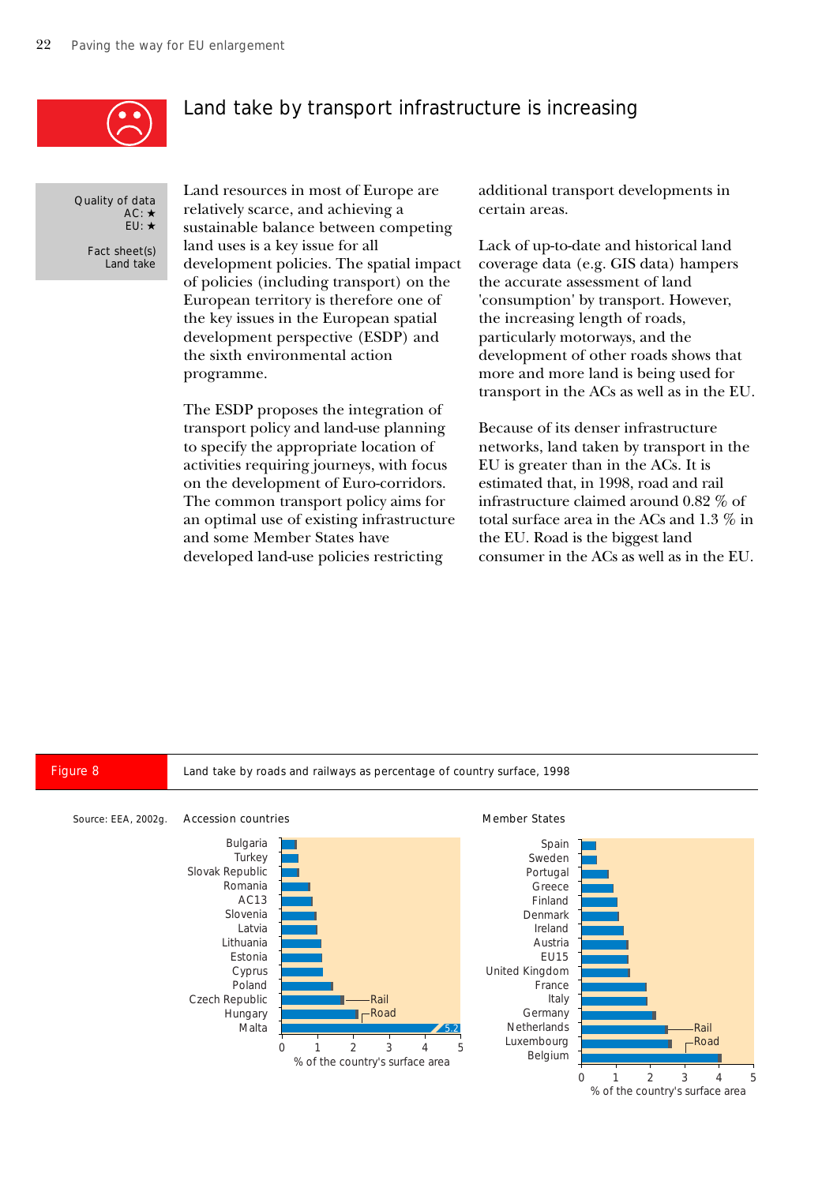# Land take by transport infrastructure is increasing

Quality of data
AC: ★
EU: ★

Fact sheet(s)
Land take

Land resources in most of Europe are relatively scarce, and achieving a sustainable balance between competing land uses is a key issue for all development policies. The spatial impact of policies (including transport) on the European territory is therefore one of the key issues in the European spatial development perspective (ESDP) and the sixth environmental action programme.

The ESDP proposes the integration of transport policy and land-use planning to specify the appropriate location of activities requiring journeys, with focus on the development of Euro-corridors. The common transport policy aims for an optimal use of existing infrastructure and some Member States have developed land-use policies restricting additional transport developments in certain areas.

Lack of up-to-date and historical land coverage data (e.g. GIS data) hampers the accurate assessment of land 'consumption' by transport. However, the increasing length of roads, particularly motorways, and the development of other roads shows that more and more land is being used for transport in the ACs as well as in the EU.

Because of its denser infrastructure networks, land taken by transport in the EU is greater than in the ACs. It is estimated that, in 1998, road and rail infrastructure claimed around 0.82 % of total surface area in the ACs and 1.3 % in the EU. Road is the biggest land consumer in the ACs as well as in the EU.

**Figure 8** Land take by roads and railways as percentage of country surface, 1998

Source: EEA, 2002g.

Accession countries: Bulgaria, Turkey, Slovak Republic, Romania, AC13, Slovenia, Latvia, Lithuania, Estonia, Cyprus, Poland, Czech Republic, Hungary, Malta (5.2). Legend: Rail, Road. Axis: % of the country's surface area (0–5).

Member States: Spain, Sweden, Portugal, Greece, Finland, Denmark, Ireland, Austria, EU15, United Kingdom, France, Italy, Germany, Netherlands, Luxembourg, Belgium. Legend: Rail, Road. Axis: % of the country's surface area (0–5).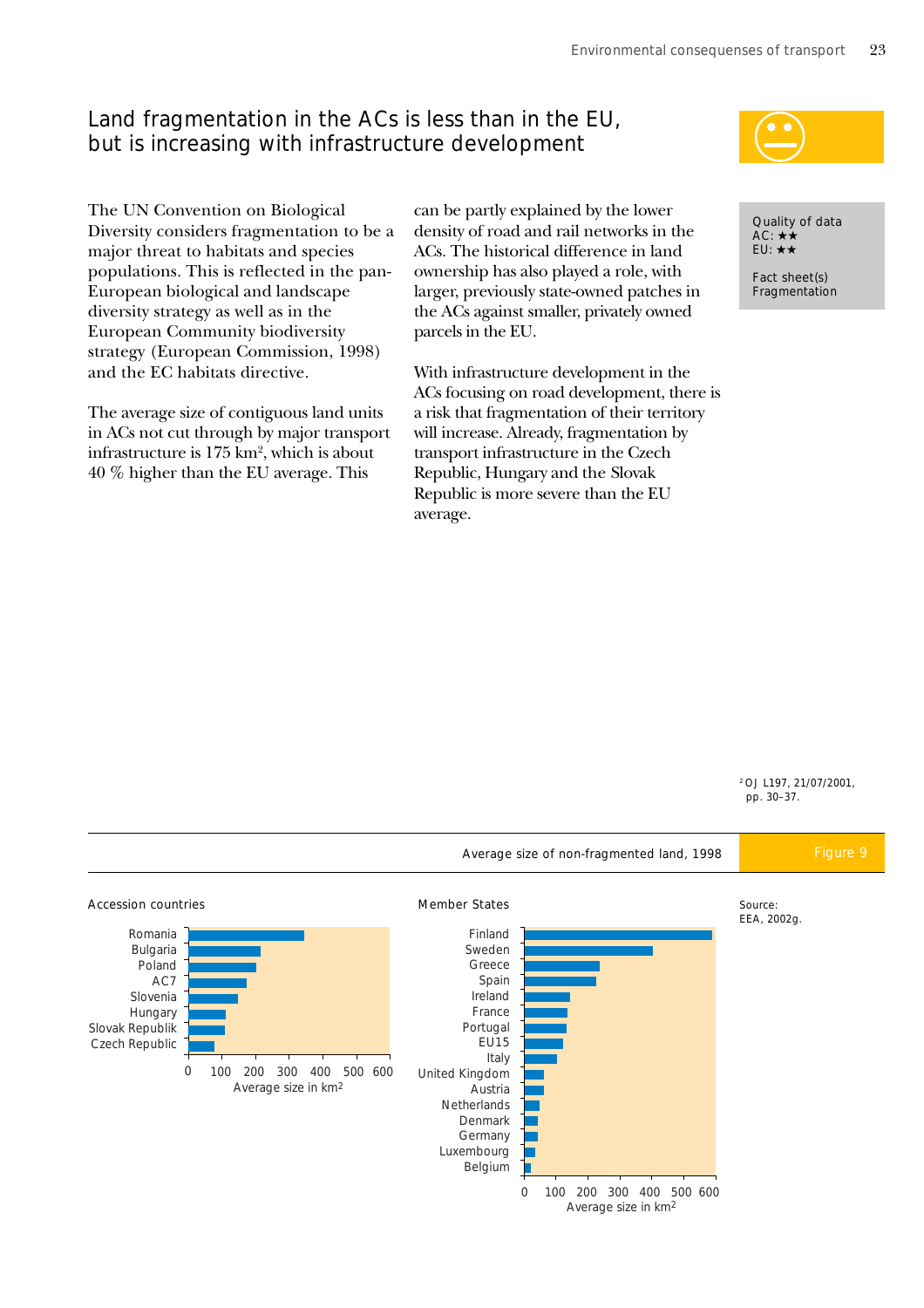# Land fragmentation in the ACs is less than in the EU, but is increasing with infrastructure development

Quality of data
AC: ★★
EU: ★★

Fact sheet(s)
Fragmentation

The UN Convention on Biological Diversity considers fragmentation to be a major threat to habitats and species populations. This is reflected in the pan-European biological and landscape diversity strategy as well as in the European Community biodiversity strategy (European Commission, 1998) and the EC habitats directive.

The average size of contiguous land units in ACs not cut through by major transport infrastructure is 175 km[2], which is about 40 % higher than the EU average. This can be partly explained by the lower density of road and rail networks in the ACs. The historical difference in land ownership has also played a role, with larger, previously state-owned patches in the ACs against smaller, privately owned parcels in the EU.

With infrastructure development in the ACs focusing on road development, there is a risk that fragmentation of their territory will increase. Already, fragmentation by transport infrastructure in the Czech Republic, Hungary and the Slovak Republic is more severe than the EU average.

[2] OJ L197, 21/07/2001, pp. 30–37.

Average size of non-fragmented land, 1998 — Figure 9

Accession countries: Romania, Bulgaria, Poland, AC7, Slovenia, Hungary, Slovak Republik, Czech Republic (Average size in km$^2$, axis 0–600)

Member States: Finland, Sweden, Greece, Spain, Ireland, France, Portugal, EU15, Italy, United Kingdom, Austria, Netherlands, Denmark, Germany, Luxembourg, Belgium (Average size in km$^2$, axis 0–600)

Source: EEA, 2002g.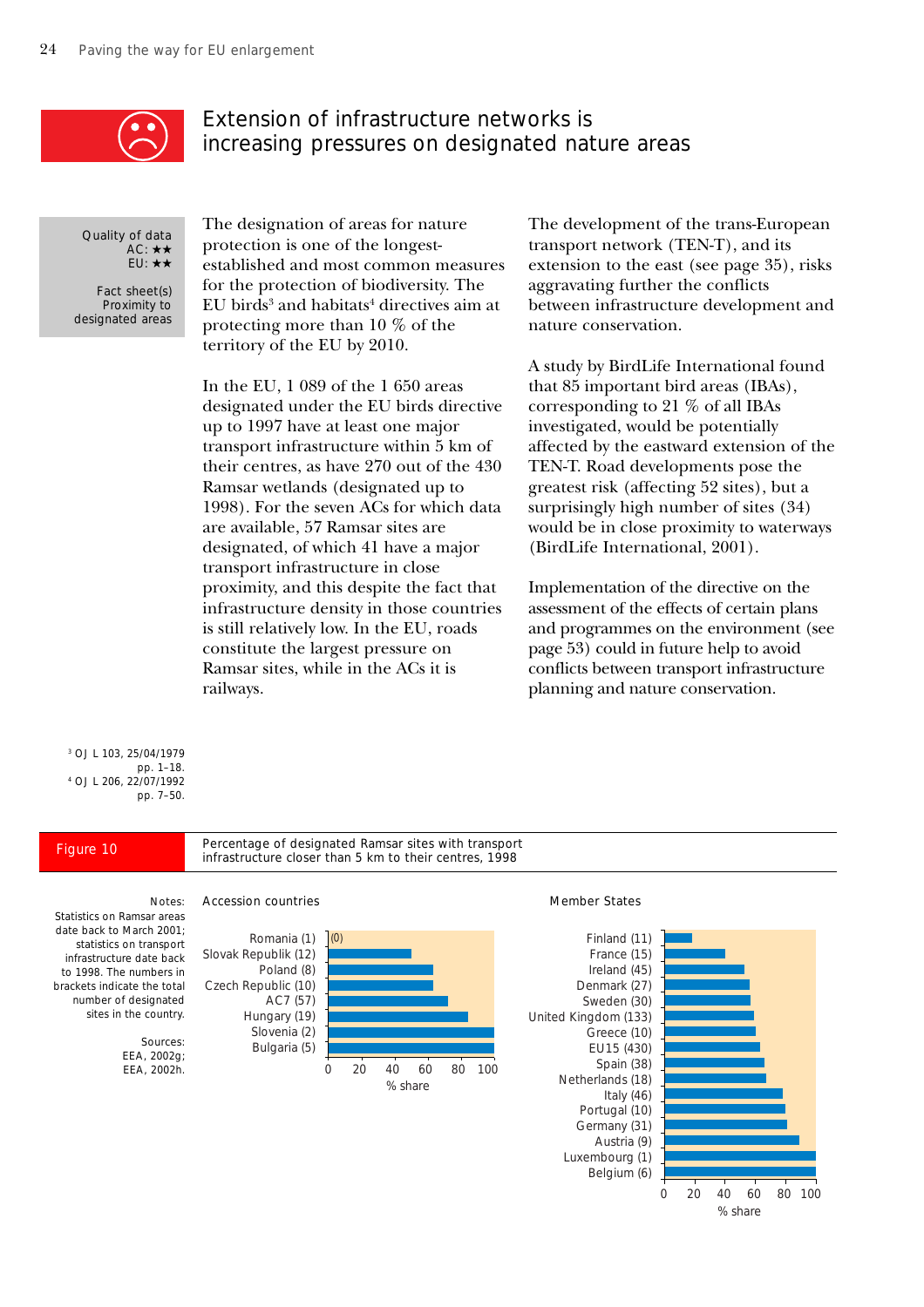## Extension of infrastructure networks is increasing pressures on designated nature areas

Quality of data
AC: ★★
EU: ★★

Fact sheet(s)
Proximity to designated areas

The designation of areas for nature protection is one of the longest-established and most common measures for the protection of biodiversity. The EU birds[3] and habitats[4] directives aim at protecting more than 10 % of the territory of the EU by 2010.

In the EU, 1 089 of the 1 650 areas designated under the EU birds directive up to 1997 have at least one major transport infrastructure within 5 km of their centres, as have 270 out of the 430 Ramsar wetlands (designated up to 1998). For the seven ACs for which data are available, 57 Ramsar sites are designated, of which 41 have a major transport infrastructure in close proximity, and this despite the fact that infrastructure density in those countries is still relatively low. In the EU, roads constitute the largest pressure on Ramsar sites, while in the ACs it is railways.

The development of the trans-European transport network (TEN-T), and its extension to the east (see page 35), risks aggravating further the conflicts between infrastructure development and nature conservation.

A study by BirdLife International found that 85 important bird areas (IBAs), corresponding to 21 % of all IBAs investigated, would be potentially affected by the eastward extension of the TEN-T. Road developments pose the greatest risk (affecting 52 sites), but a surprisingly high number of sites (34) would be in close proximity to waterways (BirdLife International, 2001).

Implementation of the directive on the assessment of the effects of certain plans and programmes on the environment (see page 53) could in future help to avoid conflicts between transport infrastructure planning and nature conservation.

[3] OJ L 103, 25/04/1979 pp. 1–18.
[4] OJ L 206, 22/07/1992 pp. 7–50.

**Figure 10** Percentage of designated Ramsar sites with transport infrastructure closer than 5 km to their centres, 1998

Accession countries: Romania (1) (0), Slovak Republik (12), Poland (8), Czech Republic (10), AC7 (57), Hungary (19), Slovenia (2), Bulgaria (5)

Member States: Finland (11), France (15), Ireland (45), Denmark (27), Sweden (30), United Kingdom (133), Greece (10), EU15 (430), Spain (38), Netherlands (18), Italy (46), Portugal (10), Germany (31), Austria (9), Luxembourg (1), Belgium (6)

Axes: % share (0–100)

Notes: Statistics on Ramsar areas date back to March 2001; statistics on transport infrastructure date back to 1998. The numbers in brackets indicate the total number of designated sites in the country.

Sources: EEA, 2002g; EEA, 2002h.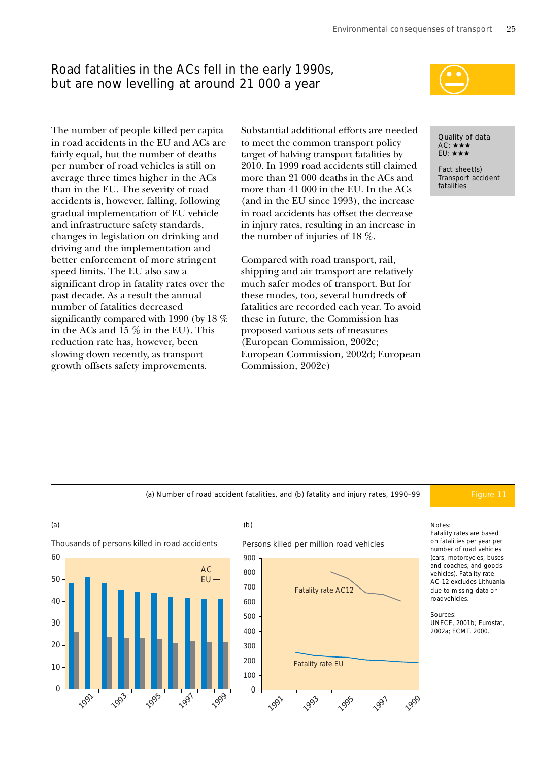# Road fatalities in the ACs fell in the early 1990s, but are now levelling at around 21 000 a year

The number of people killed per capita in road accidents in the EU and ACs are fairly equal, but the number of deaths per number of road vehicles is still on average three times higher in the ACs than in the EU. The severity of road accidents is, however, falling, following gradual implementation of EU vehicle and infrastructure safety standards, changes in legislation on drinking and driving and the implementation and better enforcement of more stringent speed limits. The EU also saw a significant drop in fatality rates over the past decade. As a result the annual number of fatalities decreased significantly compared with 1990 (by 18 % in the ACs and 15 % in the EU). This reduction rate has, however, been slowing down recently, as transport growth offsets safety improvements.

Substantial additional efforts are needed to meet the common transport policy target of halving transport fatalities by 2010. In 1999 road accidents still claimed more than 21 000 deaths in the ACs and more than 41 000 in the EU. In the ACs (and in the EU since 1993), the increase in road accidents has offset the decrease in injury rates, resulting in an increase in the number of injuries of 18 %.

Compared with road transport, rail, shipping and air transport are relatively much safer modes of transport. But for these modes, too, several hundreds of fatalities are recorded each year. To avoid these in future, the Commission has proposed various sets of measures (European Commission, 2002c; European Commission, 2002d; European Commission, 2002e)

Quality of data
AC: ★★★
EU: ★★★

Fact sheet(s)
Transport accident fatalities

**Figure 11**

(a) Number of road accident fatalities, and (b) fatality and injury rates, 1990–99

(a)

Thousands of persons killed in road accidents

(b)

Persons killed per million road vehicles

Notes:
Fatality rates are based on fatalities per year per number of road vehicles (cars, motorcycles, buses and coaches, and goods vehicles). Fatality rate AC-12 excludes Lithuania due to missing data on roadvehicles.

Sources:
UNECE, 2001b; Eurostat, 2002a; ECMT, 2000.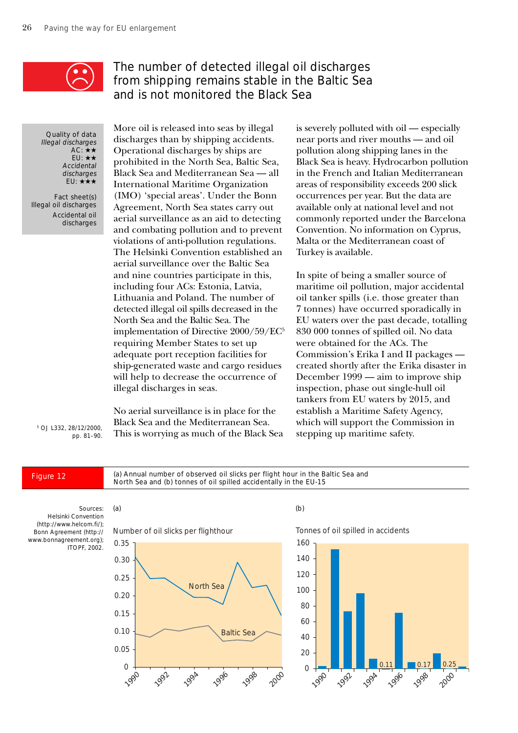# The number of detected illegal oil discharges from shipping remains stable in the Baltic Sea and is not monitored the Black Sea

Quality of data
*Illegal discharges*
AC: ★★
EU: ★★
*Accidental discharges*
EU: ★★★

Fact sheet(s)
Illegal oil discharges
Accidental oil discharges

More oil is released into seas by illegal discharges than by shipping accidents. Operational discharges by ships are prohibited in the North Sea, Baltic Sea, Black Sea and Mediterranean Sea — all International Maritime Organization (IMO) 'special areas'. Under the Bonn Agreement, North Sea states carry out aerial surveillance as an aid to detecting and combating pollution and to prevent violations of anti-pollution regulations. The Helsinki Convention established an aerial surveillance over the Baltic Sea and nine countries participate in this, including four ACs: Estonia, Latvia, Lithuania and Poland. The number of detected illegal oil spills decreased in the North Sea and the Baltic Sea. The implementation of Directive 2000/59/EC[5] requiring Member States to set up adequate port reception facilities for ship-generated waste and cargo residues will help to decrease the occurrence of illegal discharges in seas.

No aerial surveillance is in place for the Black Sea and the Mediterranean Sea. This is worrying as much of the Black Sea is severely polluted with oil — especially near ports and river mouths — and oil pollution along shipping lanes in the Black Sea is heavy. Hydrocarbon pollution in the French and Italian Mediterranean areas of responsibility exceeds 200 slick occurrences per year. But the data are available only at national level and not commonly reported under the Barcelona Convention. No information on Cyprus, Malta or the Mediterranean coast of Turkey is available.

In spite of being a smaller source of maritime oil pollution, major accidental oil tanker spills (i.e. those greater than 7 tonnes) have occurred sporadically in EU waters over the past decade, totalling 830 000 tonnes of spilled oil. No data were obtained for the ACs. The Commission's Erika I and II packages — created shortly after the Erika disaster in December 1999 — aim to improve ship inspection, phase out single-hull oil tankers from EU waters by 2015, and establish a Maritime Safety Agency, which will support the Commission in stepping up maritime safety.

[5] OJ L332, 28/12/2000, pp. 81–90.

**Figure 12** (a) Annual number of observed oil slicks per flight hour in the Baltic Sea and North Sea and (b) tonnes of oil spilled accidentally in the EU-15

Sources: Helsinki Convention (http://www.helcom.fi/); Bonn Agreement (http://www.bonnagreement.org); ITOPF, 2002.

(a) Number of oil slicks per flighthour — North Sea; Baltic Sea (1990–2000)

(b) Tonnes of oil spilled in accidents (1990–2000; labelled values: 0.11, 0.17, 0.25)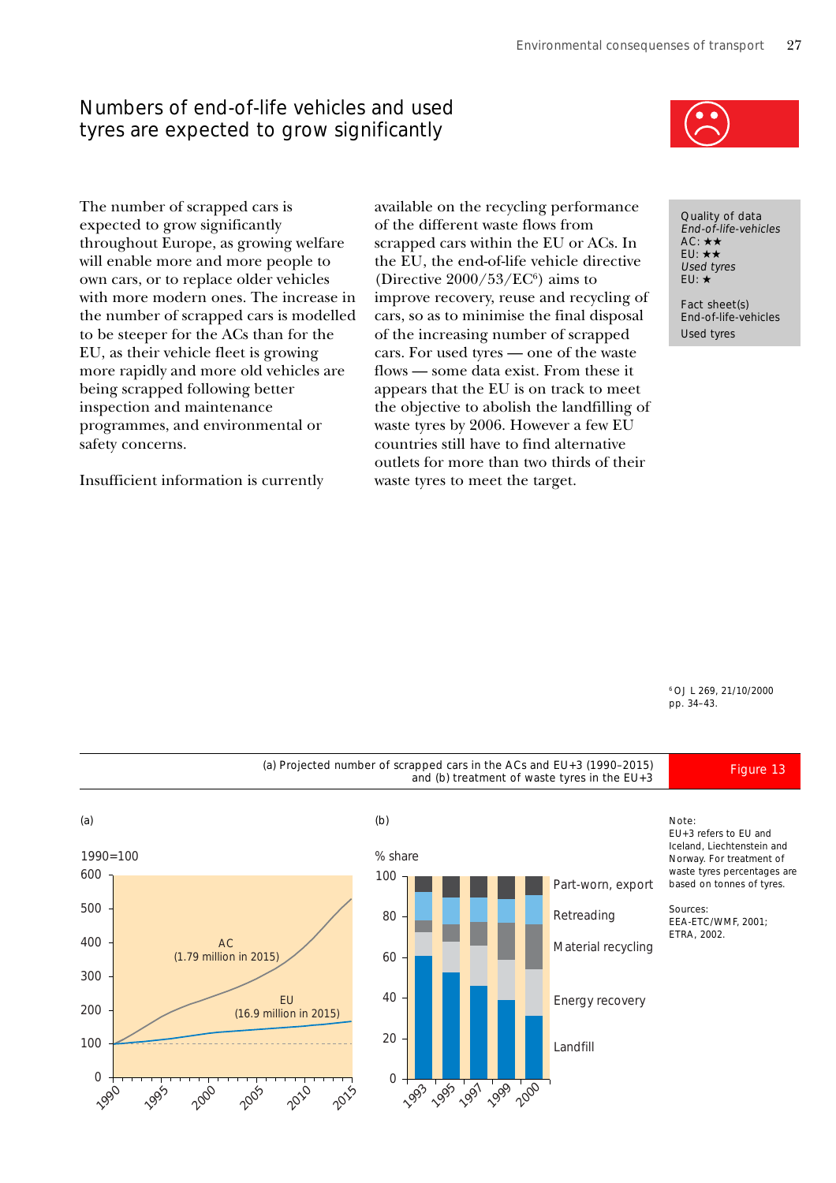## Numbers of end-of-life vehicles and used tyres are expected to grow significantly

The number of scrapped cars is expected to grow significantly throughout Europe, as growing welfare will enable more and more people to own cars, or to replace older vehicles with more modern ones. The increase in the number of scrapped cars is modelled to be steeper for the ACs than for the EU, as their vehicle fleet is growing more rapidly and more old vehicles are being scrapped following better inspection and maintenance programmes, and environmental or safety concerns.

Insufficient information is currently available on the recycling performance of the different waste flows from scrapped cars within the EU or ACs. In the EU, the end-of-life vehicle directive (Directive 2000/53/EC[6]) aims to improve recovery, reuse and recycling of cars, so as to minimise the final disposal of the increasing number of scrapped cars. For used tyres — one of the waste flows — some data exist. From these it appears that the EU is on track to meet the objective to abolish the landfilling of waste tyres by 2006. However a few EU countries still have to find alternative outlets for more than two thirds of their waste tyres to meet the target.

Quality of data
*End-of-life-vehicles*
AC: ★★
EU: ★★
*Used tyres*
EU: ★

Fact sheet(s)
End-of-life-vehicles
Used tyres

[6] OJ L 269, 21/10/2000 pp. 34–43.

**Figure 13** (a) Projected number of scrapped cars in the ACs and EU+3 (1990–2015) and (b) treatment of waste tyres in the EU+3

(a) 1990=100 — AC (1.79 million in 2015); EU (16.9 million in 2015)

(b) % share — Part-worn, export; Retreading; Material recycling; Energy recovery; Landfill

Note: EU+3 refers to EU and Iceland, Liechtenstein and Norway. For treatment of waste tyres percentages are based on tonnes of tyres.

Sources: EEA-ETC/WMF, 2001; ETRA, 2002.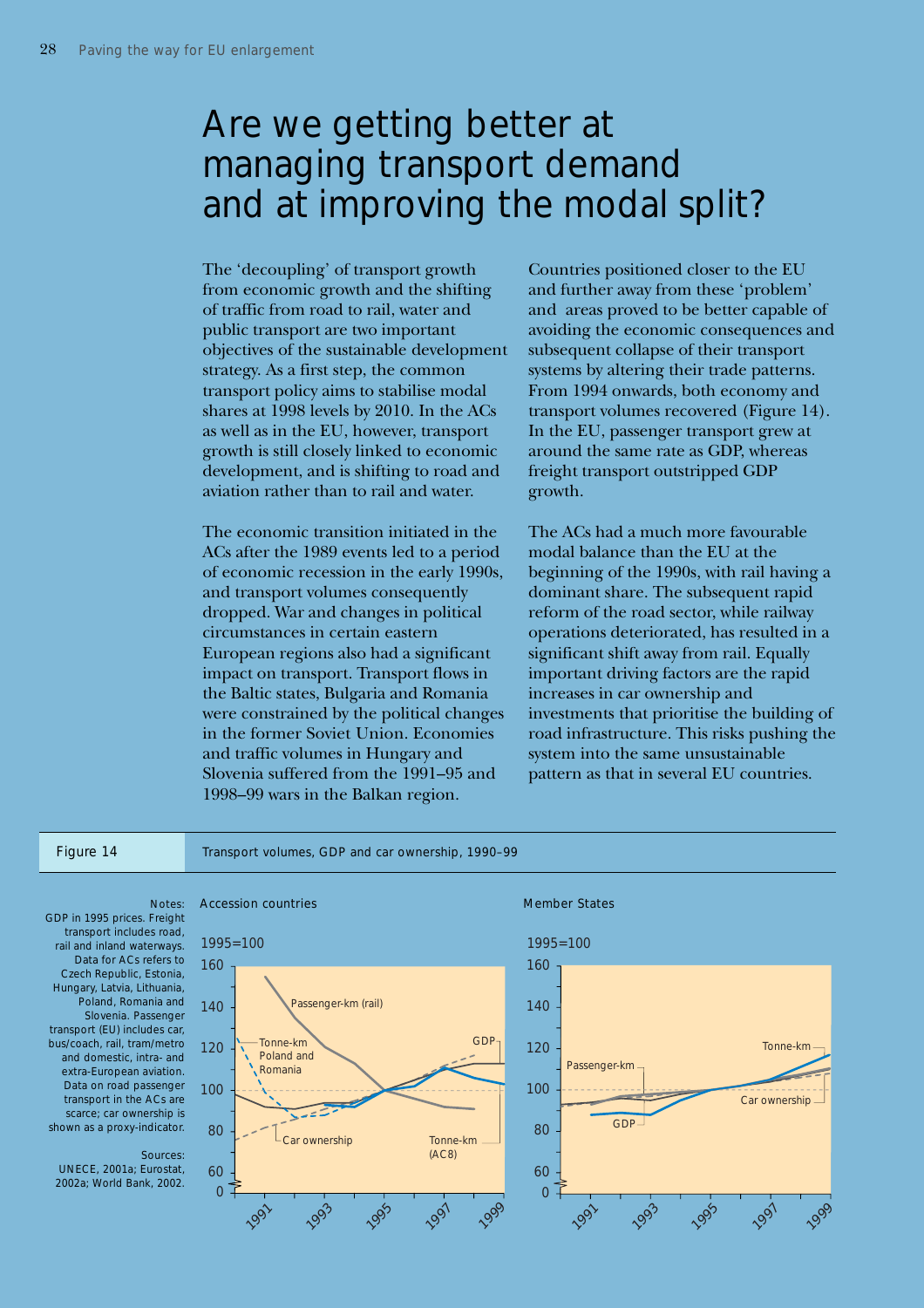# Are we getting better at managing transport demand and at improving the modal split?

The 'decoupling' of transport growth from economic growth and the shifting of traffic from road to rail, water and public transport are two important objectives of the sustainable development strategy. As a first step, the common transport policy aims to stabilise modal shares at 1998 levels by 2010. In the ACs as well as in the EU, however, transport growth is still closely linked to economic development, and is shifting to road and aviation rather than to rail and water.

The economic transition initiated in the ACs after the 1989 events led to a period of economic recession in the early 1990s, and transport volumes consequently dropped. War and changes in political circumstances in certain eastern European regions also had a significant impact on transport. Transport flows in the Baltic states, Bulgaria and Romania were constrained by the political changes in the former Soviet Union. Economies and traffic volumes in Hungary and Slovenia suffered from the 1991–95 and 1998–99 wars in the Balkan region.

Countries positioned closer to the EU and further away from these 'problem' and areas proved to be better capable of avoiding the economic consequences and subsequent collapse of their transport systems by altering their trade patterns. From 1994 onwards, both economy and transport volumes recovered (Figure 14). In the EU, passenger transport grew at around the same rate as GDP, whereas freight transport outstripped GDP growth.

The ACs had a much more favourable modal balance than the EU at the beginning of the 1990s, with rail having a dominant share. The subsequent rapid reform of the road sector, while railway operations deteriorated, has resulted in a significant shift away from rail. Equally important driving factors are the rapid increases in car ownership and investments that prioritise the building of road infrastructure. This risks pushing the system into the same unsustainable pattern as that in several EU countries.

Figure 14 Transport volumes, GDP and car ownership, 1990–99

Notes: GDP in 1995 prices. Freight transport includes road, rail and inland waterways. Data for ACs refers to Czech Republic, Estonia, Hungary, Latvia, Lithuania, Poland, Romania and Slovenia. Passenger transport (EU) includes car, bus/coach, rail, tram/metro and domestic, intra- and extra-European aviation. Data on road passenger transport in the ACs are scarce; car ownership is shown as a proxy-indicator.

Sources: UNECE, 2001a; Eurostat, 2002a; World Bank, 2002.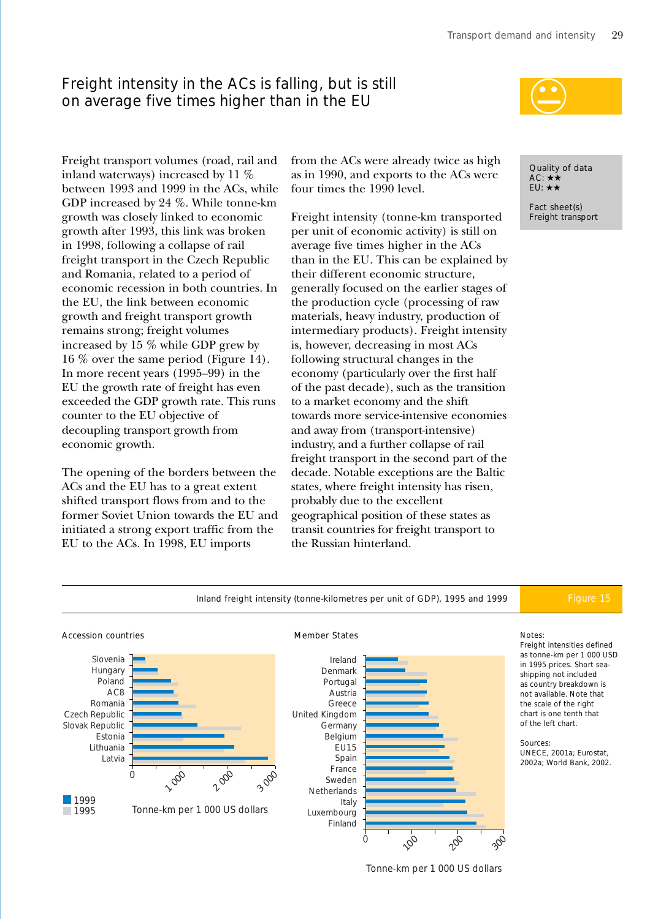## Freight intensity in the ACs is falling, but is still on average five times higher than in the EU

Quality of data
AC: ★★
EU: ★★

Fact sheet(s)
Freight transport

Freight transport volumes (road, rail and inland waterways) increased by 11 % between 1993 and 1999 in the ACs, while GDP increased by 24 %. While tonne-km growth was closely linked to economic growth after 1993, this link was broken in 1998, following a collapse of rail freight transport in the Czech Republic and Romania, related to a period of economic recession in both countries. In the EU, the link between economic growth and freight transport growth remains strong; freight volumes increased by 15 % while GDP grew by 16 % over the same period (Figure 14). In more recent years (1995–99) in the EU the growth rate of freight has even exceeded the GDP growth rate. This runs counter to the EU objective of decoupling transport growth from economic growth.

The opening of the borders between the ACs and the EU has to a great extent shifted transport flows from and to the former Soviet Union towards the EU and initiated a strong export traffic from the EU to the ACs. In 1998, EU imports from the ACs were already twice as high as in 1990, and exports to the ACs were four times the 1990 level.

Freight intensity (tonne-km transported per unit of economic activity) is still on average five times higher in the ACs than in the EU. This can be explained by their different economic structure, generally focused on the earlier stages of the production cycle (processing of raw materials, heavy industry, production of intermediary products). Freight intensity is, however, decreasing in most ACs following structural changes in the economy (particularly over the first half of the past decade), such as the transition to a market economy and the shift towards more service-intensive economies and away from (transport-intensive) industry, and a further collapse of rail freight transport in the second part of the decade. Notable exceptions are the Baltic states, where freight intensity has risen, probably due to the excellent geographical position of these states as transit countries for freight transport to the Russian hinterland.

Inland freight intensity (tonne-kilometres per unit of GDP), 1995 and 1999 — Figure 15

Accession countries: Slovenia, Hungary, Poland, AC8, Romania, Czech Republic, Slovak Republic, Estonia, Lithuania, Latvia (axis 0–3 000; Tonne-km per 1 000 US dollars; 1999, 1995)

Member States: Ireland, Denmark, Portugal, Austria, Greece, United Kingdom, Germany, Belgium, EU15, Spain, France, Sweden, Netherlands, Italy, Luxembourg, Finland (axis 0–300; Tonne-km per 1 000 US dollars)

Notes:
Freight intensities defined as tonne-km per 1 000 USD in 1995 prices. Short sea-shipping not included as country breakdown is not available. Note that the scale of the right chart is one tenth that of the left chart.

Sources:
UNECE, 2001a; Eurostat, 2002a; World Bank, 2002.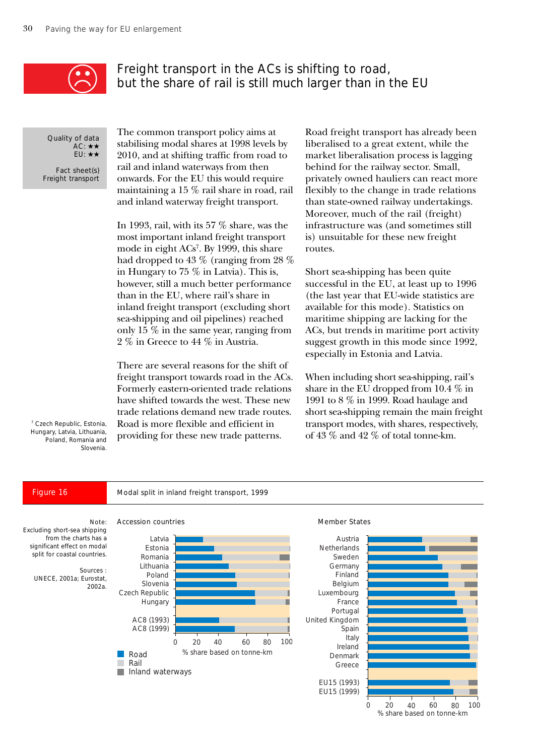# Freight transport in the ACs is shifting to road, but the share of rail is still much larger than in the EU

Quality of data
AC: ★★
EU: ★★

Fact sheet(s)
Freight transport

The common transport policy aims at stabilising modal shares at 1998 levels by 2010, and at shifting traffic from road to rail and inland waterways from then onwards. For the EU this would require maintaining a 15 % rail share in road, rail and inland waterway freight transport.

In 1993, rail, with its 57 % share, was the most important inland freight transport mode in eight ACs[7]. By 1999, this share had dropped to 43 % (ranging from 28 % in Hungary to 75 % in Latvia). This is, however, still a much better performance than in the EU, where rail's share in inland freight transport (excluding short sea-shipping and oil pipelines) reached only 15 % in the same year, ranging from 2 % in Greece to 44 % in Austria.

There are several reasons for the shift of freight transport towards road in the ACs. Formerly eastern-oriented trade relations have shifted towards the west. These new trade relations demand new trade routes. Road is more flexible and efficient in providing for these new trade patterns.

[7] Czech Republic, Estonia, Hungary, Latvia, Lithuania, Poland, Romania and Slovenia.

Road freight transport has already been liberalised to a great extent, while the market liberalisation process is lagging behind for the railway sector. Small, privately owned hauliers can react more flexibly to the change in trade relations than state-owned railway undertakings. Moreover, much of the rail (freight) infrastructure was (and sometimes still is) unsuitable for these new freight routes.

Short sea-shipping has been quite successful in the EU, at least up to 1996 (the last year that EU-wide statistics are available for this mode). Statistics on maritime shipping are lacking for the ACs, but trends in maritime port activity suggest growth in this mode since 1992, especially in Estonia and Latvia.

When including short sea-shipping, rail's share in the EU dropped from 10.4 % in 1991 to 8 % in 1999. Road haulage and short sea-shipping remain the main freight transport modes, with shares, respectively, of 43 % and 42 % of total tonne-km.

**Figure 16** Modal split in inland freight transport, 1999

Note: Excluding short-sea shipping from the charts has a significant effect on modal split in coastal countries.

Sources : UNECE, 2001a; Eurostat, 2002a.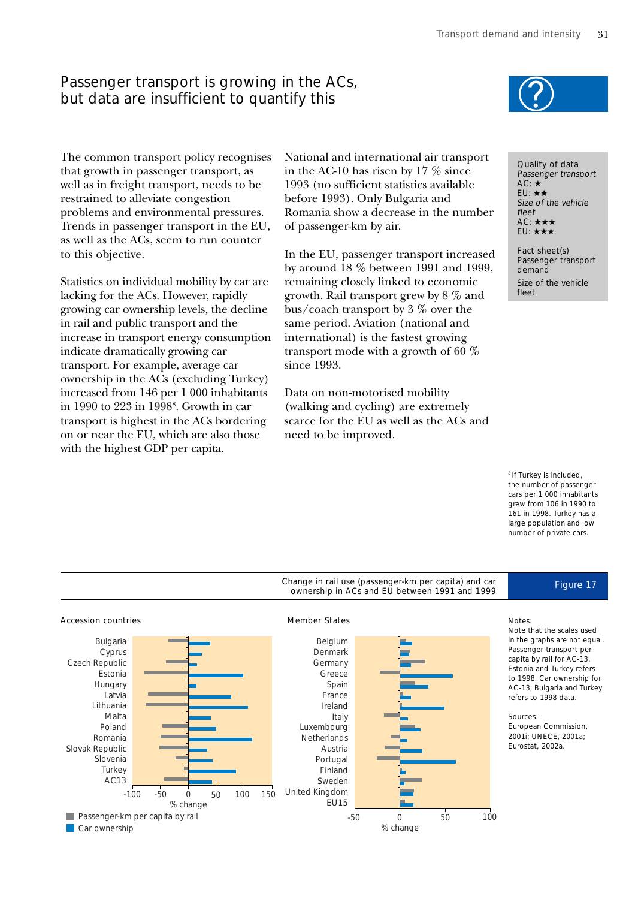# Passenger transport is growing in the ACs, but data are insufficient to quantify this

The common transport policy recognises that growth in passenger transport, as well as in freight transport, needs to be restrained to alleviate congestion problems and environmental pressures. Trends in passenger transport in the EU, as well as the ACs, seem to run counter to this objective.

Statistics on individual mobility by car are lacking for the ACs. However, rapidly growing car ownership levels, the decline in rail and public transport and the increase in transport energy consumption indicate dramatically growing car transport. For example, average car ownership in the ACs (excluding Turkey) increased from 146 per 1 000 inhabitants in 1990 to 223 in 1998[8]. Growth in car transport is highest in the ACs bordering on or near the EU, which are also those with the highest GDP per capita.

National and international air transport in the AC-10 has risen by 17 % since 1993 (no sufficient statistics available before 1993). Only Bulgaria and Romania show a decrease in the number of passenger-km by air.

In the EU, passenger transport increased by around 18 % between 1991 and 1999, remaining closely linked to economic growth. Rail transport grew by 8 % and bus/coach transport by 3 % over the same period. Aviation (national and international) is the fastest growing transport mode with a growth of 60 % since 1993.

Data on non-motorised mobility (walking and cycling) are extremely scarce for the EU as well as the ACs and need to be improved.

Quality of data
*Passenger transport*
AC: ★
EU: ★★
*Size of the vehicle fleet*
AC: ★★★
EU: ★★★

Fact sheet(s)
Passenger transport demand
Size of the vehicle fleet

[8] If Turkey is included, the number of passenger cars per 1 000 inhabitants grew from 106 in 1990 to 161 in 1998. Turkey has a large population and low number of private cars.

Figure 17 — Change in rail use (passenger-km per capita) and car ownership in ACs and EU between 1991 and 1999

Notes:
Note that the scales used in the graphs are not equal. Passenger transport per capita by rail for AC-13, Estonia and Turkey refers to 1998. Car ownership for AC-13, Bulgaria and Turkey refers to 1998 data.

Sources: European Commission, 2001i; UNECE, 2001a; Eurostat, 2002a.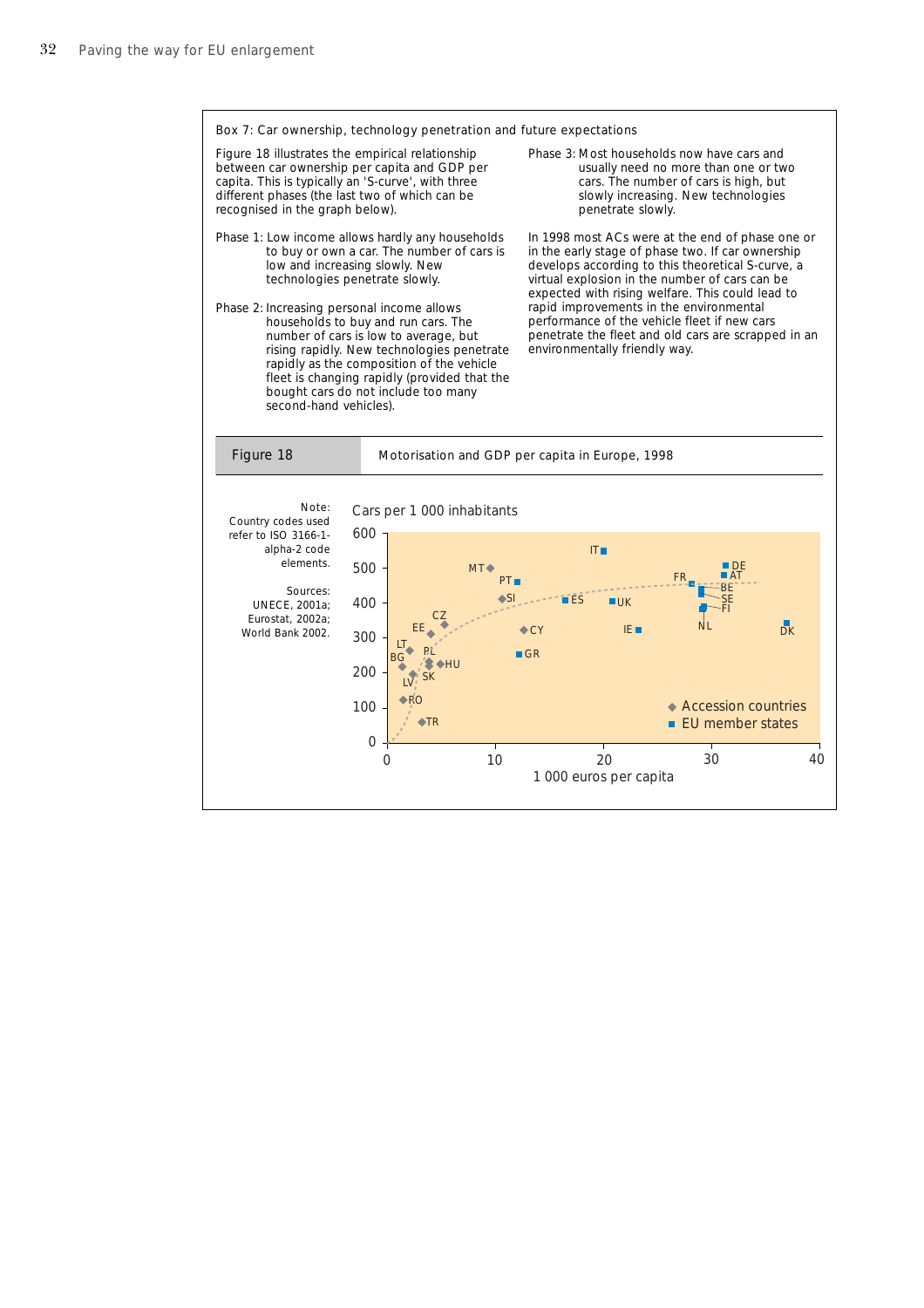### Box 7: Car ownership, technology penetration and future expectations

Figure 18 illustrates the empirical relationship between car ownership per capita and GDP per capita. This is typically an 'S-curve', with three different phases (the last two of which can be recognised in the graph below).

Phase 1: Low income allows hardly any households to buy or own a car. The number of cars is low and increasing slowly. New technologies penetrate slowly.

Phase 2: Increasing personal income allows households to buy and run cars. The number of cars is low to average, but rising rapidly. New technologies penetrate rapidly as the composition of the vehicle fleet is changing rapidly (provided that the bought cars do not include too many second-hand vehicles).

Phase 3: Most households now have cars and usually need no more than one or two cars. The number of cars is high, but slowly increasing. New technologies penetrate slowly.

In 1998 most ACs were at the end of phase one or in the early stage of phase two. If car ownership develops according to this theoretical S-curve, a virtual explosion in the number of cars can be expected with rising welfare. This could lead to rapid improvements in the environmental performance of the vehicle fleet if new cars penetrate the fleet and old cars are scrapped in an environmentally friendly way.

**Figure 18** Motorisation and GDP per capita in Europe, 1998

Note: Country codes used refer to ISO 3166-1-alpha-2 code elements.

Sources: UNECE, 2001a; Eurostat, 2002a; World Bank 2002.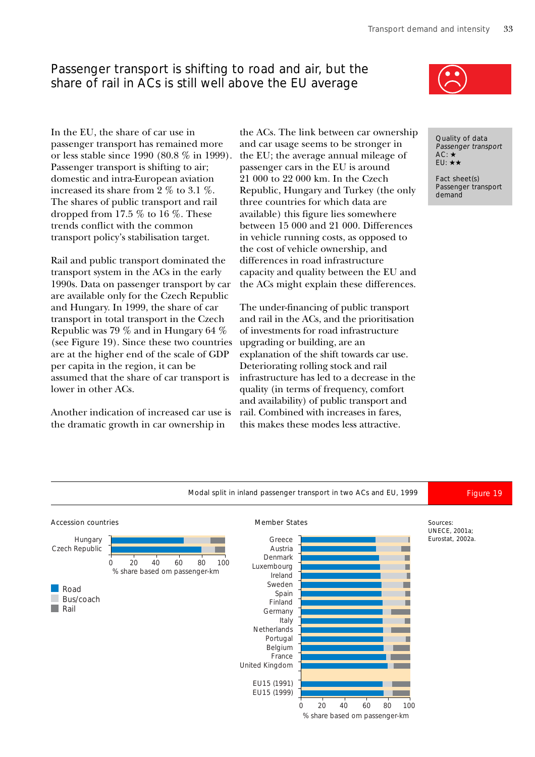## Passenger transport is shifting to road and air, but the share of rail in ACs is still well above the EU average

In the EU, the share of car use in passenger transport has remained more or less stable since 1990 (80.8 % in 1999). Passenger transport is shifting to air; domestic and intra-European aviation increased its share from 2 % to 3.1 %. The shares of public transport and rail dropped from 17.5 % to 16 %. These trends conflict with the common transport policy's stabilisation target.

Rail and public transport dominated the transport system in the ACs in the early 1990s. Data on passenger transport by car are available only for the Czech Republic and Hungary. In 1999, the share of car transport in total transport in the Czech Republic was 79 % and in Hungary 64 % (see Figure 19). Since these two countries are at the higher end of the scale of GDP per capita in the region, it can be assumed that the share of car transport is lower in other ACs.

Another indication of increased car use is the dramatic growth in car ownership in the ACs. The link between car ownership and car usage seems to be stronger in the EU; the average annual mileage of passenger cars in the EU is around 21 000 to 22 000 km. In the Czech Republic, Hungary and Turkey (the only three countries for which data are available) this figure lies somewhere between 15 000 and 21 000. Differences in vehicle running costs, as opposed to the cost of vehicle ownership, and differences in road infrastructure capacity and quality between the EU and the ACs might explain these differences.

The under-financing of public transport and rail in the ACs, and the prioritisation of investments for road infrastructure upgrading or building, are an explanation of the shift towards car use. Deteriorating rolling stock and rail infrastructure has led to a decrease in the quality (in terms of frequency, comfort and availability) of public transport and rail. Combined with increases in fares, this makes these modes less attractive.

Quality of data
*Passenger transport*
AC: ★
EU: ★★

Fact sheet(s)
Passenger transport demand

**Figure 19** Modal split in inland passenger transport in two ACs and EU, 1999

Accession countries: Hungary, Czech Republic (% share based om passenger-km; Road, Bus/coach, Rail)

Member States: Greece, Austria, Denmark, Luxembourg, Ireland, Sweden, Spain, Finland, Germany, Italy, Netherlands, Portugal, Belgium, France, United Kingdom, EU15 (1991), EU15 (1999) (% share based om passenger-km)

Sources: UNECE, 2001a; Eurostat, 2002a.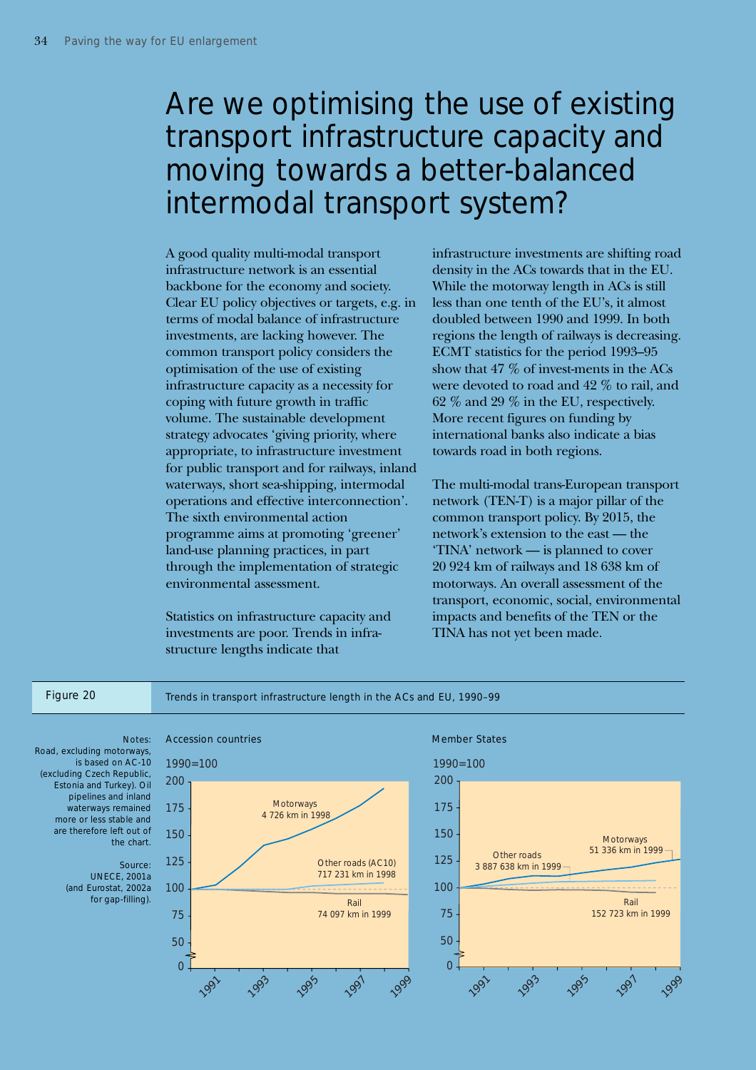# Are we optimising the use of existing transport infrastructure capacity and moving towards a better-balanced intermodal transport system?

A good quality multi-modal transport infrastructure network is an essential backbone for the economy and society. Clear EU policy objectives or targets, e.g. in terms of modal balance of infrastructure investments, are lacking however. The common transport policy considers the optimisation of the use of existing infrastructure capacity as a necessity for coping with future growth in traffic volume. The sustainable development strategy advocates 'giving priority, where appropriate, to infrastructure investment for public transport and for railways, inland waterways, short sea-shipping, intermodal operations and effective interconnection'. The sixth environmental action programme aims at promoting 'greener' land-use planning practices, in part through the implementation of strategic environmental assessment.

Statistics on infrastructure capacity and investments are poor. Trends in infrastructure lengths indicate that infrastructure investments are shifting road density in the ACs towards that in the EU. While the motorway length in ACs is still less than one tenth of the EU's, it almost doubled between 1990 and 1999. In both regions the length of railways is decreasing. ECMT statistics for the period 1993–95 show that 47 % of invest-ments in the ACs were devoted to road and 42 % to rail, and 62 % and 29 % in the EU, respectively. More recent figures on funding by international banks also indicate a bias towards road in both regions.

The multi-modal trans-European transport network (TEN-T) is a major pillar of the common transport policy. By 2015, the network's extension to the east — the 'TINA' network — is planned to cover 20 924 km of railways and 18 638 km of motorways. An overall assessment of the transport, economic, social, environmental impacts and benefits of the TEN or the TINA has not yet been made.

**Figure 20** Trends in transport infrastructure length in the ACs and EU, 1990–99

Notes: Road, excluding motorways, is based on AC-10 (excluding Czech Republic, Estonia and Turkey). Oil pipelines and inland waterways remained more or less stable and are therefore left out of the chart.

Source: UNECE, 2001a (and Eurostat, 2002a for gap-filling).

Accession countries (1990=100): Motorways 4 726 km in 1998; Other roads (AC10) 717 231 km in 1998; Rail 74 097 km in 1999.

Member States (1990=100): Motorways 51 336 km in 1999; Other roads 3 887 638 km in 1999; Rail 152 723 km in 1999.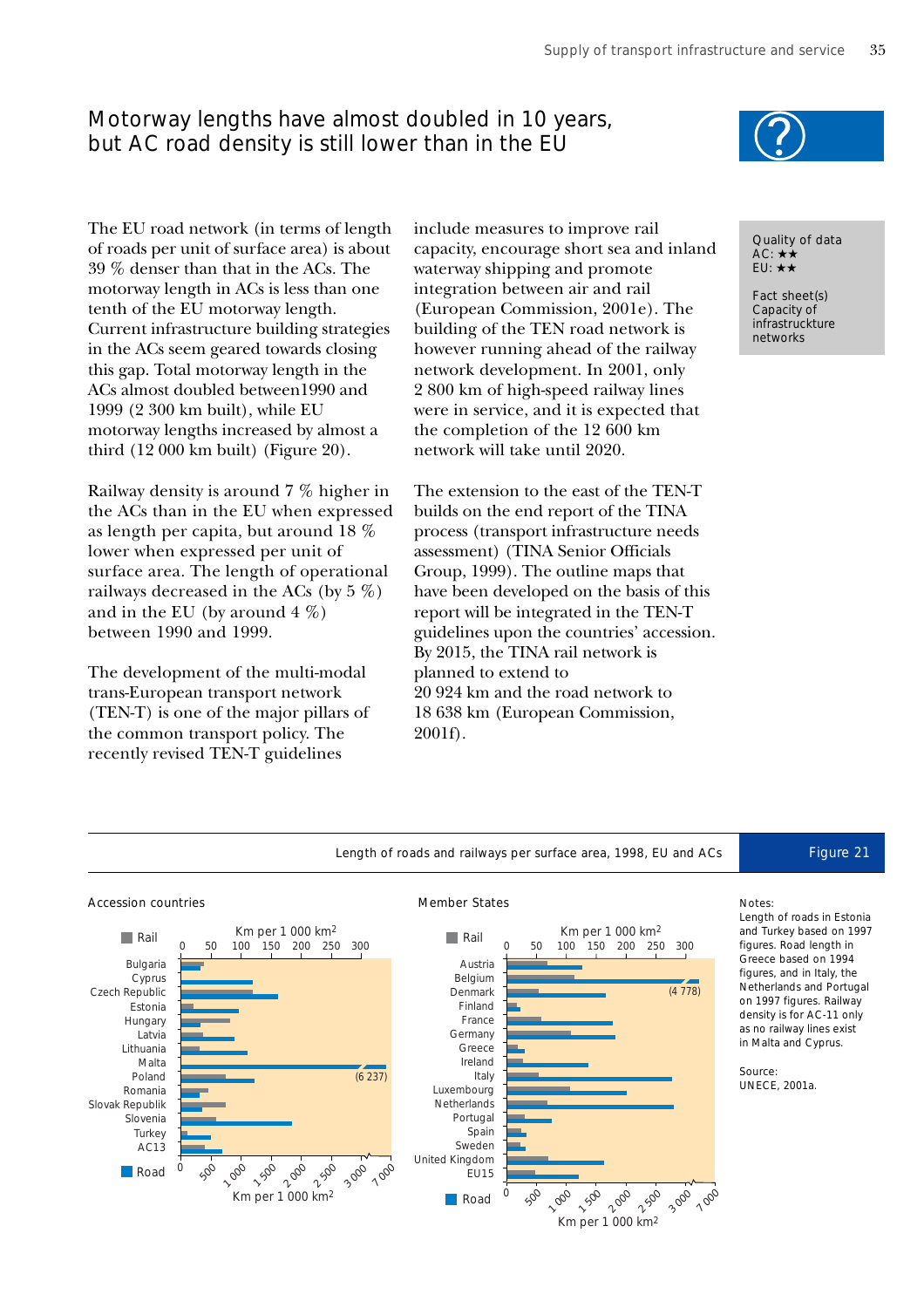# Motorway lengths have almost doubled in 10 years, but AC road density is still lower than in the EU

Quality of data
AC: ★★
EU: ★★

Fact sheet(s)
Capacity of infrastruckture networks

The EU road network (in terms of length of roads per unit of surface area) is about 39 % denser than that in the ACs. The motorway length in ACs is less than one tenth of the EU motorway length. Current infrastructure building strategies in the ACs seem geared towards closing this gap. Total motorway length in the ACs almost doubled between1990 and 1999 (2 300 km built), while EU motorway lengths increased by almost a third (12 000 km built) (Figure 20).

Railway density is around 7 % higher in the ACs than in the EU when expressed as length per capita, but around 18 % lower when expressed per unit of surface area. The length of operational railways decreased in the ACs (by 5 %) and in the EU (by around 4 %) between 1990 and 1999.

The development of the multi-modal trans-European transport network (TEN-T) is one of the major pillars of the common transport policy. The recently revised TEN-T guidelines include measures to improve rail capacity, encourage short sea and inland waterway shipping and promote integration between air and rail (European Commission, 2001e). The building of the TEN road network is however running ahead of the railway network development. In 2001, only 2 800 km of high-speed railway lines were in service, and it is expected that the completion of the 12 600 km network will take until 2020.

The extension to the east of the TEN-T builds on the end report of the TINA process (transport infrastructure needs assessment) (TINA Senior Officials Group, 1999). The outline maps that have been developed on the basis of this report will be integrated in the TEN-T guidelines upon the countries' accession. By 2015, the TINA rail network is planned to extend to 20 924 km and the road network to 18 638 km (European Commission, 2001f).

Length of roads and railways per surface area, 1998, EU and ACs — Figure 21

Accession countries: Bulgaria, Cyprus, Czech Republic, Estonia, Hungary, Latvia, Lithuania, Malta (Road: 6 237), Poland, Romania, Slovak Republik, Slovenia, Turkey, AC13. Rail and Road in km per 1 000 km².

Member States: Austria, Belgium (Road: 4 778), Denmark, Finland, France, Germany, Greece, Ireland, Italy, Luxembourg, Netherlands, Portugal, Spain, Sweden, United Kingdom, EU15. Rail and Road in km per 1 000 km².

Notes:
Length of roads in Estonia and Turkey based on 1997 figures. Road length in Greece based on 1994 figures, and in Italy, the Netherlands and Portugal on 1997 figures. Railway density is for AC-11 only as no railway lines exist in Malta and Cyprus.

Source:
UNECE, 2001a.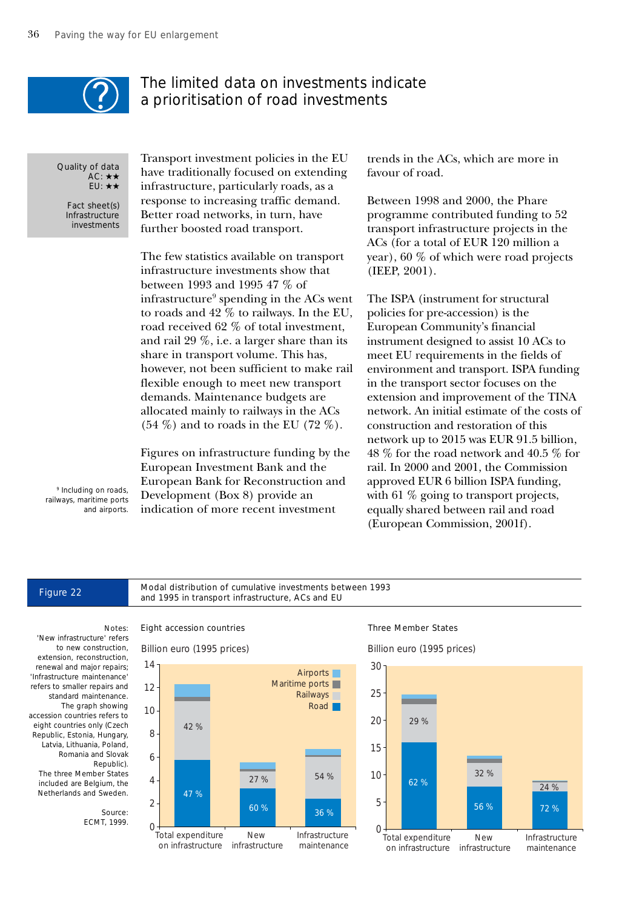# The limited data on investments indicate a prioritisation of road investments

Quality of data
AC: ★★
EU: ★★

Fact sheet(s)
Infrastructure investments

Transport investment policies in the EU have traditionally focused on extending infrastructure, particularly roads, as a response to increasing traffic demand. Better road networks, in turn, have further boosted road transport.

The few statistics available on transport infrastructure investments show that between 1993 and 1995 47 % of infrastructure[9] spending in the ACs went to roads and 42 % to railways. In the EU, road received 62 % of total investment, and rail 29 %, i.e. a larger share than its share in transport volume. This has, however, not been sufficient to make rail flexible enough to meet new transport demands. Maintenance budgets are allocated mainly to railways in the ACs (54 %) and to roads in the EU (72 %).

Figures on infrastructure funding by the European Investment Bank and the European Bank for Reconstruction and Development (Box 8) provide an indication of more recent investment trends in the ACs, which are more in favour of road.

Between 1998 and 2000, the Phare programme contributed funding to 52 transport infrastructure projects in the ACs (for a total of EUR 120 million a year), 60 % of which were road projects (IEEP, 2001).

The ISPA (instrument for structural policies for pre-accession) is the European Community's financial instrument designed to assist 10 ACs to meet EU requirements in the fields of environment and transport. ISPA funding in the transport sector focuses on the extension and improvement of the TINA network. An initial estimate of the costs of construction and restoration of this network up to 2015 was EUR 91.5 billion, 48 % for the road network and 40.5 % for rail. In 2000 and 2001, the Commission approved EUR 6 billion ISPA funding, with 61 % going to transport projects, equally shared between rail and road (European Commission, 2001f).

[9] Including on roads, railways, maritime ports and airports.

**Figure 22** Modal distribution of cumulative investments between 1993 and 1995 in transport infrastructure, ACs and EU

Eight accession countries — Billion euro (1995 prices)

| | Road | Railways | Maritime ports | Airports |
|---|---|---|---|---|
| Total expenditure on infrastructure | 47 % | 42 % | | |
| New infrastructure | 60 % | 27 % | | |
| Infrastructure maintenance | 36 % | 54 % | | |

Three Member States — Billion euro (1995 prices)

| | Road | Railways | Maritime ports | Airports |
|---|---|---|---|---|
| Total expenditure on infrastructure | 62 % | 29 % | | |
| New infrastructure | 56 % | 32 % | | |
| Infrastructure maintenance | 72 % | 24 % | | |

Notes: 'New infrastructure' refers to new construction, extension, reconstruction, renewal and major repairs; 'Infrastructure maintenance' refers to smaller repairs and standard maintenance. The graph showing accession countries refers to eight countries only (Czech Republic, Estonia, Hungary, Latvia, Lithuania, Poland, Romania and Slovak Republic). The three Member States included are Belgium, the Netherlands and Sweden.

Source: ECMT, 1999.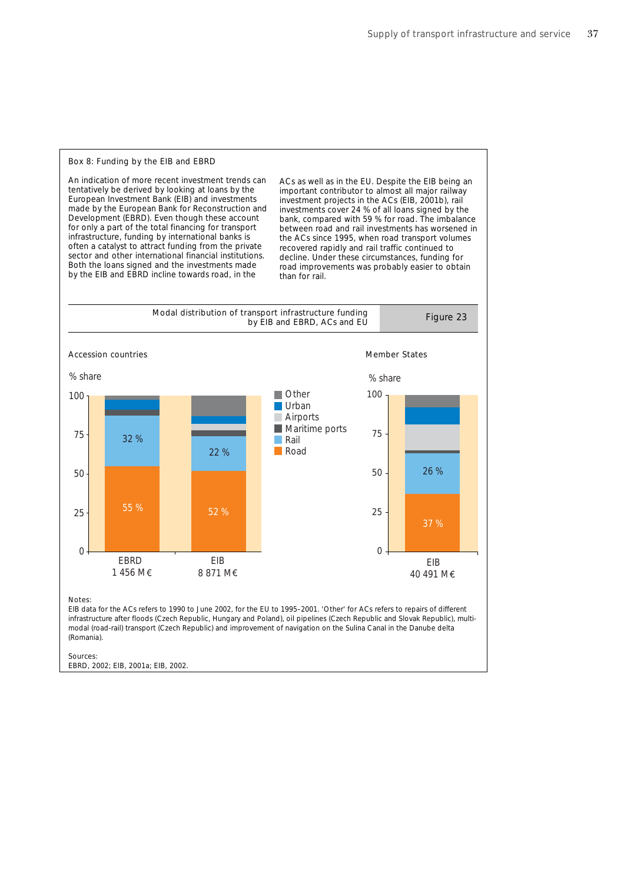## Box 8: Funding by the EIB and EBRD

An indication of more recent investment trends can tentatively be derived by looking at loans by the European Investment Bank (EIB) and investments made by the European Bank for Reconstruction and Development (EBRD). Even though these account for only a part of the total financing for transport infrastructure, funding by international banks is often a catalyst to attract funding from the private sector and other international financial institutions. Both the loans signed and the investments made by the EIB and EBRD incline towards road, in the ACs as well as in the EU. Despite the EIB being an important contributor to almost all major railway investment projects in the ACs (EIB, 2001b), rail investments cover 24 % of all loans signed by the bank, compared with 59 % for road. The imbalance between road and rail investments has worsened in the ACs since 1995, when road transport volumes recovered rapidly and rail traffic continued to decline. Under these circumstances, funding for road improvements was probably easier to obtain than for rail.

**Figure 23: Modal distribution of transport infrastructure funding by EIB and EBRD, ACs and EU**

Accession countries (% share)

| | EBRD (1 456 M€) | EIB (8 871 M€) |
|---|---|---|
| Road | 55 % | 52 % |
| Rail | 32 % | 22 % |

Member States (% share)

| | EIB (40 491 M€) |
|---|---|
| Road | 37 % |
| Rail | 26 % |

Legend: Other, Urban, Airports, Maritime ports, Rail, Road

Notes:
EIB data for the ACs refers to 1990 to June 2002, for the EU to 1995–2001. 'Other' for ACs refers to repairs of different infrastructure after floods (Czech Republic, Hungary and Poland), oil pipelines (Czech Republic and Slovak Republic), multi-modal (road-rail) transport (Czech Republic) and improvement of navigation on the Sulina Canal in the Danube delta (Romania).

Sources:
EBRD, 2002; EIB, 2001a; EIB, 2002.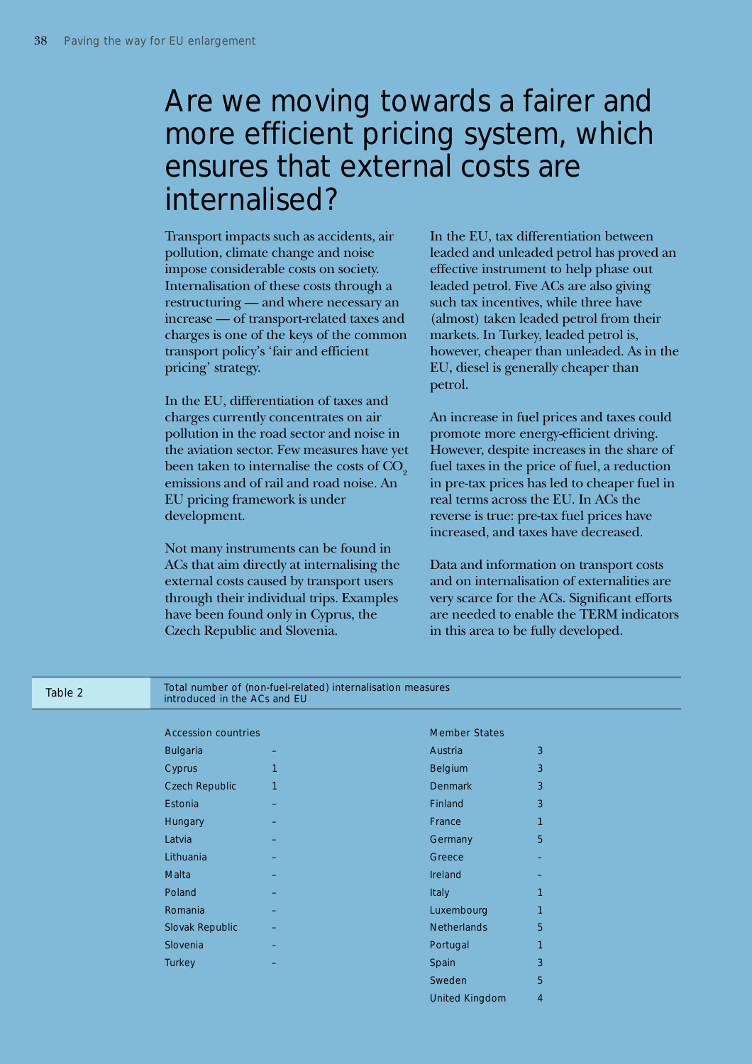# Are we moving towards a fairer and more efficient pricing system, which ensures that external costs are internalised?

Transport impacts such as accidents, air pollution, climate change and noise impose considerable costs on society. Internalisation of these costs through a restructuring — and where necessary an increase — of transport-related taxes and charges is one of the keys of the common transport policy's 'fair and efficient pricing' strategy.

In the EU, differentiation of taxes and charges currently concentrates on air pollution in the road sector and noise in the aviation sector. Few measures have yet been taken to internalise the costs of $CO_2$ emissions and of rail and road noise. An EU pricing framework is under development.

Not many instruments can be found in ACs that aim directly at internalising the external costs caused by transport users through their individual trips. Examples have been found only in Cyprus, the Czech Republic and Slovenia.

In the EU, tax differentiation between leaded and unleaded petrol has proved an effective instrument to help phase out leaded petrol. Five ACs are also giving such tax incentives, while three have (almost) taken leaded petrol from their markets. In Turkey, leaded petrol is, however, cheaper than unleaded. As in the EU, diesel is generally cheaper than petrol.

An increase in fuel prices and taxes could promote more energy-efficient driving. However, despite increases in the share of fuel taxes in the price of fuel, a reduction in pre-tax prices has led to cheaper fuel in real terms across the EU. In ACs the reverse is true: pre-tax fuel prices have increased, and taxes have decreased.

Data and information on transport costs and on internalisation of externalities are very scarce for the ACs. Significant efforts are needed to enable the TERM indicators in this area to be fully developed.

**Table 2** Total number of (non-fuel-related) internalisation measures introduced in the ACs and EU

| Accession countries | | Member States | |
|---|---|---|---|
| Bulgaria | – | Austria | 3 |
| Cyprus | 1 | Belgium | 3 |
| Czech Republic | 1 | Denmark | 3 |
| Estonia | – | Finland | 3 |
| Hungary | – | France | 1 |
| Latvia | – | Germany | 5 |
| Lithuania | – | Greece | – |
| Malta | – | Ireland | – |
| Poland | – | Italy | 1 |
| Romania | – | Luxembourg | 1 |
| Slovak Republic | – | Netherlands | 5 |
| Slovenia | – | Portugal | 1 |
| Turkey | – | Spain | 3 |
| | | Sweden | 5 |
| | | United Kingdom | 4 |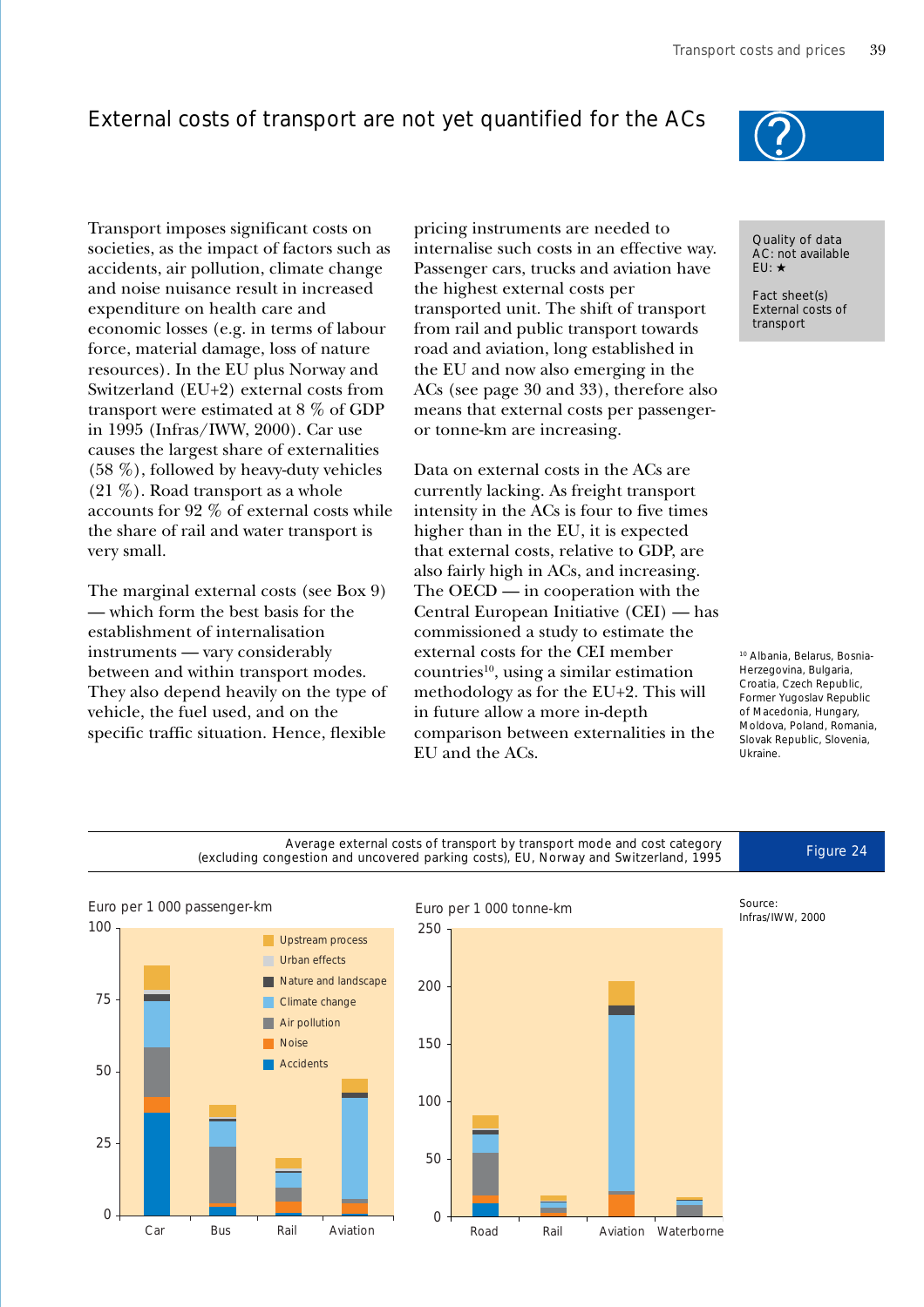# External costs of transport are not yet quantified for the ACs

Quality of data
AC: not available
EU: ★

Fact sheet(s)
External costs of transport

Transport imposes significant costs on societies, as the impact of factors such as accidents, air pollution, climate change and noise nuisance result in increased expenditure on health care and economic losses (e.g. in terms of labour force, material damage, loss of nature resources). In the EU plus Norway and Switzerland (EU+2) external costs from transport were estimated at 8 % of GDP in 1995 (Infras/IWW, 2000). Car use causes the largest share of externalities (58 %), followed by heavy-duty vehicles (21 %). Road transport as a whole accounts for 92 % of external costs while the share of rail and water transport is very small.

The marginal external costs (see Box 9) — which form the best basis for the establishment of internalisation instruments — vary considerably between and within transport modes. They also depend heavily on the type of vehicle, the fuel used, and on the specific traffic situation. Hence, flexible pricing instruments are needed to internalise such costs in an effective way. Passenger cars, trucks and aviation have the highest external costs per transported unit. The shift of transport from rail and public transport towards road and aviation, long established in the EU and now also emerging in the ACs (see page 30 and 33), therefore also means that external costs per passenger- or tonne-km are increasing.

Data on external costs in the ACs are currently lacking. As freight transport intensity in the ACs is four to five times higher than in the EU, it is expected that external costs, relative to GDP, are also fairly high in ACs, and increasing. The OECD — in cooperation with the Central European Initiative (CEI) — has commissioned a study to estimate the external costs for the CEI member countries[10], using a similar estimation methodology as for the EU+2. This will in future allow a more in-depth comparison between externalities in the EU and the ACs.

[10] Albania, Belarus, Bosnia-Herzegovina, Bulgaria, Croatia, Czech Republic, Former Yugoslav Republic of Macedonia, Hungary, Moldova, Poland, Romania, Slovak Republic, Slovenia, Ukraine.

**Figure 24** Average external costs of transport by transport mode and cost category (excluding congestion and uncovered parking costs), EU, Norway and Switzerland, 1995

Euro per 1 000 passenger-km (Car, Bus, Rail, Aviation) — Euro per 1 000 tonne-km (Road, Rail, Aviation, Waterborne)

Legend: Upstream process, Urban effects, Nature and landscape, Climate change, Air pollution, Noise, Accidents

Source: Infras/IWW, 2000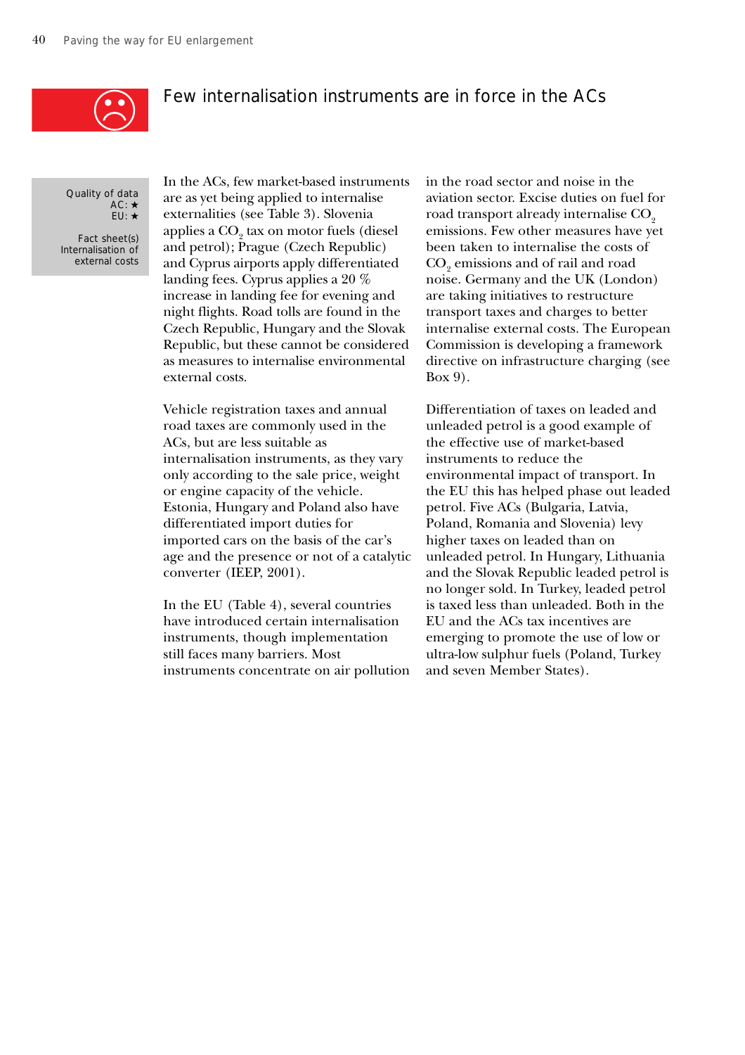## Few internalisation instruments are in force in the ACs

Quality of data
AC: ★
EU: ★

Fact sheet(s)
Internalisation of external costs

In the ACs, few market-based instruments are as yet being applied to internalise externalities (see Table 3). Slovenia applies a $CO_2$ tax on motor fuels (diesel and petrol); Prague (Czech Republic) and Cyprus airports apply differentiated landing fees. Cyprus applies a 20 % increase in landing fee for evening and night flights. Road tolls are found in the Czech Republic, Hungary and the Slovak Republic, but these cannot be considered as measures to internalise environmental external costs.

Vehicle registration taxes and annual road taxes are commonly used in the ACs, but are less suitable as internalisation instruments, as they vary only according to the sale price, weight or engine capacity of the vehicle. Estonia, Hungary and Poland also have differentiated import duties for imported cars on the basis of the car's age and the presence or not of a catalytic converter (IEEP, 2001).

In the EU (Table 4), several countries have introduced certain internalisation instruments, though implementation still faces many barriers. Most instruments concentrate on air pollution in the road sector and noise in the aviation sector. Excise duties on fuel for road transport already internalise $CO_2$ emissions. Few other measures have yet been taken to internalise the costs of $CO_2$ emissions and of rail and road noise. Germany and the UK (London) are taking initiatives to restructure transport taxes and charges to better internalise external costs. The European Commission is developing a framework directive on infrastructure charging (see Box 9).

Differentiation of taxes on leaded and unleaded petrol is a good example of the effective use of market-based instruments to reduce the environmental impact of transport. In the EU this has helped phase out leaded petrol. Five ACs (Bulgaria, Latvia, Poland, Romania and Slovenia) levy higher taxes on leaded than on unleaded petrol. In Hungary, Lithuania and the Slovak Republic leaded petrol is no longer sold. In Turkey, leaded petrol is taxed less than unleaded. Both in the EU and the ACs tax incentives are emerging to promote the use of low or ultra-low sulphur fuels (Poland, Turkey and seven Member States).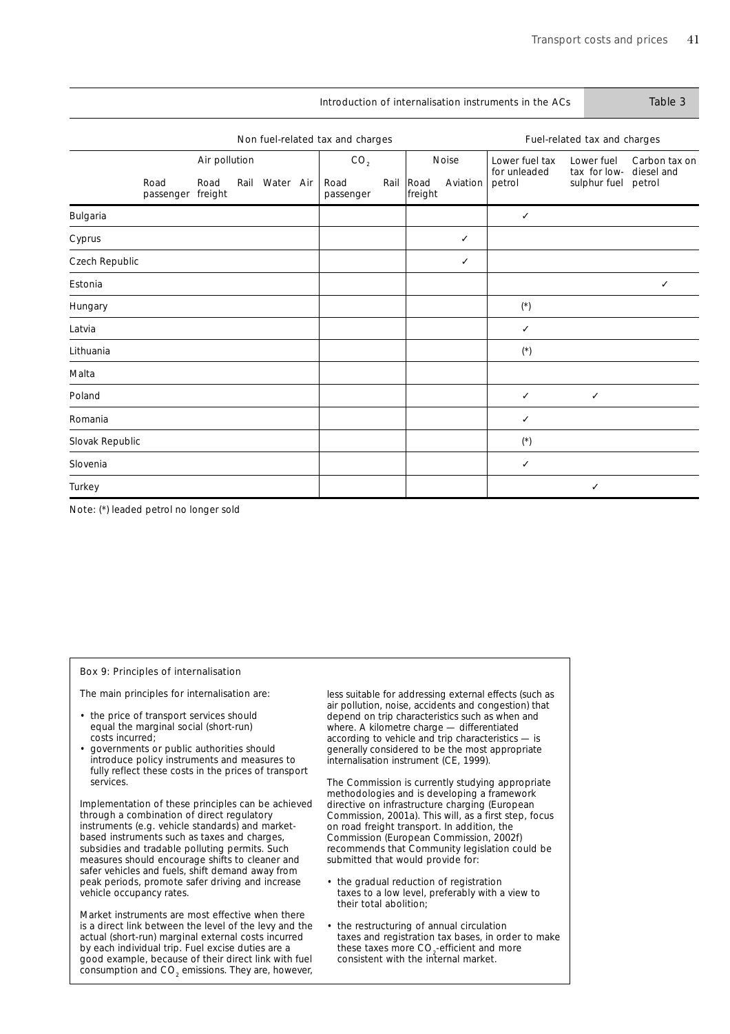**Table 3: Introduction of internalisation instruments in the ACs**

| | Non fuel-related tax and charges | | | | | | | | | Fuel-related tax and charges | | |
|---|---|---|---|---|---|---|---|---|---|---|---|---|
| | Air pollution | | | | | $CO_2$ | | Noise | | | | |
| | Road passenger | Road freight | Rail | Water | Air | Road passenger | Rail | Road freight | Aviation | Lower fuel tax for unleaded petrol | Lower fuel tax for low-sulphur fuel | Carbon tax on diesel and petrol |
| Bulgaria | | | | | | | | | | ✓ | | |
| Cyprus | | | | | | | | | ✓ | | | |
| Czech Republic | | | | | | | | | ✓ | | | |
| Estonia | | | | | | | | | | | | ✓ |
| Hungary | | | | | | | | | | (*) | | |
| Latvia | | | | | | | | | | ✓ | | |
| Lithuania | | | | | | | | | | (*) | | |
| Malta | | | | | | | | | | | | |
| Poland | | | | | | | | | | ✓ | ✓ | |
| Romania | | | | | | | | | | ✓ | | |
| Slovak Republic | | | | | | | | | | (*) | | |
| Slovenia | | | | | | | | | | ✓ | | |
| Turkey | | | | | | | | | | | ✓ | |

Note: (*) leaded petrol no longer sold

**Box 9: Principles of internalisation**

The main principles for internalisation are:

- the price of transport services should equal the marginal social (short-run) costs incurred;
- governments or public authorities should introduce policy instruments and measures to fully reflect these costs in the prices of transport services.

Implementation of these principles can be achieved through a combination of direct regulatory instruments (e.g. vehicle standards) and market-based instruments such as taxes and charges, subsidies and tradable polluting permits. Such measures should encourage shifts to cleaner and safer vehicles and fuels, shift demand away from peak periods, promote safer driving and increase vehicle occupancy rates.

Market instruments are most effective when there is a direct link between the level of the levy and the actual (short-run) marginal external costs incurred by each individual trip. Fuel excise duties are a good example, because of their direct link with fuel consumption and $CO_2$ emissions. They are, however, less suitable for addressing external effects (such as air pollution, noise, accidents and congestion) that depend on trip characteristics such as when and where. A kilometre charge — differentiated according to vehicle and trip characteristics — is generally considered to be the most appropriate internalisation instrument (CE, 1999).

The Commission is currently studying appropriate methodologies and is developing a framework directive on infrastructure charging (European Commission, 2001a). This will, as a first step, focus on road freight transport. In addition, the Commission (European Commission, 2002f) recommends that Community legislation could be submitted that would provide for:

- the gradual reduction of registration taxes to a low level, preferably with a view to their total abolition;
- the restructuring of annual circulation taxes and registration tax bases, in order to make these taxes more $CO_2$-efficient and more consistent with the internal market.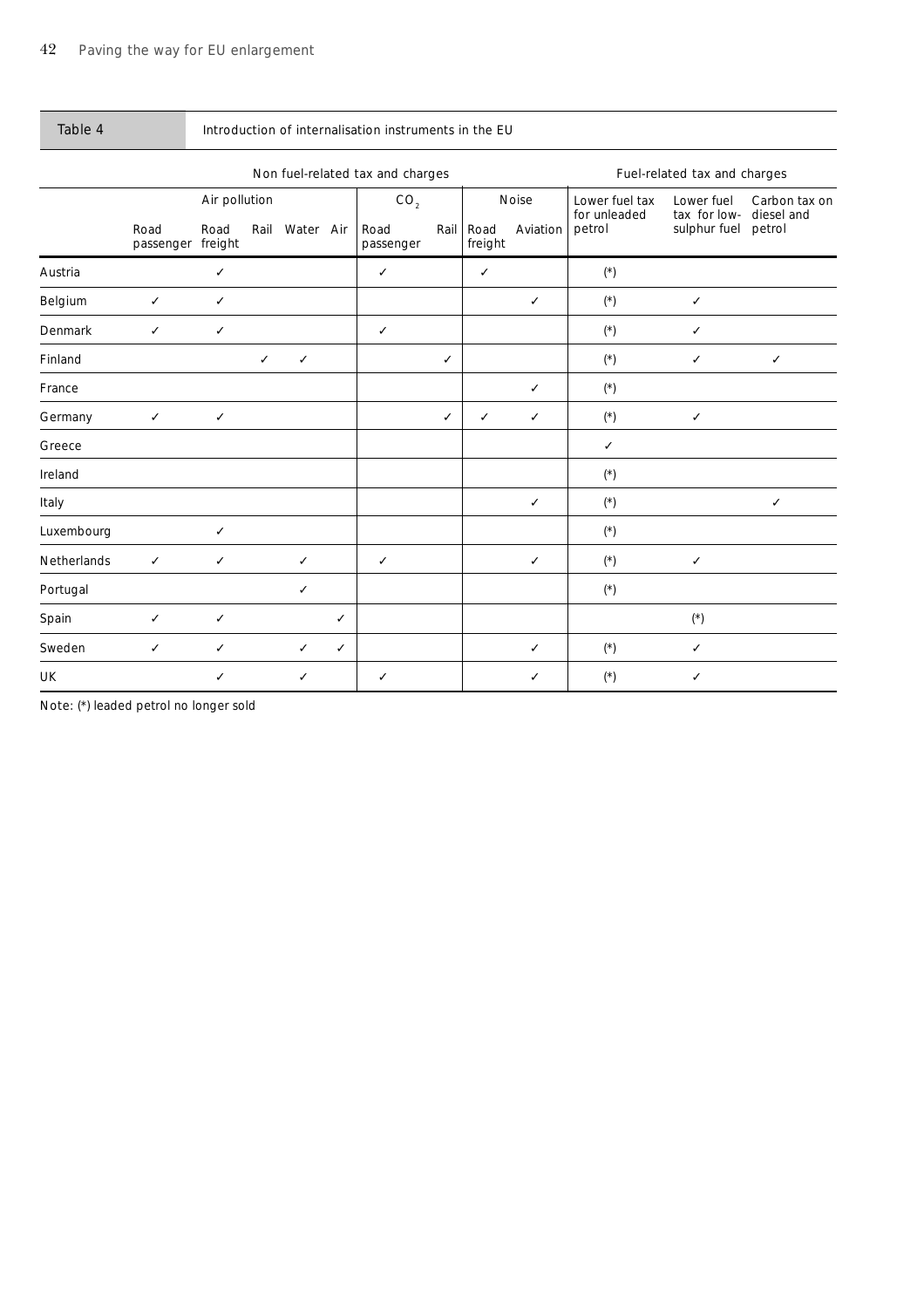**Table 4** Introduction of internalisation instruments in the EU

| | Non fuel-related tax and charges | | | | | | | | | Fuel-related tax and charges | | |
|---|---|---|---|---|---|---|---|---|---|---|---|---|
| | Air pollution | | | | | $CO_2$ | | Noise | | Lower fuel tax for unleaded petrol | Lower fuel tax for low-sulphur fuel | Carbon tax on diesel and petrol |
| | Road passenger | Road freight | Rail | Water | Air | Road passenger | Rail | Road freight | Aviation | | | |
| Austria | | ✓ | | | | ✓ | | ✓ | | (*) | | |
| Belgium | ✓ | ✓ | | | | | | | ✓ | (*) | ✓ | |
| Denmark | ✓ | ✓ | | | | ✓ | | | | (*) | ✓ | |
| Finland | | | ✓ | ✓ | | | ✓ | | | (*) | ✓ | ✓ |
| France | | | | | | | | | ✓ | (*) | | |
| Germany | ✓ | ✓ | | | | | ✓ | ✓ | ✓ | (*) | ✓ | |
| Greece | | | | | | | | | | ✓ | | |
| Ireland | | | | | | | | | | (*) | | |
| Italy | | | | | | | | | ✓ | (*) | | ✓ |
| Luxembourg | | ✓ | | | | | | | | (*) | | |
| Netherlands | ✓ | ✓ | | ✓ | | ✓ | | | ✓ | (*) | ✓ | |
| Portugal | | | | ✓ | | | | | | (*) | | |
| Spain | ✓ | ✓ | | | ✓ | | | | | | (*) | |
| Sweden | ✓ | ✓ | | ✓ | ✓ | | | | ✓ | (*) | ✓ | |
| UK | | ✓ | | ✓ | | ✓ | | | ✓ | (*) | ✓ | |

Note: (*) leaded petrol no longer sold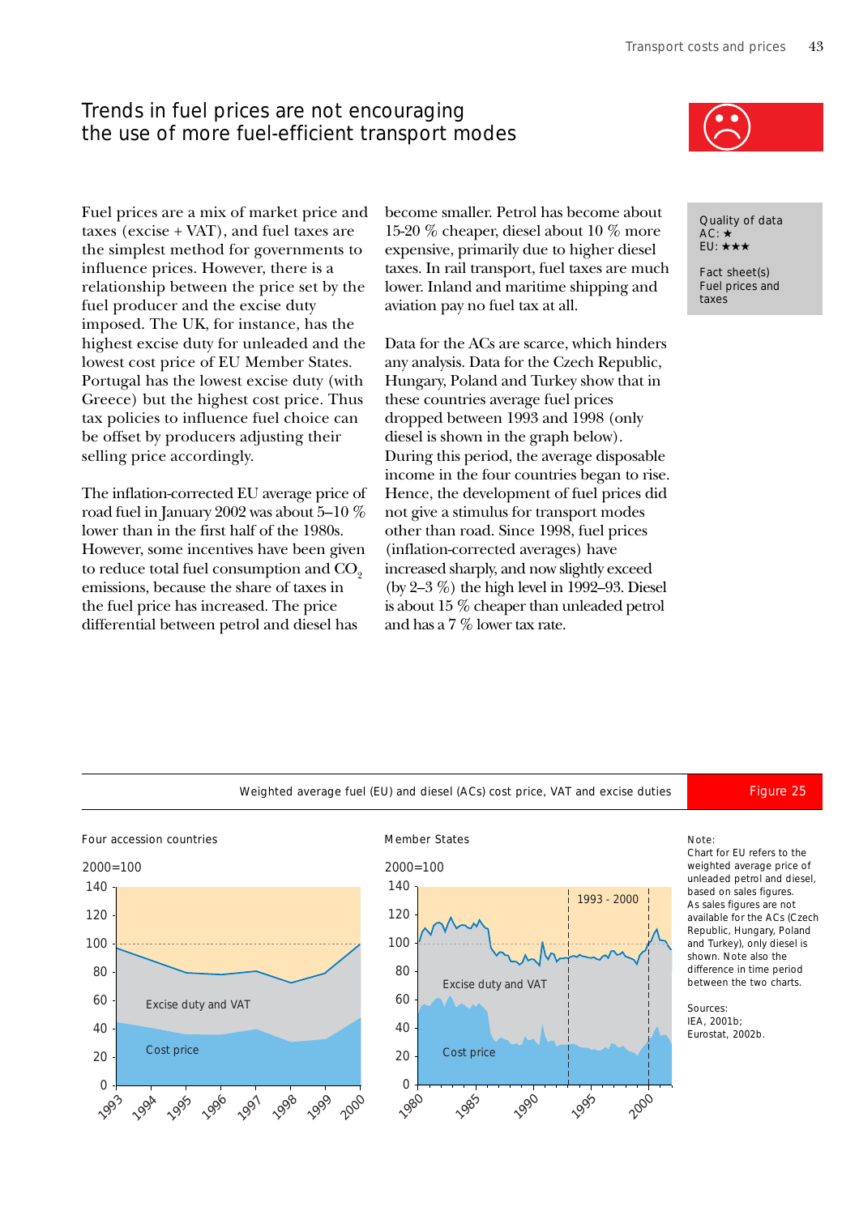# Trends in fuel prices are not encouraging the use of more fuel-efficient transport modes

Fuel prices are a mix of market price and taxes (excise + VAT), and fuel taxes are the simplest method for governments to influence prices. However, there is a relationship between the price set by the fuel producer and the excise duty imposed. The UK, for instance, has the highest excise duty for unleaded and the lowest cost price of EU Member States. Portugal has the lowest excise duty (with Greece) but the highest cost price. Thus tax policies to influence fuel choice can be offset by producers adjusting their selling price accordingly.

The inflation-corrected EU average price of road fuel in January 2002 was about 5–10 % lower than in the first half of the 1980s. However, some incentives have been given to reduce total fuel consumption and $CO_2$ emissions, because the share of taxes in the fuel price has increased. The price differential between petrol and diesel has become smaller. Petrol has become about 15-20 % cheaper, diesel about 10 % more expensive, primarily due to higher diesel taxes. In rail transport, fuel taxes are much lower. Inland and maritime shipping and aviation pay no fuel tax at all.

Data for the ACs are scarce, which hinders any analysis. Data for the Czech Republic, Hungary, Poland and Turkey show that in these countries average fuel prices dropped between 1993 and 1998 (only diesel is shown in the graph below). During this period, the average disposable income in the four countries began to rise. Hence, the development of fuel prices did not give a stimulus for transport modes other than road. Since 1998, fuel prices (inflation-corrected averages) have increased sharply, and now slightly exceed (by 2–3 %) the high level in 1992–93. Diesel is about 15 % cheaper than unleaded petrol and has a 7 % lower tax rate.

Quality of data
AC: ★
EU: ★★★

Fact sheet(s)
Fuel prices and taxes

**Figure 25** Weighted average fuel (EU) and diesel (ACs) cost price, VAT and excise duties

Four accession countries — 2000=100 (Excise duty and VAT; Cost price; 1993–2000)

Member States — 2000=100 (Excise duty and VAT; Cost price; 1980–2000; 1993 - 2000)

Note:
Chart for EU refers to the weighted average price of unleaded petrol and diesel, based on sales figures. As sales figures are not available for the ACs (Czech Republic, Hungary, Poland and Turkey), only diesel is shown. Note also the difference in time period between the two charts.

Sources:
IEA, 2001b;
Eurostat, 2002b.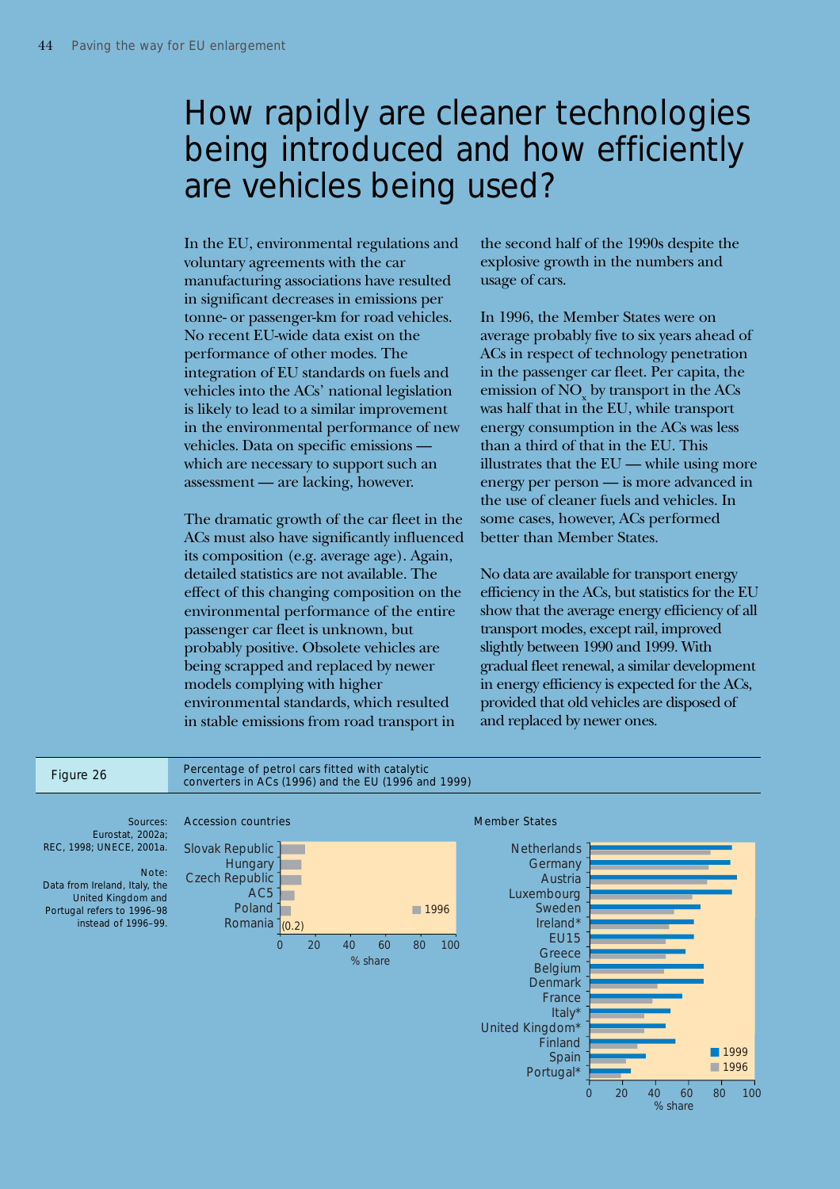# How rapidly are cleaner technologies being introduced and how efficiently are vehicles being used?

In the EU, environmental regulations and voluntary agreements with the car manufacturing associations have resulted in significant decreases in emissions per tonne- or passenger-km for road vehicles. No recent EU-wide data exist on the performance of other modes. The integration of EU standards on fuels and vehicles into the ACs' national legislation is likely to lead to a similar improvement in the environmental performance of new vehicles. Data on specific emissions — which are necessary to support such an assessment — are lacking, however.

The dramatic growth of the car fleet in the ACs must also have significantly influenced its composition (e.g. average age). Again, detailed statistics are not available. The effect of this changing composition on the environmental performance of the entire passenger car fleet is unknown, but probably positive. Obsolete vehicles are being scrapped and replaced by newer models complying with higher environmental standards, which resulted in stable emissions from road transport in the second half of the 1990s despite the explosive growth in the numbers and usage of cars.

In 1996, the Member States were on average probably five to six years ahead of ACs in respect of technology penetration in the passenger car fleet. Per capita, the emission of $NO_x$ by transport in the ACs was half that in the EU, while transport energy consumption in the ACs was less than a third of that in the EU. This illustrates that the EU — while using more energy per person — is more advanced in the use of cleaner fuels and vehicles. In some cases, however, ACs performed better than Member States.

No data are available for transport energy efficiency in the ACs, but statistics for the EU show that the average energy efficiency of all transport modes, except rail, improved slightly between 1990 and 1999. With gradual fleet renewal, a similar development in energy efficiency is expected for the ACs, provided that old vehicles are disposed of and replaced by newer ones.

**Figure 26** Percentage of petrol cars fitted with catalytic converters in ACs (1996) and the EU (1996 and 1999)

Sources: Eurostat, 2002a; REC, 1998; UNECE, 2001a.

Note: Data from Ireland, Italy, the United Kingdom and Portugal refers to 1996–98 instead of 1996–99.

Accession countries (% share, 1996): Slovak Republic, Hungary, Czech Republic, AC5, Poland, Romania (0.2)

Member States (% share, 1999 and 1996): Netherlands, Germany, Austria, Luxembourg, Sweden, Ireland*, EU15, Greece, Belgium, Denmark, France, Italy*, United Kingdom*, Finland, Spain, Portugal*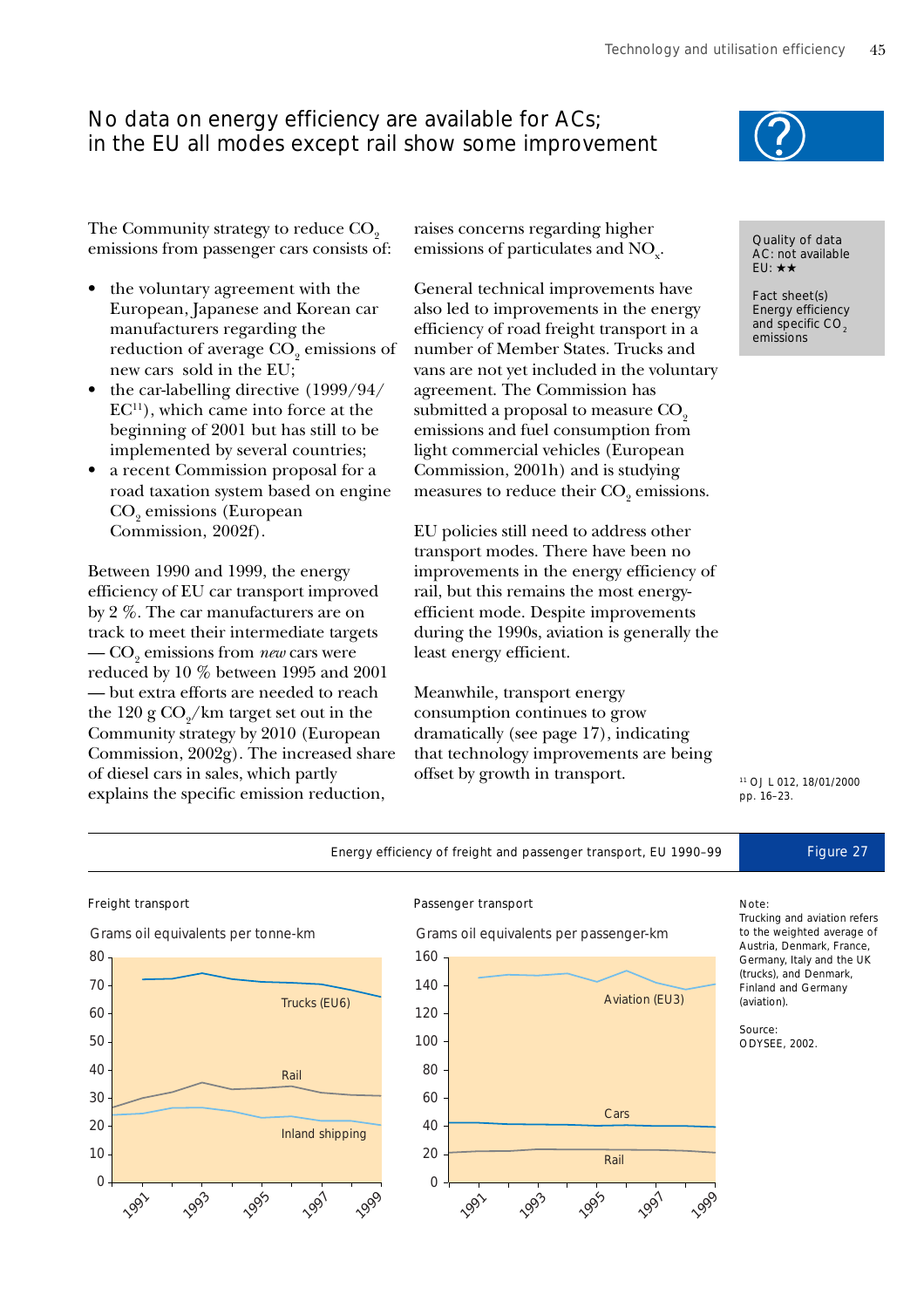# No data on energy efficiency are available for ACs; in the EU all modes except rail show some improvement

Quality of data
AC: not available
EU: ★★

Fact sheet(s)
Energy efficiency and specific $CO_2$ emissions

The Community strategy to reduce $CO_2$ emissions from passenger cars consists of:

- the voluntary agreement with the European, Japanese and Korean car manufacturers regarding the reduction of average $CO_2$ emissions of new cars sold in the EU;
- the car-labelling directive (1999/94/EC[11]), which came into force at the beginning of 2001 but has still to be implemented by several countries;
- a recent Commission proposal for a road taxation system based on engine $CO_2$ emissions (European Commission, 2002f).

Between 1990 and 1999, the energy efficiency of EU car transport improved by 2 %. The car manufacturers are on track to meet their intermediate targets — $CO_2$ emissions from *new* cars were reduced by 10 % between 1995 and 2001 — but extra efforts are needed to reach the 120 g $CO_2$/km target set out in the Community strategy by 2010 (European Commission, 2002g). The increased share of diesel cars in sales, which partly explains the specific emission reduction, raises concerns regarding higher emissions of particulates and $NO_x$.

General technical improvements have also led to improvements in the energy efficiency of road freight transport in a number of Member States. Trucks and vans are not yet included in the voluntary agreement. The Commission has submitted a proposal to measure $CO_2$ emissions and fuel consumption from light commercial vehicles (European Commission, 2001h) and is studying measures to reduce their $CO_2$ emissions.

EU policies still need to address other transport modes. There have been no improvements in the energy efficiency of rail, but this remains the most energy-efficient mode. Despite improvements during the 1990s, aviation is generally the least energy efficient.

Meanwhile, transport energy consumption continues to grow dramatically (see page 17), indicating that technology improvements are being offset by growth in transport.

[11] OJ L 012, 18/01/2000 pp. 16–23.

Energy efficiency of freight and passenger transport, EU 1990–99 — Figure 27

Freight transport — Grams oil equivalents per tonne-km (Trucks (EU6), Rail, Inland shipping)

Passenger transport — Grams oil equivalents per passenger-km (Aviation (EU3), Cars, Rail)

Note: Trucking and aviation refers to the weighted average of Austria, Denmark, France, Germany, Italy and the UK (trucks), and Denmark, Finland and Germany (aviation).

Source: ODYSEE, 2002.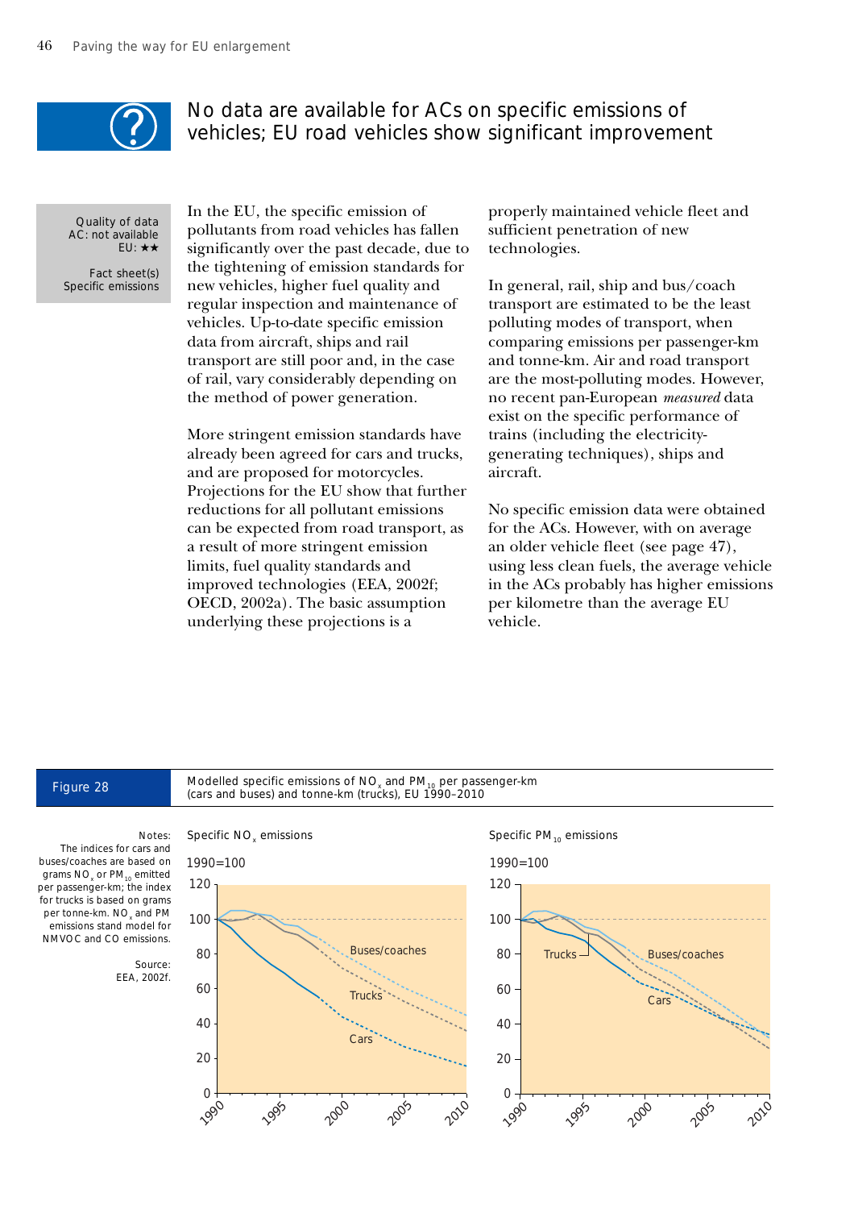# No data are available for ACs on specific emissions of vehicles; EU road vehicles show significant improvement

Quality of data
AC: not available
EU: ★★

Fact sheet(s)
Specific emissions

In the EU, the specific emission of pollutants from road vehicles has fallen significantly over the past decade, due to the tightening of emission standards for new vehicles, higher fuel quality and regular inspection and maintenance of vehicles. Up-to-date specific emission data from aircraft, ships and rail transport are still poor and, in the case of rail, vary considerably depending on the method of power generation.

More stringent emission standards have already been agreed for cars and trucks, and are proposed for motorcycles. Projections for the EU show that further reductions for all pollutant emissions can be expected from road transport, as a result of more stringent emission limits, fuel quality standards and improved technologies (EEA, 2002f; OECD, 2002a). The basic assumption underlying these projections is a properly maintained vehicle fleet and sufficient penetration of new technologies.

In general, rail, ship and bus/coach transport are estimated to be the least polluting modes of transport, when comparing emissions per passenger-km and tonne-km. Air and road transport are the most-polluting modes. However, no recent pan-European *measured* data exist on the specific performance of trains (including the electricity-generating techniques), ships and aircraft.

No specific emission data were obtained for the ACs. However, with on average an older vehicle fleet (see page 47), using less clean fuels, the average vehicle in the ACs probably has higher emissions per kilometre than the average EU vehicle.

**Figure 28** Modelled specific emissions of $NO_x$ and $PM_{10}$ per passenger-km (cars and buses) and tonne-km (trucks), EU 1990–2010

Notes: The indices for cars and buses/coaches are based on grams $NO_x$ or $PM_{10}$ emitted per passenger-km; the index for trucks is based on grams per tonne-km. $NO_x$ and PM emissions stand model for NMVOC and CO emissions.

Source: EEA, 2002f.

Specific $NO_x$ emissions (1990=100) — Buses/coaches, Trucks, Cars

Specific $PM_{10}$ emissions (1990=100) — Trucks, Buses/coaches, Cars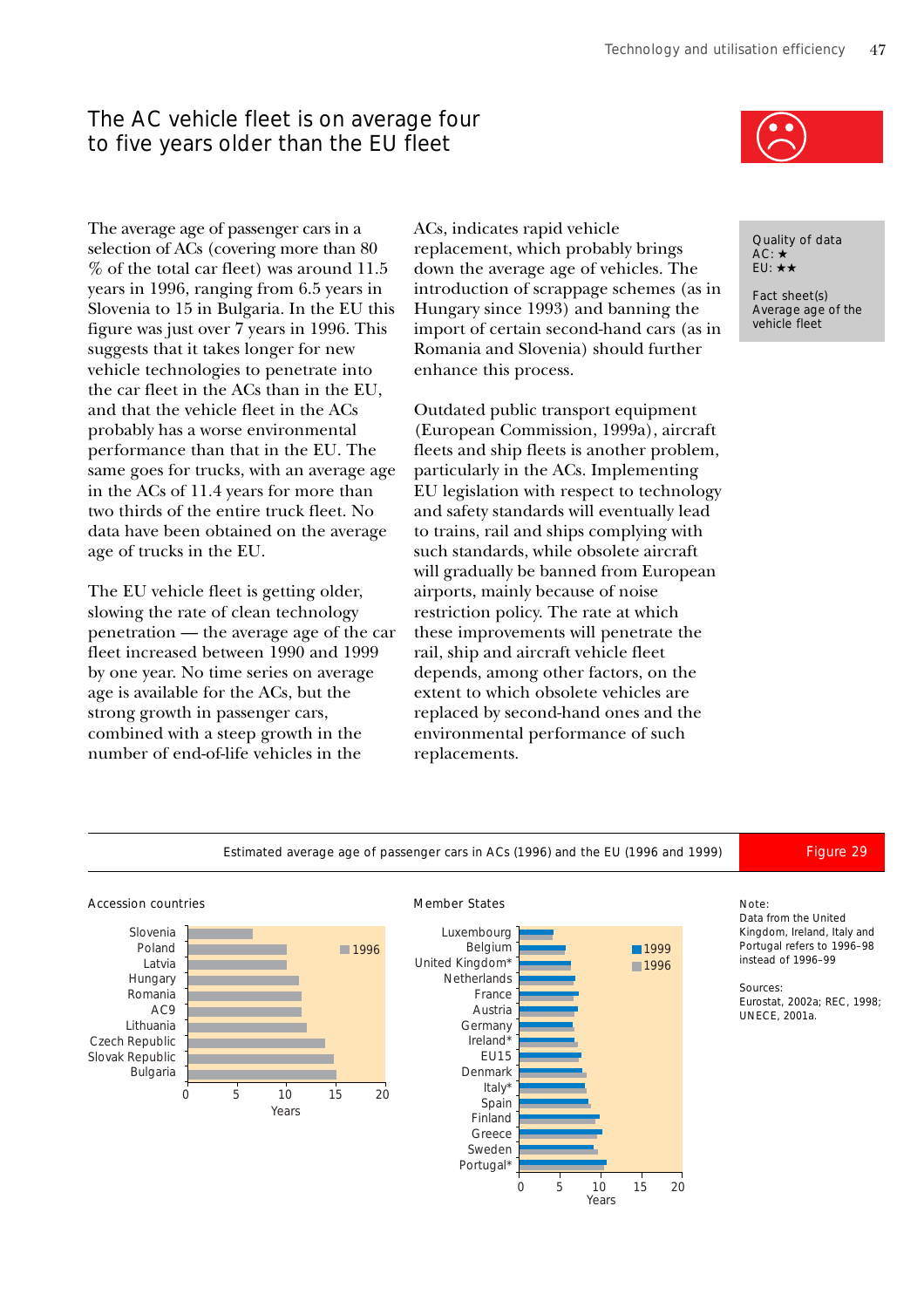# The AC vehicle fleet is on average four to five years older than the EU fleet

Quality of data
AC: ★
EU: ★★

Fact sheet(s)
Average age of the vehicle fleet

The average age of passenger cars in a selection of ACs (covering more than 80 % of the total car fleet) was around 11.5 years in 1996, ranging from 6.5 years in Slovenia to 15 in Bulgaria. In the EU this figure was just over 7 years in 1996. This suggests that it takes longer for new vehicle technologies to penetrate into the car fleet in the ACs than in the EU, and that the vehicle fleet in the ACs probably has a worse environmental performance than that in the EU. The same goes for trucks, with an average age in the ACs of 11.4 years for more than two thirds of the entire truck fleet. No data have been obtained on the average age of trucks in the EU.

The EU vehicle fleet is getting older, slowing the rate of clean technology penetration — the average age of the car fleet increased between 1990 and 1999 by one year. No time series on average age is available for the ACs, but the strong growth in passenger cars, combined with a steep growth in the number of end-of-life vehicles in the ACs, indicates rapid vehicle replacement, which probably brings down the average age of vehicles. The introduction of scrappage schemes (as in Hungary since 1993) and banning the import of certain second-hand cars (as in Romania and Slovenia) should further enhance this process.

Outdated public transport equipment (European Commission, 1999a), aircraft fleets and ship fleets is another problem, particularly in the ACs. Implementing EU legislation with respect to technology and safety standards will eventually lead to trains, rail and ships complying with such standards, while obsolete aircraft will gradually be banned from European airports, mainly because of noise restriction policy. The rate at which these improvements will penetrate the rail, ship and aircraft vehicle fleet depends, among other factors, on the extent to which obsolete vehicles are replaced by second-hand ones and the environmental performance of such replacements.

**Figure 29** Estimated average age of passenger cars in ACs (1996) and the EU (1996 and 1999)

Note:
Data from the United Kingdom, Ireland, Italy and Portugal refers to 1996–98 instead of 1996–99

Sources:
Eurostat, 2002a; REC, 1998; UNECE, 2001a.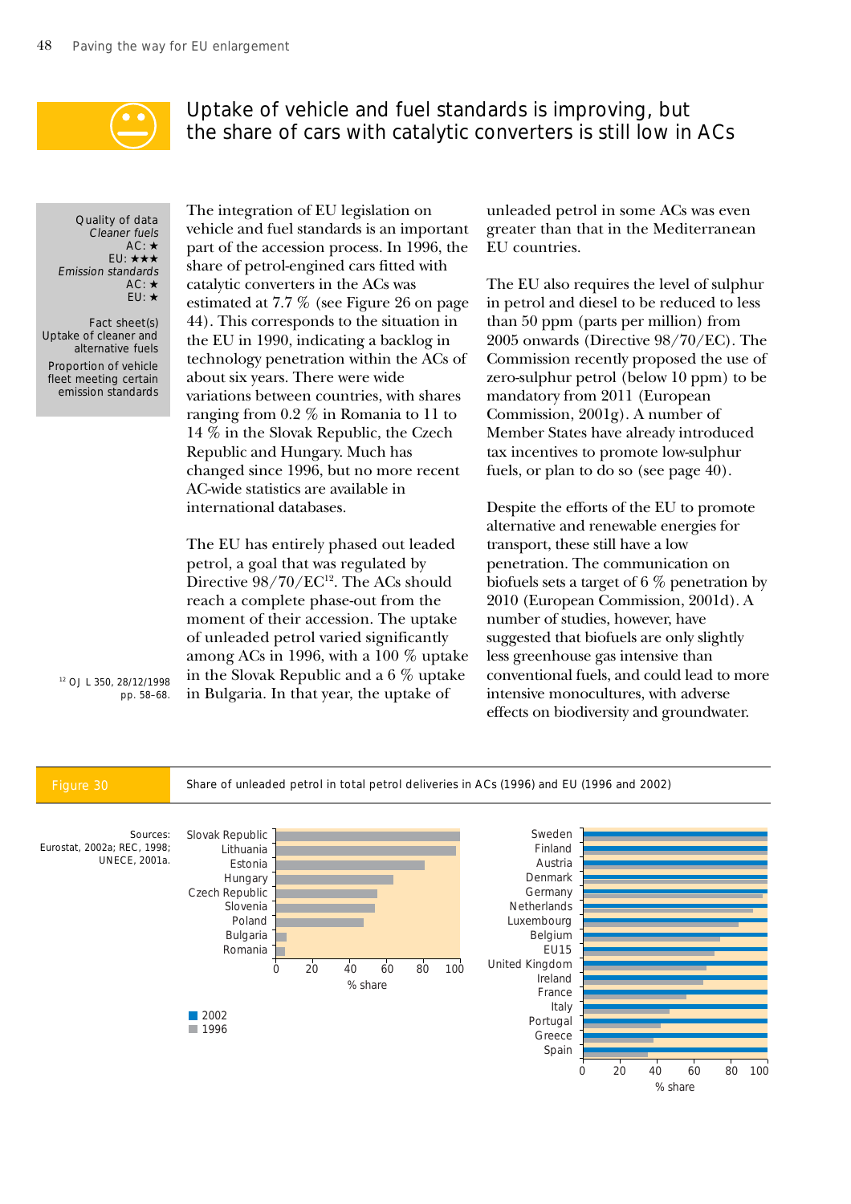## Uptake of vehicle and fuel standards is improving, but the share of cars with catalytic converters is still low in ACs

Quality of data
*Cleaner fuels*
AC: ★
EU: ★★★
*Emission standards*
AC: ★
EU: ★

Fact sheet(s)
Uptake of cleaner and alternative fuels
Proportion of vehicle fleet meeting certain emission standards

The integration of EU legislation on vehicle and fuel standards is an important part of the accession process. In 1996, the share of petrol-engined cars fitted with catalytic converters in the ACs was estimated at 7.7 % (see Figure 26 on page 44). This corresponds to the situation in the EU in 1990, indicating a backlog in technology penetration within the ACs of about six years. There were wide variations between countries, with shares ranging from 0.2 % in Romania to 11 to 14 % in the Slovak Republic, the Czech Republic and Hungary. Much has changed since 1996, but no more recent AC-wide statistics are available in international databases.

The EU has entirely phased out leaded petrol, a goal that was regulated by Directive 98/70/EC[12]. The ACs should reach a complete phase-out from the moment of their accession. The uptake of unleaded petrol varied significantly among ACs in 1996, with a 100 % uptake in the Slovak Republic and a 6 % uptake in Bulgaria. In that year, the uptake of unleaded petrol in some ACs was even greater than that in the Mediterranean EU countries.

The EU also requires the level of sulphur in petrol and diesel to be reduced to less than 50 ppm (parts per million) from 2005 onwards (Directive 98/70/EC). The Commission recently proposed the use of zero-sulphur petrol (below 10 ppm) to be mandatory from 2011 (European Commission, 2001g). A number of Member States have already introduced tax incentives to promote low-sulphur fuels, or plan to do so (see page 40).

Despite the efforts of the EU to promote alternative and renewable energies for transport, these still have a low penetration. The communication on biofuels sets a target of 6 % penetration by 2010 (European Commission, 2001d). A number of studies, however, have suggested that biofuels are only slightly less greenhouse gas intensive than conventional fuels, and could lead to more intensive monocultures, with adverse effects on biodiversity and groundwater.

[12] OJ L 350, 28/12/1998 pp. 58–68.

**Figure 30** Share of unleaded petrol in total petrol deliveries in ACs (1996) and EU (1996 and 2002)

Sources: Eurostat, 2002a; REC, 1998; UNECE, 2001a.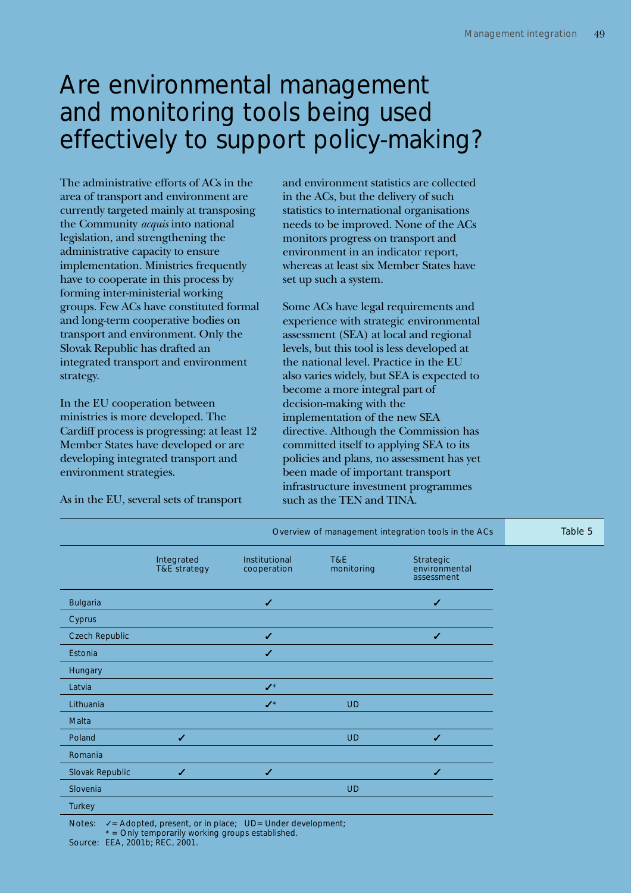# Are environmental management and monitoring tools being used effectively to support policy-making?

The administrative efforts of ACs in the area of transport and environment are currently targeted mainly at transposing the Community *acquis* into national legislation, and strengthening the administrative capacity to ensure implementation. Ministries frequently have to cooperate in this process by forming inter-ministerial working groups. Few ACs have constituted formal and long-term cooperative bodies on transport and environment. Only the Slovak Republic has drafted an integrated transport and environment strategy.

In the EU cooperation between ministries is more developed. The Cardiff process is progressing: at least 12 Member States have developed or are developing integrated transport and environment strategies.

As in the EU, several sets of transport and environment statistics are collected in the ACs, but the delivery of such statistics to international organisations needs to be improved. None of the ACs monitors progress on transport and environment in an indicator report, whereas at least six Member States have set up such a system.

Some ACs have legal requirements and experience with strategic environmental assessment (SEA) at local and regional levels, but this tool is less developed at the national level. Practice in the EU also varies widely, but SEA is expected to become a more integral part of decision-making with the implementation of the new SEA directive. Although the Commission has committed itself to applying SEA to its policies and plans, no assessment has yet been made of important transport infrastructure investment programmes such as the TEN and TINA.

Table 5: Overview of management integration tools in the ACs

| | Integrated T&E strategy | Institutional cooperation | T&E monitoring | Strategic environmental assessment |
|---|---|---|---|---|
| Bulgaria | | ✓ | | ✓ |
| Cyprus | | | | |
| Czech Republic | | ✓ | | ✓ |
| Estonia | | ✓ | | |
| Hungary | | | | |
| Latvia | | ✓* | | |
| Lithuania | | ✓* | UD | |
| Malta | | | | |
| Poland | ✓ | | UD | ✓ |
| Romania | | | | |
| Slovak Republic | ✓ | ✓ | | ✓ |
| Slovenia | | | UD | |
| Turkey | | | | |

Notes: ✓ = Adopted, present, or in place; UD = Under development;
* = Only temporarily working groups established.

Source: EEA, 2001b; REC, 2001.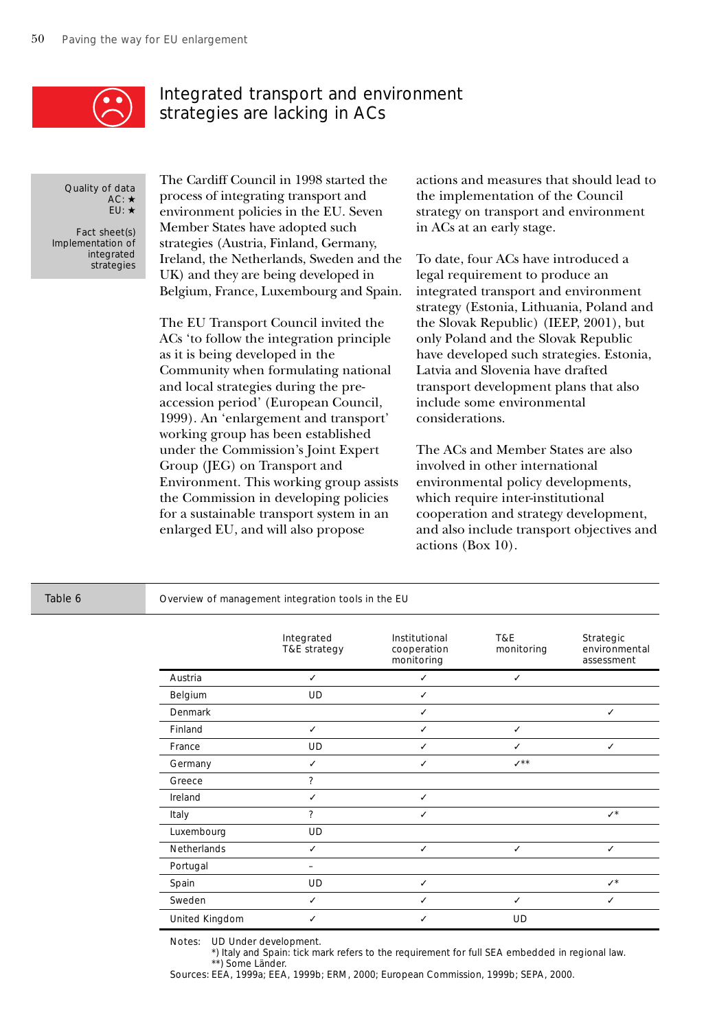# Integrated transport and environment strategies are lacking in ACs

Quality of data
AC: ★
EU: ★

Fact sheet(s)
Implementation of integrated strategies

The Cardiff Council in 1998 started the process of integrating transport and environment policies in the EU. Seven Member States have adopted such strategies (Austria, Finland, Germany, Ireland, the Netherlands, Sweden and the UK) and they are being developed in Belgium, France, Luxembourg and Spain.

The EU Transport Council invited the ACs 'to follow the integration principle as it is being developed in the Community when formulating national and local strategies during the pre-accession period' (European Council, 1999). An 'enlargement and transport' working group has been established under the Commission's Joint Expert Group (JEG) on Transport and Environment. This working group assists the Commission in developing policies for a sustainable transport system in an enlarged EU, and will also propose actions and measures that should lead to the implementation of the Council strategy on transport and environment in ACs at an early stage.

To date, four ACs have introduced a legal requirement to produce an integrated transport and environment strategy (Estonia, Lithuania, Poland and the Slovak Republic) (IEEP, 2001), but only Poland and the Slovak Republic have developed such strategies. Estonia, Latvia and Slovenia have drafted transport development plans that also include some environmental considerations.

The ACs and Member States are also involved in other international environmental policy developments, which require inter-institutional cooperation and strategy development, and also include transport objectives and actions (Box 10).

Table 6 Overview of management integration tools in the EU

| | Integrated T&E strategy | Institutional cooperation monitoring | T&E monitoring | Strategic environmental assessment |
|---|---|---|---|---|
| Austria | ✓ | ✓ | ✓ | |
| Belgium | UD | ✓ | | |
| Denmark | | ✓ | | ✓ |
| Finland | ✓ | ✓ | ✓ | |
| France | UD | ✓ | ✓ | ✓ |
| Germany | ✓ | ✓ | ✓** | |
| Greece | ? | | | |
| Ireland | ✓ | ✓ | | |
| Italy | ? | ✓ | | ✓* |
| Luxembourg | UD | | | |
| Netherlands | ✓ | ✓ | ✓ | ✓ |
| Portugal | – | | | |
| Spain | UD | ✓ | | ✓* |
| Sweden | ✓ | ✓ | ✓ | ✓ |
| United Kingdom | ✓ | ✓ | UD | |

Notes: UD Under development.
*) Italy and Spain: tick mark refers to the requirement for full SEA embedded in regional law.
**) Some Länder.

Sources: EEA, 1999a; EEA, 1999b; ERM, 2000; European Commission, 1999b; SEPA, 2000.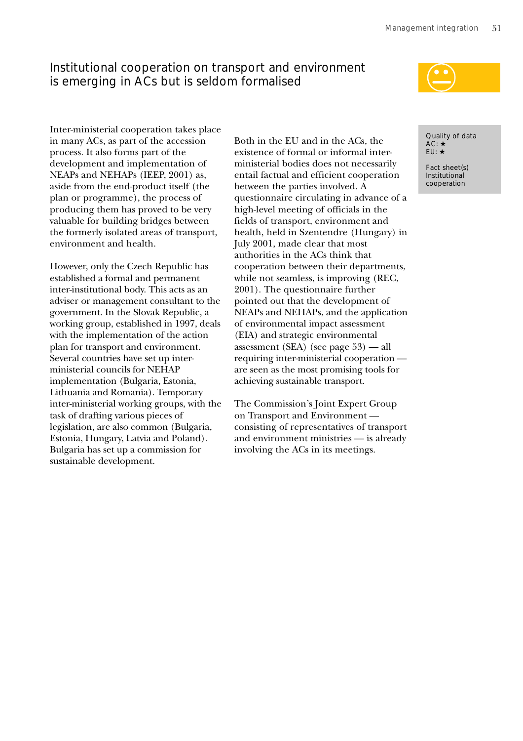## Institutional cooperation on transport and environment is emerging in ACs but is seldom formalised

Quality of data
AC: ★
EU: ★

Fact sheet(s)
Institutional cooperation

Inter-ministerial cooperation takes place in many ACs, as part of the accession process. It also forms part of the development and implementation of NEAPs and NEHAPs (IEEP, 2001) as, aside from the end-product itself (the plan or programme), the process of producing them has proved to be very valuable for building bridges between the formerly isolated areas of transport, environment and health.

However, only the Czech Republic has established a formal and permanent inter-institutional body. This acts as an adviser or management consultant to the government. In the Slovak Republic, a working group, established in 1997, deals with the implementation of the action plan for transport and environment. Several countries have set up inter-ministerial councils for NEHAP implementation (Bulgaria, Estonia, Lithuania and Romania). Temporary inter-ministerial working groups, with the task of drafting various pieces of legislation, are also common (Bulgaria, Estonia, Hungary, Latvia and Poland). Bulgaria has set up a commission for sustainable development.

Both in the EU and in the ACs, the existence of formal or informal inter-ministerial bodies does not necessarily entail factual and efficient cooperation between the parties involved. A questionnaire circulating in advance of a high-level meeting of officials in the fields of transport, environment and health, held in Szentendre (Hungary) in July 2001, made clear that most authorities in the ACs think that cooperation between their departments, while not seamless, is improving (REC, 2001). The questionnaire further pointed out that the development of NEAPs and NEHAPs, and the application of environmental impact assessment (EIA) and strategic environmental assessment (SEA) (see page 53) — all requiring inter-ministerial cooperation — are seen as the most promising tools for achieving sustainable transport.

The Commission's Joint Expert Group on Transport and Environment — consisting of representatives of transport and environment ministries — is already involving the ACs in its meetings.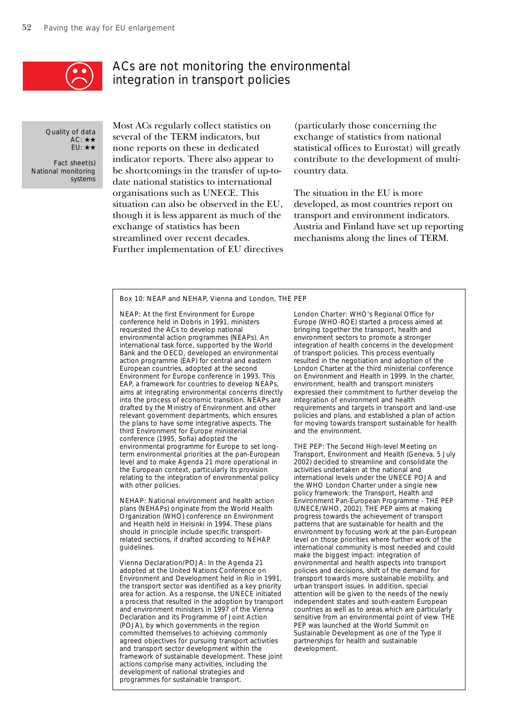# ACs are not monitoring the environmental integration in transport policies

Quality of data
AC: ★★
EU: ★★

Fact sheet(s)
National monitoring systems

Most ACs regularly collect statistics on several of the TERM indicators, but none reports on these in dedicated indicator reports. There also appear to be shortcomings in the transfer of up-to-date national statistics to international organisations such as UNECE. This situation can also be observed in the EU, though it is less apparent as much of the exchange of statistics has been streamlined over recent decades. Further implementation of EU directives (particularly those concerning the exchange of statistics from national statistical offices to Eurostat) will greatly contribute to the development of multi-country data.

The situation in the EU is more developed, as most countries report on transport and environment indicators. Austria and Finland have set up reporting mechanisms along the lines of TERM.

**Box 10: NEAP and NEHAP, Vienna and London, THE PEP**

NEAP: At the first Environment for Europe conference held in Dobris in 1991, ministers requested the ACs to develop national environmental action programmes (NEAPs). An international task force, supported by the World Bank and the OECD, developed an environmental action programme (EAP) for central and eastern European countries, adopted at the second Environment for Europe conference in 1993. This EAP, a framework for countries to develop NEAPs, aims at integrating environmental concerns directly into the process of economic transition. NEAPs are drafted by the Ministry of Environment and other relevant government departments, which ensures the plans to have some integrative aspects. The third Environment for Europe ministerial conference (1995, Sofia) adopted the environmental programme for Europe to set long-term environmental priorities at the pan-European level and to make Agenda 21 more operational in the European context, particularly its provision relating to the integration of environmental policy with other policies.

NEHAP: National environment and health action plans (NEHAPs) originate from the World Health Organization (WHO) conference on Environment and Health held in Helsinki in 1994. These plans should in principle include specific transport-related sections, if drafted according to NEHAP guidelines.

Vienna Declaration/POJA: In the Agenda 21 adopted at the United Nations Conference on Environment and Development held in Rio in 1991, the transport sector was identified as a key priority area for action. As a response, the UNECE initiated a process that resulted in the adoption by transport and environment ministers in 1997 of the Vienna Declaration and its Programme of Joint Action (POJA), by which governments in the region committed themselves to achieving commonly agreed objectives for pursuing transport activities and transport sector development within the framework of sustainable development. These joint actions comprise many activities, including the development of national strategies and programmes for sustainable transport.

London Charter: WHO's Regional Office for Europe (WHO-ROE) started a process aimed at bringing together the transport, health and environment sectors to promote a stronger integration of health concerns in the development of transport policies. This process eventually resulted in the negotiation and adoption of the London Charter at the third ministerial conference on Environment and Health in 1999. In the charter, environment, health and transport ministers expressed their commitment to further develop the integration of environment and health requirements and targets in transport and land-use policies and plans, and established a plan of action for moving towards transport sustainable for health and the environment.

THE PEP: The Second High-level Meeting on Transport, Environment and Health (Geneva, 5 July 2002) decided to streamline and consolidate the activities undertaken at the national and international levels under the UNECE POJA and the WHO London Charter under a single new policy framework: the Transport, Health and Environment Pan-European Programme - THE PEP (UNECE/WHO, 2002). THE PEP aims at making progress towards the achievement of transport patterns that are sustainable for health and the environment by focusing work at the pan-European level on those priorities where further work of the international community is most needed and could make the biggest impact: integration of environmental and health aspects into transport policies and decisions, shift of the demand for transport towards more sustainable mobility, and urban transport issues. In addition, special attention will be given to the needs of the newly independent states and south-eastern European countries as well as to areas which are particularly sensitive from an environmental point of view. THE PEP was launched at the World Summit on Sustainable Development as one of the Type II partnerships for health and sustainable development.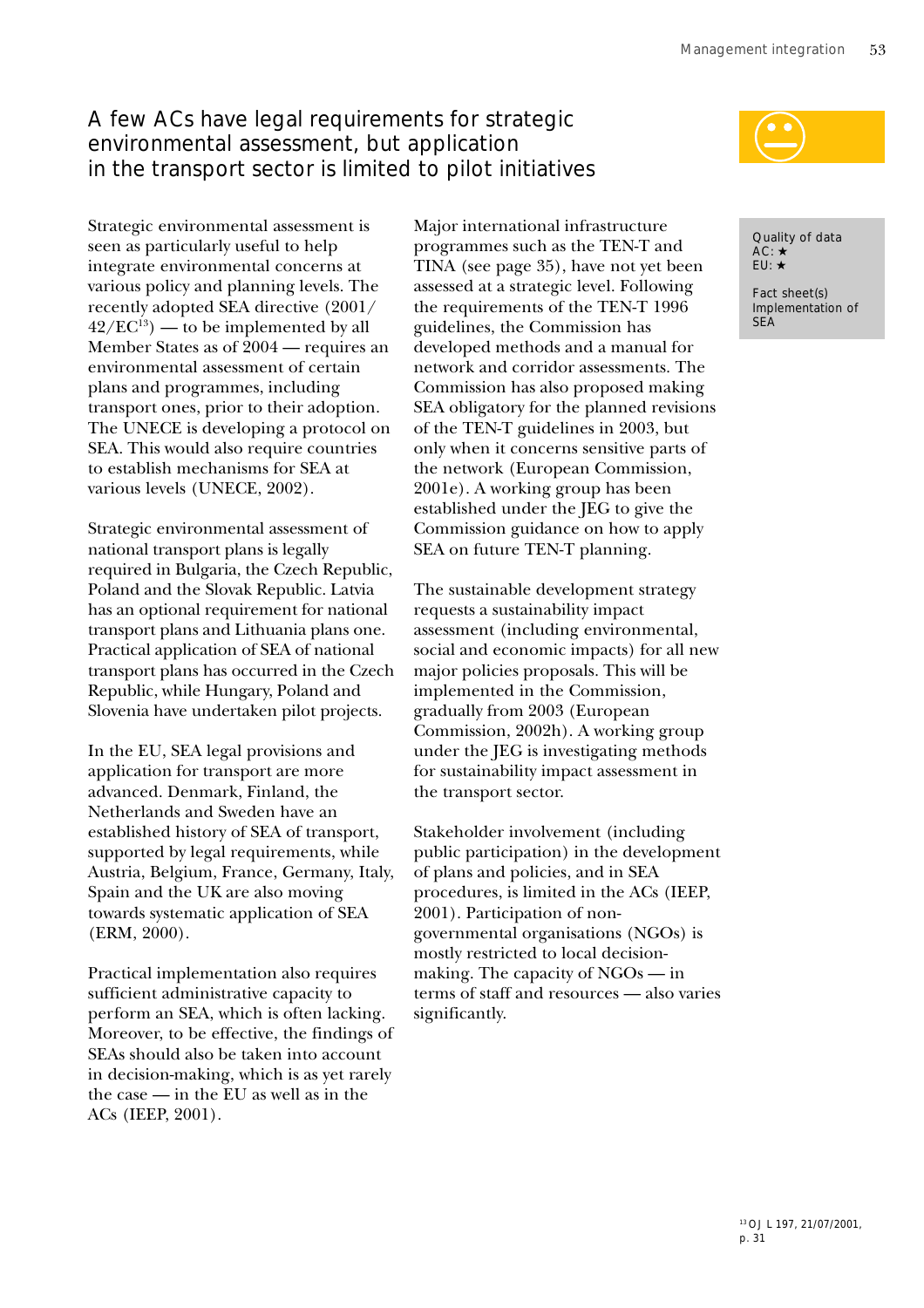## A few ACs have legal requirements for strategic environmental assessment, but application in the transport sector is limited to pilot initiatives

Quality of data
AC: ★
EU: ★

Fact sheet(s)
Implementation of SEA

Strategic environmental assessment is seen as particularly useful to help integrate environmental concerns at various policy and planning levels. The recently adopted SEA directive (2001/42/EC[13]) — to be implemented by all Member States as of 2004 — requires an environmental assessment of certain plans and programmes, including transport ones, prior to their adoption. The UNECE is developing a protocol on SEA. This would also require countries to establish mechanisms for SEA at various levels (UNECE, 2002).

Strategic environmental assessment of national transport plans is legally required in Bulgaria, the Czech Republic, Poland and the Slovak Republic. Latvia has an optional requirement for national transport plans and Lithuania plans one. Practical application of SEA of national transport plans has occurred in the Czech Republic, while Hungary, Poland and Slovenia have undertaken pilot projects.

In the EU, SEA legal provisions and application for transport are more advanced. Denmark, Finland, the Netherlands and Sweden have an established history of SEA of transport, supported by legal requirements, while Austria, Belgium, France, Germany, Italy, Spain and the UK are also moving towards systematic application of SEA (ERM, 2000).

Practical implementation also requires sufficient administrative capacity to perform an SEA, which is often lacking. Moreover, to be effective, the findings of SEAs should also be taken into account in decision-making, which is as yet rarely the case — in the EU as well as in the ACs (IEEP, 2001).

Major international infrastructure programmes such as the TEN-T and TINA (see page 35), have not yet been assessed at a strategic level. Following the requirements of the TEN-T 1996 guidelines, the Commission has developed methods and a manual for network and corridor assessments. The Commission has also proposed making SEA obligatory for the planned revisions of the TEN-T guidelines in 2003, but only when it concerns sensitive parts of the network (European Commission, 2001e). A working group has been established under the JEG to give the Commission guidance on how to apply SEA on future TEN-T planning.

The sustainable development strategy requests a sustainability impact assessment (including environmental, social and economic impacts) for all new major policies proposals. This will be implemented in the Commission, gradually from 2003 (European Commission, 2002h). A working group under the JEG is investigating methods for sustainability impact assessment in the transport sector.

Stakeholder involvement (including public participation) in the development of plans and policies, and in SEA procedures, is limited in the ACs (IEEP, 2001). Participation of non-governmental organisations (NGOs) is mostly restricted to local decision-making. The capacity of NGOs — in terms of staff and resources — also varies significantly.

[13] OJ L 197, 21/07/2001, p. 31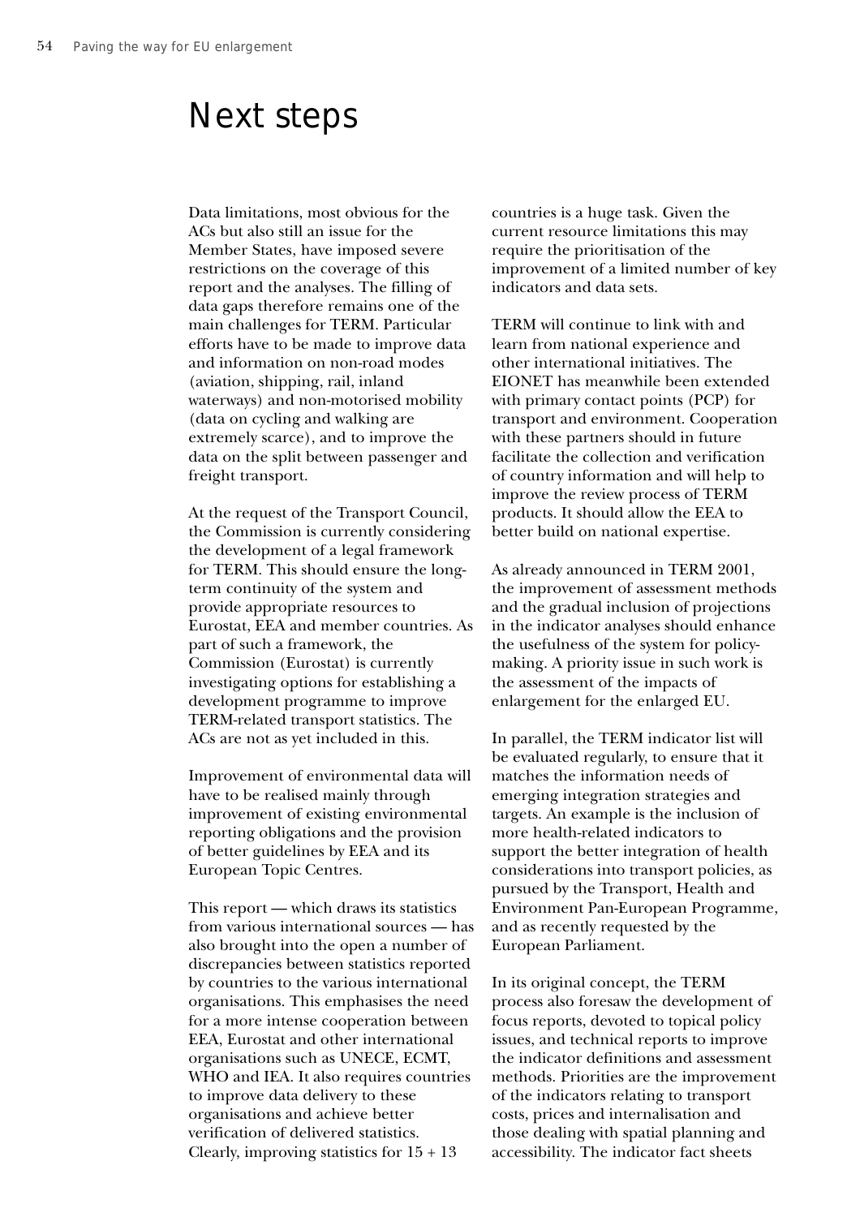# Next steps

Data limitations, most obvious for the ACs but also still an issue for the Member States, have imposed severe restrictions on the coverage of this report and the analyses. The filling of data gaps therefore remains one of the main challenges for TERM. Particular efforts have to be made to improve data and information on non-road modes (aviation, shipping, rail, inland waterways) and non-motorised mobility (data on cycling and walking are extremely scarce), and to improve the data on the split between passenger and freight transport.

At the request of the Transport Council, the Commission is currently considering the development of a legal framework for TERM. This should ensure the long-term continuity of the system and provide appropriate resources to Eurostat, EEA and member countries. As part of such a framework, the Commission (Eurostat) is currently investigating options for establishing a development programme to improve TERM-related transport statistics. The ACs are not as yet included in this.

Improvement of environmental data will have to be realised mainly through improvement of existing environmental reporting obligations and the provision of better guidelines by EEA and its European Topic Centres.

This report — which draws its statistics from various international sources — has also brought into the open a number of discrepancies between statistics reported by countries to the various international organisations. This emphasises the need for a more intense cooperation between EEA, Eurostat and other international organisations such as UNECE, ECMT, WHO and IEA. It also requires countries to improve data delivery to these organisations and achieve better verification of delivered statistics. Clearly, improving statistics for 15 + 13 countries is a huge task. Given the current resource limitations this may require the prioritisation of the improvement of a limited number of key indicators and data sets.

TERM will continue to link with and learn from national experience and other international initiatives. The EIONET has meanwhile been extended with primary contact points (PCP) for transport and environment. Cooperation with these partners should in future facilitate the collection and verification of country information and will help to improve the review process of TERM products. It should allow the EEA to better build on national expertise.

As already announced in TERM 2001, the improvement of assessment methods and the gradual inclusion of projections in the indicator analyses should enhance the usefulness of the system for policy-making. A priority issue in such work is the assessment of the impacts of enlargement for the enlarged EU.

In parallel, the TERM indicator list will be evaluated regularly, to ensure that it matches the information needs of emerging integration strategies and targets. An example is the inclusion of more health-related indicators to support the better integration of health considerations into transport policies, as pursued by the Transport, Health and Environment Pan-European Programme, and as recently requested by the European Parliament.

In its original concept, the TERM process also foresaw the development of focus reports, devoted to topical policy issues, and technical reports to improve the indicator definitions and assessment methods. Priorities are the improvement of the indicators relating to transport costs, prices and internalisation and those dealing with spatial planning and accessibility. The indicator fact sheets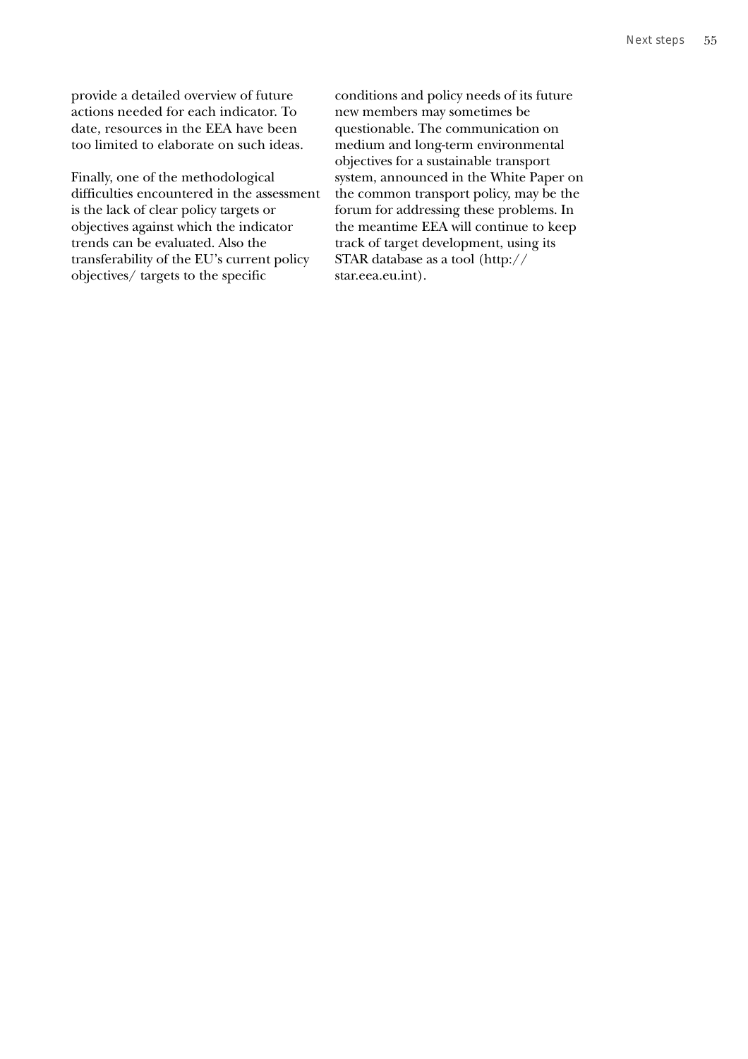provide a detailed overview of future actions needed for each indicator. To date, resources in the EEA have been too limited to elaborate on such ideas.

Finally, one of the methodological difficulties encountered in the assessment is the lack of clear policy targets or objectives against which the indicator trends can be evaluated. Also the transferability of the EU's current policy objectives/ targets to the specific conditions and policy needs of its future new members may sometimes be questionable. The communication on medium and long-term environmental objectives for a sustainable transport system, announced in the White Paper on the common transport policy, may be the forum for addressing these problems. In the meantime EEA will continue to keep track of target development, using its STAR database as a tool (http://star.eea.eu.int).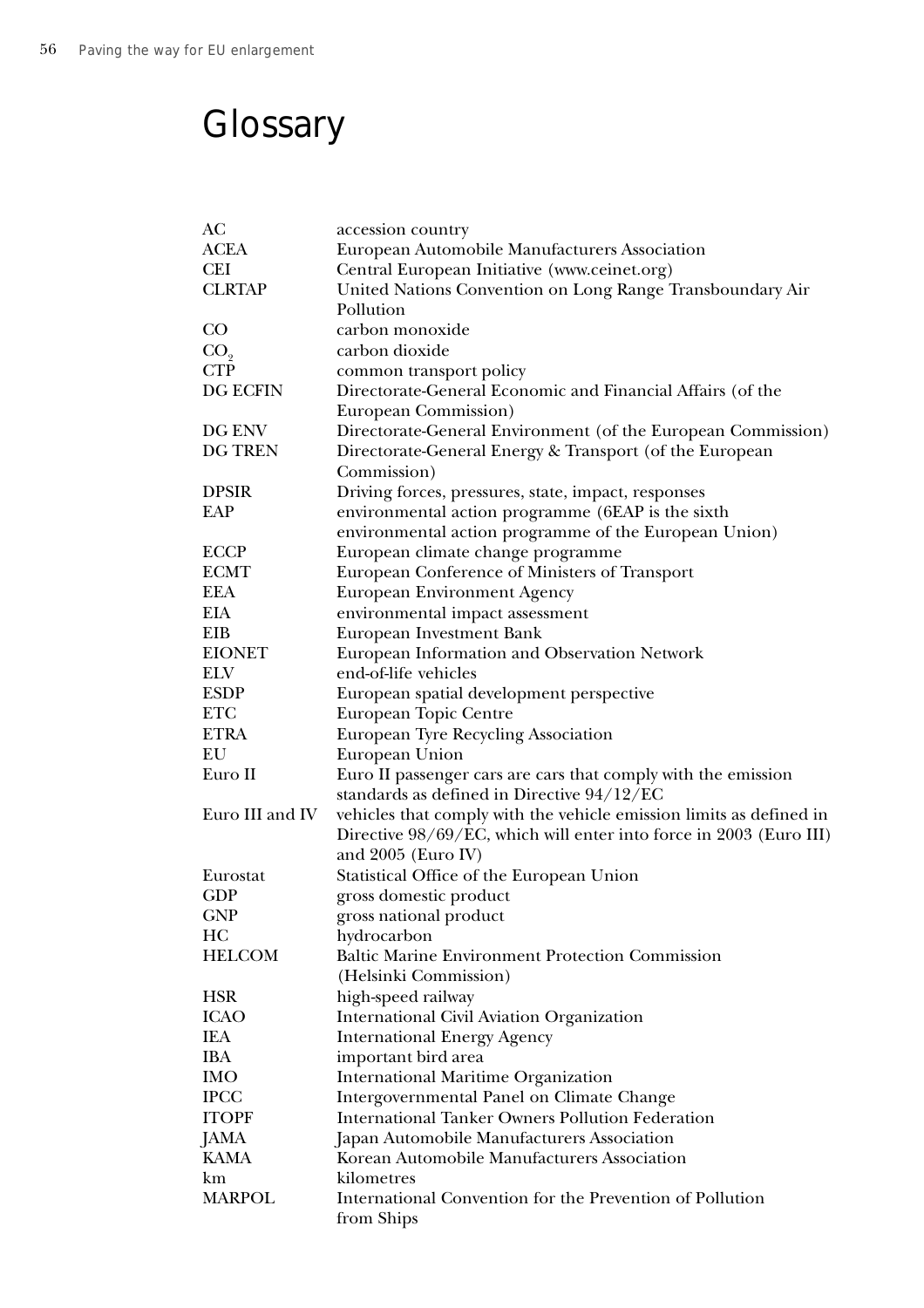# Glossary

| | |
|---|---|
| AC | accession country |
| ACEA | European Automobile Manufacturers Association |
| CEI | Central European Initiative (www.ceinet.org) |
| CLRTAP | United Nations Convention on Long Range Transboundary Air Pollution |
| CO | carbon monoxide |
| $CO_2$ | carbon dioxide |
| CTP | common transport policy |
| DG ECFIN | Directorate-General Economic and Financial Affairs (of the European Commission) |
| DG ENV | Directorate-General Environment (of the European Commission) |
| DG TREN | Directorate-General Energy & Transport (of the European Commission) |
| DPSIR | Driving forces, pressures, state, impact, responses |
| EAP | environmental action programme (6EAP is the sixth environmental action programme of the European Union) |
| ECCP | European climate change programme |
| ECMT | European Conference of Ministers of Transport |
| EEA | European Environment Agency |
| EIA | environmental impact assessment |
| EIB | European Investment Bank |
| EIONET | European Information and Observation Network |
| ELV | end-of-life vehicles |
| ESDP | European spatial development perspective |
| ETC | European Topic Centre |
| ETRA | European Tyre Recycling Association |
| EU | European Union |
| Euro II | Euro II passenger cars are cars that comply with the emission standards as defined in Directive 94/12/EC |
| Euro III and IV | vehicles that comply with the vehicle emission limits as defined in Directive 98/69/EC, which will enter into force in 2003 (Euro III) and 2005 (Euro IV) |
| Eurostat | Statistical Office of the European Union |
| GDP | gross domestic product |
| GNP | gross national product |
| HC | hydrocarbon |
| HELCOM | Baltic Marine Environment Protection Commission (Helsinki Commission) |
| HSR | high-speed railway |
| ICAO | International Civil Aviation Organization |
| IEA | International Energy Agency |
| IBA | important bird area |
| IMO | International Maritime Organization |
| IPCC | Intergovernmental Panel on Climate Change |
| ITOPF | International Tanker Owners Pollution Federation |
| JAMA | Japan Automobile Manufacturers Association |
| KAMA | Korean Automobile Manufacturers Association |
| km | kilometres |
| MARPOL | International Convention for the Prevention of Pollution from Ships |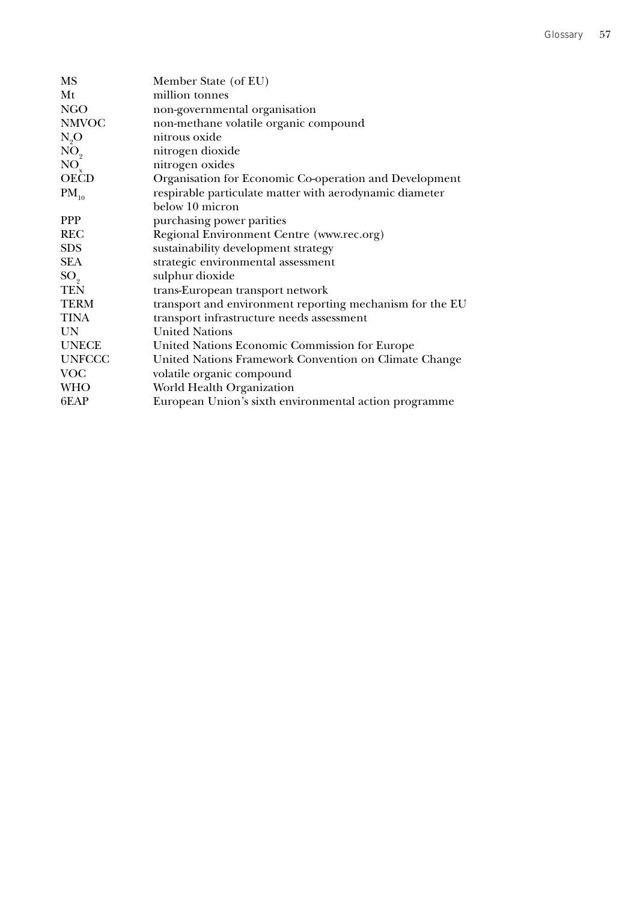| | |
|---|---|
| MS | Member State (of EU) |
| Mt | million tonnes |
| NGO | non-governmental organisation |
| NMVOC | non-methane volatile organic compound |
| $N_2O$ | nitrous oxide |
| $NO_2$ | nitrogen dioxide |
| $NO_x$ | nitrogen oxides |
| OECD | Organisation for Economic Co-operation and Development |
| $PM_{10}$ | respirable particulate matter with aerodynamic diameter below 10 micron |
| PPP | purchasing power parities |
| REC | Regional Environment Centre (www.rec.org) |
| SDS | sustainability development strategy |
| SEA | strategic environmental assessment |
| $SO_2$ | sulphur dioxide |
| TEN | trans-European transport network |
| TERM | transport and environment reporting mechanism for the EU |
| TINA | transport infrastructure needs assessment |
| UN | United Nations |
| UNECE | United Nations Economic Commission for Europe |
| UNFCCC | United Nations Framework Convention on Climate Change |
| VOC | volatile organic compound |
| WHO | World Health Organization |
| 6EAP | European Union's sixth environmental action programme |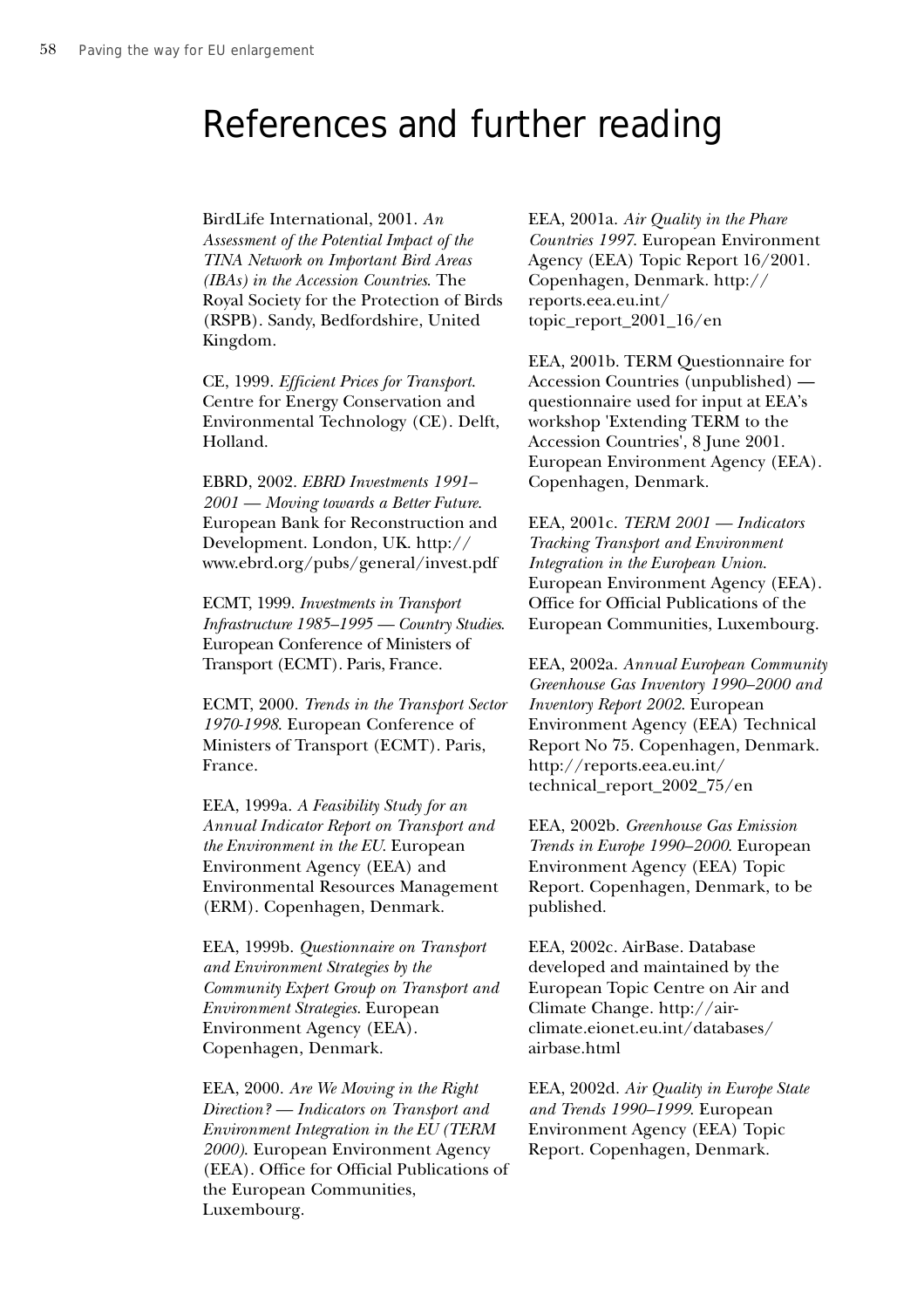# References and further reading

BirdLife International, 2001. *An Assessment of the Potential Impact of the TINA Network on Important Bird Areas (IBAs) in the Accession Countries*. The Royal Society for the Protection of Birds (RSPB). Sandy, Bedfordshire, United Kingdom.

CE, 1999. *Efficient Prices for Transport*. Centre for Energy Conservation and Environmental Technology (CE). Delft, Holland.

EBRD, 2002. *EBRD Investments 1991–2001 — Moving towards a Better Future*. European Bank for Reconstruction and Development. London, UK. http://www.ebrd.org/pubs/general/invest.pdf

ECMT, 1999. *Investments in Transport Infrastructure 1985–1995 — Country Studies*. European Conference of Ministers of Transport (ECMT). Paris, France.

ECMT, 2000. *Trends in the Transport Sector 1970-1998*. European Conference of Ministers of Transport (ECMT). Paris, France.

EEA, 1999a. *A Feasibility Study for an Annual Indicator Report on Transport and the Environment in the EU*. European Environment Agency (EEA) and Environmental Resources Management (ERM). Copenhagen, Denmark.

EEA, 1999b. *Questionnaire on Transport and Environment Strategies by the Community Expert Group on Transport and Environment Strategies*. European Environment Agency (EEA). Copenhagen, Denmark.

EEA, 2000. *Are We Moving in the Right Direction? — Indicators on Transport and Environment Integration in the EU (TERM 2000)*. European Environment Agency (EEA). Office for Official Publications of the European Communities, Luxembourg.

EEA, 2001a. *Air Quality in the Phare Countries 1997*. European Environment Agency (EEA) Topic Report 16/2001. Copenhagen, Denmark. http://reports.eea.eu.int/topic_report_2001_16/en

EEA, 2001b. TERM Questionnaire for Accession Countries (unpublished) — questionnaire used for input at EEA's workshop 'Extending TERM to the Accession Countries', 8 June 2001. European Environment Agency (EEA). Copenhagen, Denmark.

EEA, 2001c. *TERM 2001 — Indicators Tracking Transport and Environment Integration in the European Union*. European Environment Agency (EEA). Office for Official Publications of the European Communities, Luxembourg.

EEA, 2002a. *Annual European Community Greenhouse Gas Inventory 1990–2000 and Inventory Report 2002*. European Environment Agency (EEA) Technical Report No 75. Copenhagen, Denmark. http://reports.eea.eu.int/technical_report_2002_75/en

EEA, 2002b. *Greenhouse Gas Emission Trends in Europe 1990–2000*. European Environment Agency (EEA) Topic Report. Copenhagen, Denmark, to be published.

EEA, 2002c. AirBase. Database developed and maintained by the European Topic Centre on Air and Climate Change. http://air-climate.eionet.eu.int/databases/airbase.html

EEA, 2002d. *Air Quality in Europe State and Trends 1990–1999*. European Environment Agency (EEA) Topic Report. Copenhagen, Denmark.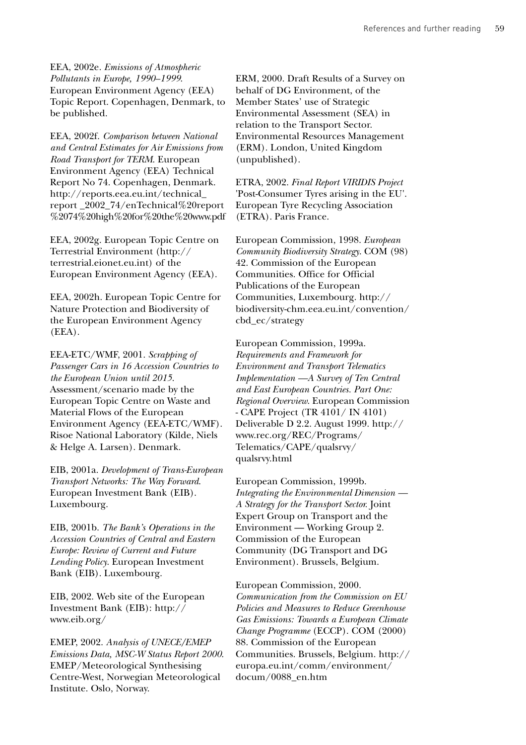EEA, 2002e. *Emissions of Atmospheric Pollutants in Europe, 1990–1999*. European Environment Agency (EEA) Topic Report. Copenhagen, Denmark, to be published.

EEA, 2002f. *Comparison between National and Central Estimates for Air Emissions from Road Transport for TERM*. European Environment Agency (EEA) Technical Report No 74. Copenhagen, Denmark. http://reports.eea.eu.int/technical_report _2002_74/enTechnical%20report %2074%20high%20for%20the%20www.pdf

EEA, 2002g. European Topic Centre on Terrestrial Environment (http://terrestrial.eionet.eu.int) of the European Environment Agency (EEA).

EEA, 2002h. European Topic Centre for Nature Protection and Biodiversity of the European Environment Agency (EEA).

EEA-ETC/WMF, 2001. *Scrapping of Passenger Cars in 16 Accession Countries to the European Union until 2015*. Assessment/scenario made by the European Topic Centre on Waste and Material Flows of the European Environment Agency (EEA-ETC/WMF). Risoe National Laboratory (Kilde, Niels & Helge A. Larsen). Denmark.

EIB, 2001a. *Development of Trans-European Transport Networks: The Way Forward*. European Investment Bank (EIB). Luxembourg.

EIB, 2001b. *The Bank's Operations in the Accession Countries of Central and Eastern Europe: Review of Current and Future Lending Policy*. European Investment Bank (EIB). Luxembourg.

EIB, 2002. Web site of the European Investment Bank (EIB): http://www.eib.org/

EMEP, 2002. *Analysis of UNECE/EMEP Emissions Data, MSC-W Status Report 2000*. EMEP/Meteorological Synthesising Centre-West, Norwegian Meteorological Institute. Oslo, Norway.

ERM, 2000. Draft Results of a Survey on behalf of DG Environment, of the Member States' use of Strategic Environmental Assessment (SEA) in relation to the Transport Sector. Environmental Resources Management (ERM). London, United Kingdom (unpublished).

ETRA, 2002. *Final Report VIRIDIS Project* 'Post-Consumer Tyres arising in the EU'. European Tyre Recycling Association (ETRA). Paris France.

European Commission, 1998. *European Community Biodiversity Strategy*. COM (98) 42. Commission of the European Communities. Office for Official Publications of the European Communities, Luxembourg. http://biodiversity-chm.eea.eu.int/convention/cbd_ec/strategy

European Commission, 1999a. *Requirements and Framework for Environment and Transport Telematics Implementation —A Survey of Ten Central and East European Countries. Part One: Regional Overview*. European Commission - CAPE Project (TR 4101/ IN 4101) Deliverable D 2.2. August 1999. http://www.rec.org/REC/Programs/Telematics/CAPE/qualsrvy/qualsrvy.html

European Commission, 1999b. *Integrating the Environmental Dimension — A Strategy for the Transport Sector*. Joint Expert Group on Transport and the Environment — Working Group 2. Commission of the European Community (DG Transport and DG Environment). Brussels, Belgium.

European Commission, 2000. *Communication from the Commission on EU Policies and Measures to Reduce Greenhouse Gas Emissions: Towards a European Climate Change Programme* (ECCP). COM (2000) 88. Commission of the European Communities. Brussels, Belgium. http://europa.eu.int/comm/environment/docum/0088_en.htm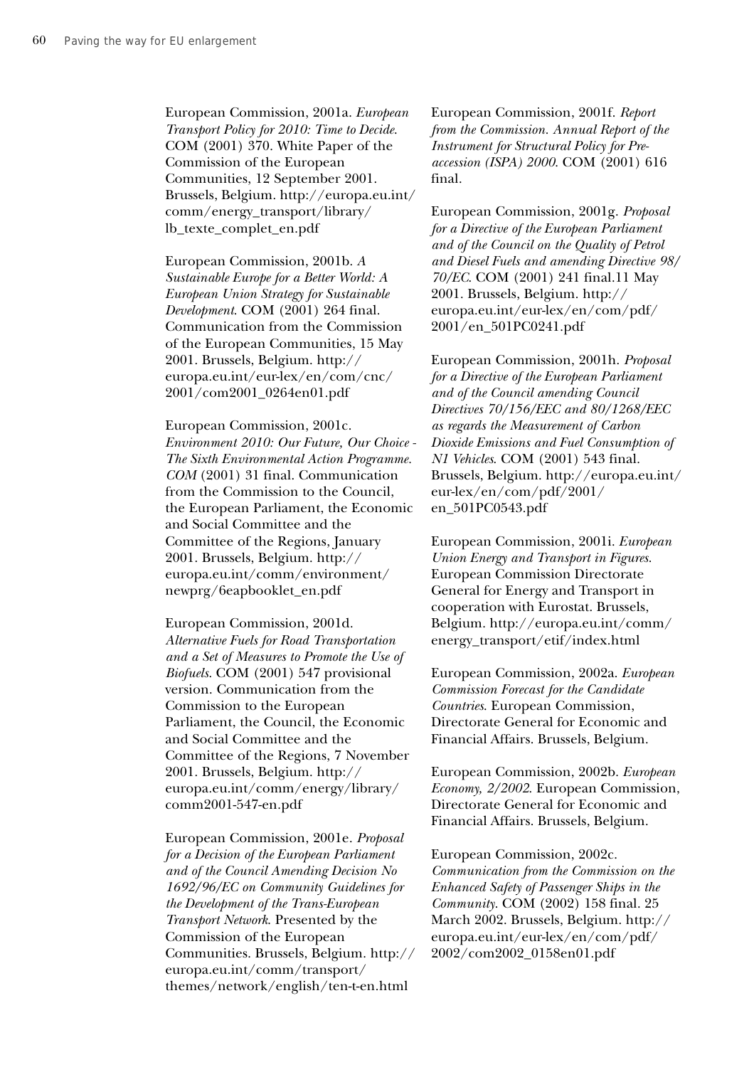European Commission, 2001a. *European Transport Policy for 2010: Time to Decide.* COM (2001) 370. White Paper of the Commission of the European Communities, 12 September 2001. Brussels, Belgium. http://europa.eu.int/comm/energy_transport/library/lb_texte_complet_en.pdf

European Commission, 2001b. *A Sustainable Europe for a Better World: A European Union Strategy for Sustainable Development.* COM (2001) 264 final. Communication from the Commission of the European Communities, 15 May 2001. Brussels, Belgium. http://europa.eu.int/eur-lex/en/com/cnc/2001/com2001_0264en01.pdf

European Commission, 2001c. *Environment 2010: Our Future, Our Choice - The Sixth Environmental Action Programme. COM* (2001) 31 final. Communication from the Commission to the Council, the European Parliament, the Economic and Social Committee and the Committee of the Regions, January 2001. Brussels, Belgium. http://europa.eu.int/comm/environment/newprg/6eapbooklet_en.pdf

European Commission, 2001d. *Alternative Fuels for Road Transportation and a Set of Measures to Promote the Use of Biofuels.* COM (2001) 547 provisional version. Communication from the Commission to the European Parliament, the Council, the Economic and Social Committee and the Committee of the Regions, 7 November 2001. Brussels, Belgium. http://europa.eu.int/comm/energy/library/comm2001-547-en.pdf

European Commission, 2001e. *Proposal for a Decision of the European Parliament and of the Council Amending Decision No 1692/96/EC on Community Guidelines for the Development of the Trans-European Transport Network.* Presented by the Commission of the European Communities. Brussels, Belgium. http://europa.eu.int/comm/transport/themes/network/english/ten-t-en.html

European Commission, 2001f. *Report from the Commission. Annual Report of the Instrument for Structural Policy for Pre-accession (ISPA) 2000.* COM (2001) 616 final.

European Commission, 2001g. *Proposal for a Directive of the European Parliament and of the Council on the Quality of Petrol and Diesel Fuels and amending Directive 98/70/EC.* COM (2001) 241 final.11 May 2001. Brussels, Belgium. http://europa.eu.int/eur-lex/en/com/pdf/2001/en_501PC0241.pdf

European Commission, 2001h. *Proposal for a Directive of the European Parliament and of the Council amending Council Directives 70/156/EEC and 80/1268/EEC as regards the Measurement of Carbon Dioxide Emissions and Fuel Consumption of N1 Vehicles.* COM (2001) 543 final. Brussels, Belgium. http://europa.eu.int/eur-lex/en/com/pdf/2001/en_501PC0543.pdf

European Commission, 2001i. *European Union Energy and Transport in Figures.* European Commission Directorate General for Energy and Transport in cooperation with Eurostat. Brussels, Belgium. http://europa.eu.int/comm/energy_transport/etif/index.html

European Commission, 2002a. *European Commission Forecast for the Candidate Countries.* European Commission, Directorate General for Economic and Financial Affairs. Brussels, Belgium.

European Commission, 2002b. *European Economy, 2/2002.* European Commission, Directorate General for Economic and Financial Affairs. Brussels, Belgium.

European Commission, 2002c. *Communication from the Commission on the Enhanced Safety of Passenger Ships in the Community.* COM (2002) 158 final. 25 March 2002. Brussels, Belgium. http://europa.eu.int/eur-lex/en/com/pdf/2002/com2002_0158en01.pdf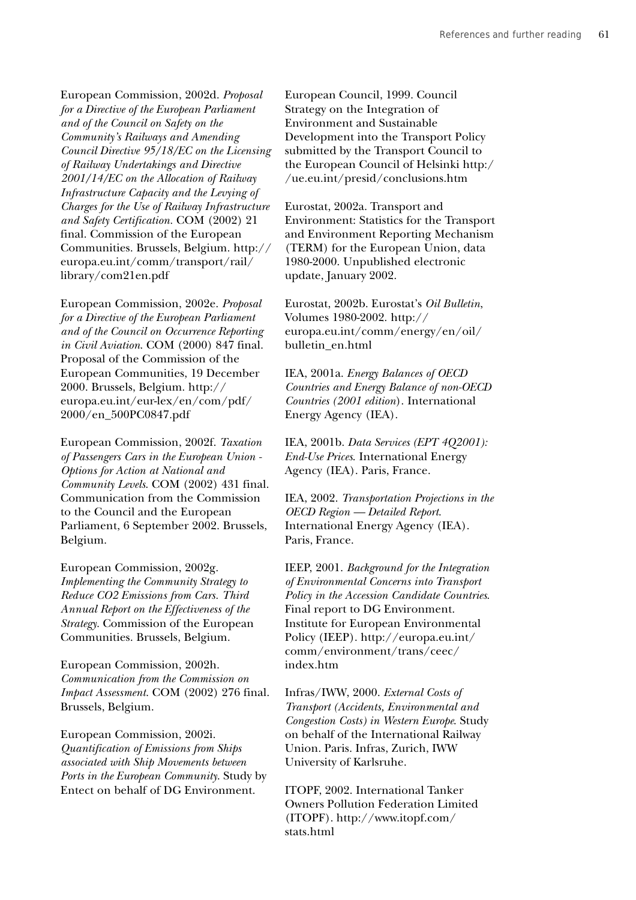European Commission, 2002d. *Proposal for a Directive of the European Parliament and of the Council on Safety on the Community's Railways and Amending Council Directive 95/18/EC on the Licensing of Railway Undertakings and Directive 2001/14/EC on the Allocation of Railway Infrastructure Capacity and the Levying of Charges for the Use of Railway Infrastructure and Safety Certification*. COM (2002) 21 final. Commission of the European Communities. Brussels, Belgium. http://europa.eu.int/comm/transport/rail/library/com21en.pdf

European Commission, 2002e. *Proposal for a Directive of the European Parliament and of the Council on Occurrence Reporting in Civil Aviation*. COM (2000) 847 final. Proposal of the Commission of the European Communities, 19 December 2000. Brussels, Belgium. http://europa.eu.int/eur-lex/en/com/pdf/2000/en_500PC0847.pdf

European Commission, 2002f. *Taxation of Passengers Cars in the European Union - Options for Action at National and Community Levels*. COM (2002) 431 final. Communication from the Commission to the Council and the European Parliament, 6 September 2002. Brussels, Belgium.

European Commission, 2002g. *Implementing the Community Strategy to Reduce CO2 Emissions from Cars. Third Annual Report on the Effectiveness of the Strategy*. Commission of the European Communities. Brussels, Belgium.

European Commission, 2002h. *Communication from the Commission on Impact Assessment*. COM (2002) 276 final. Brussels, Belgium.

European Commission, 2002i. *Quantification of Emissions from Ships associated with Ship Movements between Ports in the European Community*. Study by Entect on behalf of DG Environment.

European Council, 1999. Council Strategy on the Integration of Environment and Sustainable Development into the Transport Policy submitted by the Transport Council to the European Council of Helsinki http://ue.eu.int/presid/conclusions.htm

Eurostat, 2002a. Transport and Environment: Statistics for the Transport and Environment Reporting Mechanism (TERM) for the European Union, data 1980-2000. Unpublished electronic update, January 2002.

Eurostat, 2002b. Eurostat's *Oil Bulletin*, Volumes 1980-2002. http://europa.eu.int/comm/energy/en/oil/bulletin_en.html

IEA, 2001a. *Energy Balances of OECD Countries and Energy Balance of non-OECD Countries (2001 edition)*. International Energy Agency (IEA).

IEA, 2001b. *Data Services (EPT 4Q2001): End-Use Prices*. International Energy Agency (IEA). Paris, France.

IEA, 2002. *Transportation Projections in the OECD Region — Detailed Report*. International Energy Agency (IEA). Paris, France.

IEEP, 2001. *Background for the Integration of Environmental Concerns into Transport Policy in the Accession Candidate Countries*. Final report to DG Environment. Institute for European Environmental Policy (IEEP). http://europa.eu.int/comm/environment/trans/ceec/index.htm

Infras/IWW, 2000. *External Costs of Transport (Accidents, Environmental and Congestion Costs) in Western Europe*. Study on behalf of the International Railway Union. Paris. Infras, Zurich, IWW University of Karlsruhe.

ITOPF, 2002. International Tanker Owners Pollution Federation Limited (ITOPF). http://www.itopf.com/stats.html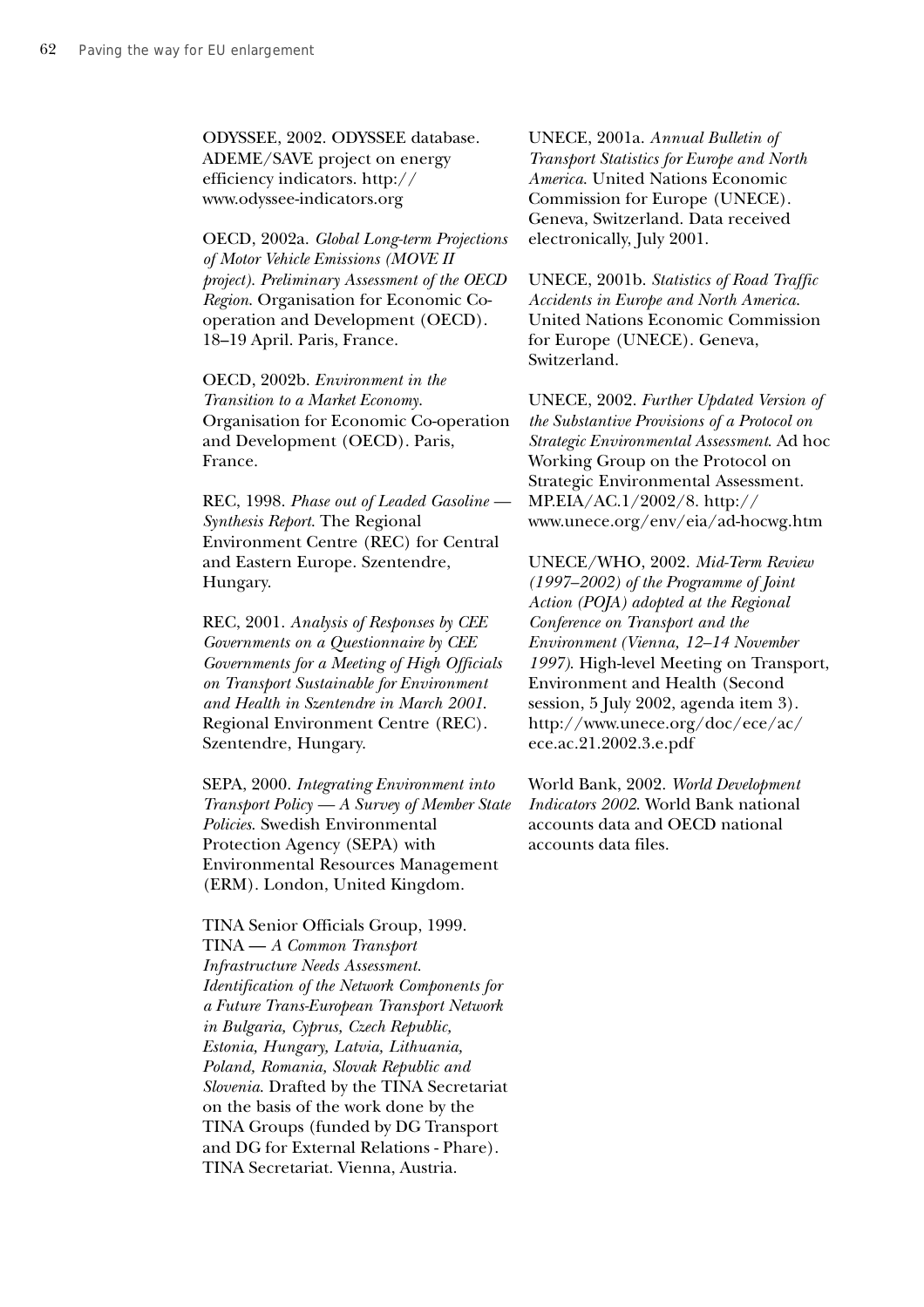ODYSSEE, 2002. ODYSSEE database. ADEME/SAVE project on energy efficiency indicators. http://www.odyssee-indicators.org

OECD, 2002a. *Global Long-term Projections of Motor Vehicle Emissions (MOVE II project). Preliminary Assessment of the OECD Region*. Organisation for Economic Co-operation and Development (OECD). 18–19 April. Paris, France.

OECD, 2002b. *Environment in the Transition to a Market Economy*. Organisation for Economic Co-operation and Development (OECD). Paris, France.

REC, 1998. *Phase out of Leaded Gasoline — Synthesis Report*. The Regional Environment Centre (REC) for Central and Eastern Europe. Szentendre, Hungary.

REC, 2001. *Analysis of Responses by CEE Governments on a Questionnaire by CEE Governments for a Meeting of High Officials on Transport Sustainable for Environment and Health in Szentendre in March 2001*. Regional Environment Centre (REC). Szentendre, Hungary.

SEPA, 2000. *Integrating Environment into Transport Policy — A Survey of Member State Policies*. Swedish Environmental Protection Agency (SEPA) with Environmental Resources Management (ERM). London, United Kingdom.

TINA Senior Officials Group, 1999. TINA — *A Common Transport Infrastructure Needs Assessment. Identification of the Network Components for a Future Trans-European Transport Network in Bulgaria, Cyprus, Czech Republic, Estonia, Hungary, Latvia, Lithuania, Poland, Romania, Slovak Republic and Slovenia*. Drafted by the TINA Secretariat on the basis of the work done by the TINA Groups (funded by DG Transport and DG for External Relations - Phare). TINA Secretariat. Vienna, Austria.

UNECE, 2001a. *Annual Bulletin of Transport Statistics for Europe and North America*. United Nations Economic Commission for Europe (UNECE). Geneva, Switzerland. Data received electronically, July 2001.

UNECE, 2001b. *Statistics of Road Traffic Accidents in Europe and North America*. United Nations Economic Commission for Europe (UNECE). Geneva, Switzerland.

UNECE, 2002. *Further Updated Version of the Substantive Provisions of a Protocol on Strategic Environmental Assessment*. Ad hoc Working Group on the Protocol on Strategic Environmental Assessment. MP.EIA/AC.1/2002/8. http://www.unece.org/env/eia/ad-hocwg.htm

UNECE/WHO, 2002. *Mid-Term Review (1997–2002) of the Programme of Joint Action (POJA) adopted at the Regional Conference on Transport and the Environment (Vienna, 12–14 November 1997)*. High-level Meeting on Transport, Environment and Health (Second session, 5 July 2002, agenda item 3). http://www.unece.org/doc/ece/ac/ece.ac.21.2002.3.e.pdf

World Bank, 2002. *World Development Indicators 2002*. World Bank national accounts data and OECD national accounts data files.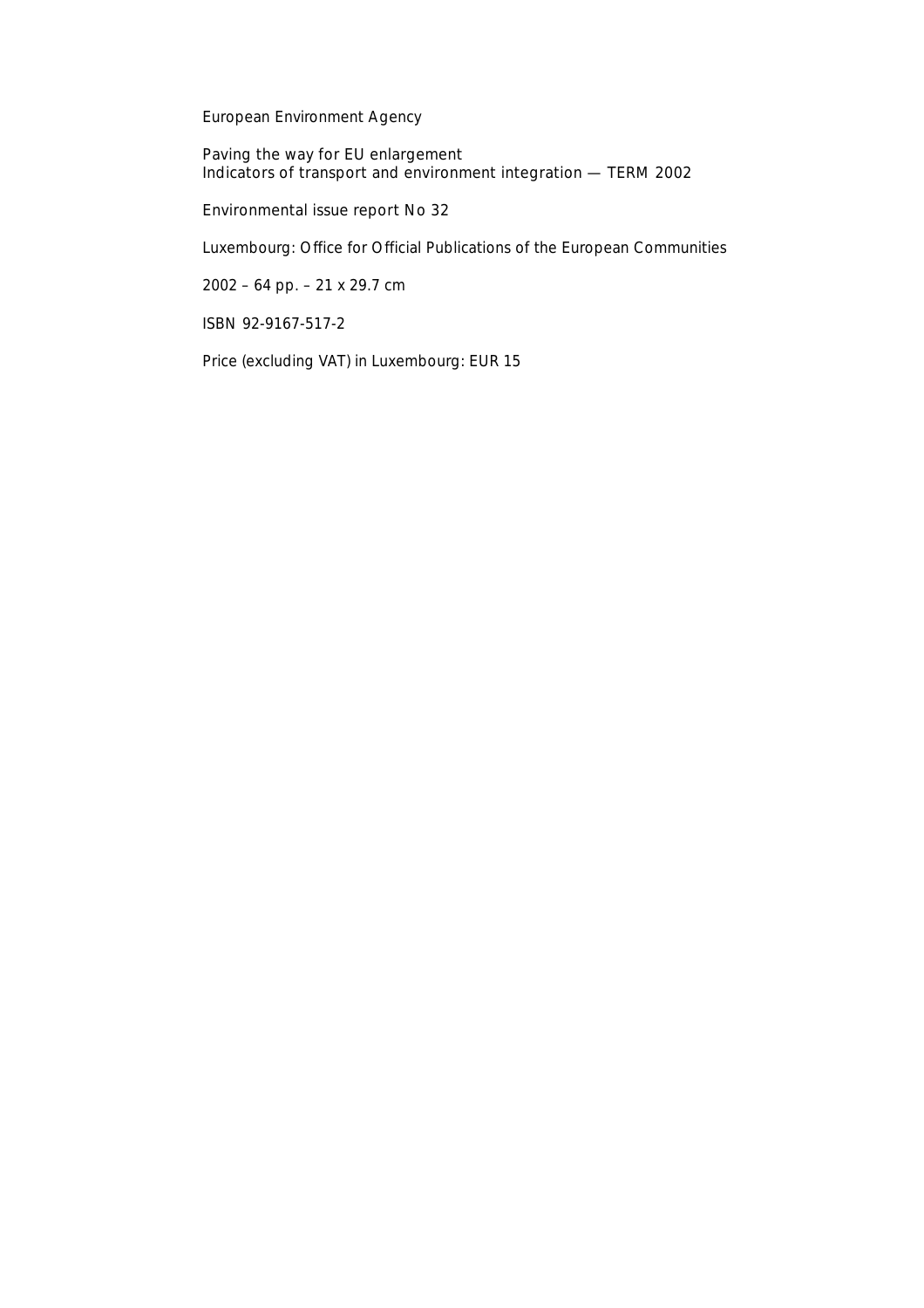European Environment Agency

Paving the way for EU enlargement
Indicators of transport and environment integration — TERM 2002

Environmental issue report No 32

Luxembourg: Office for Official Publications of the European Communities

2002 – 64 pp. – 21 x 29.7 cm

ISBN 92-9167-517-2

Price (excluding VAT) in Luxembourg: EUR 15